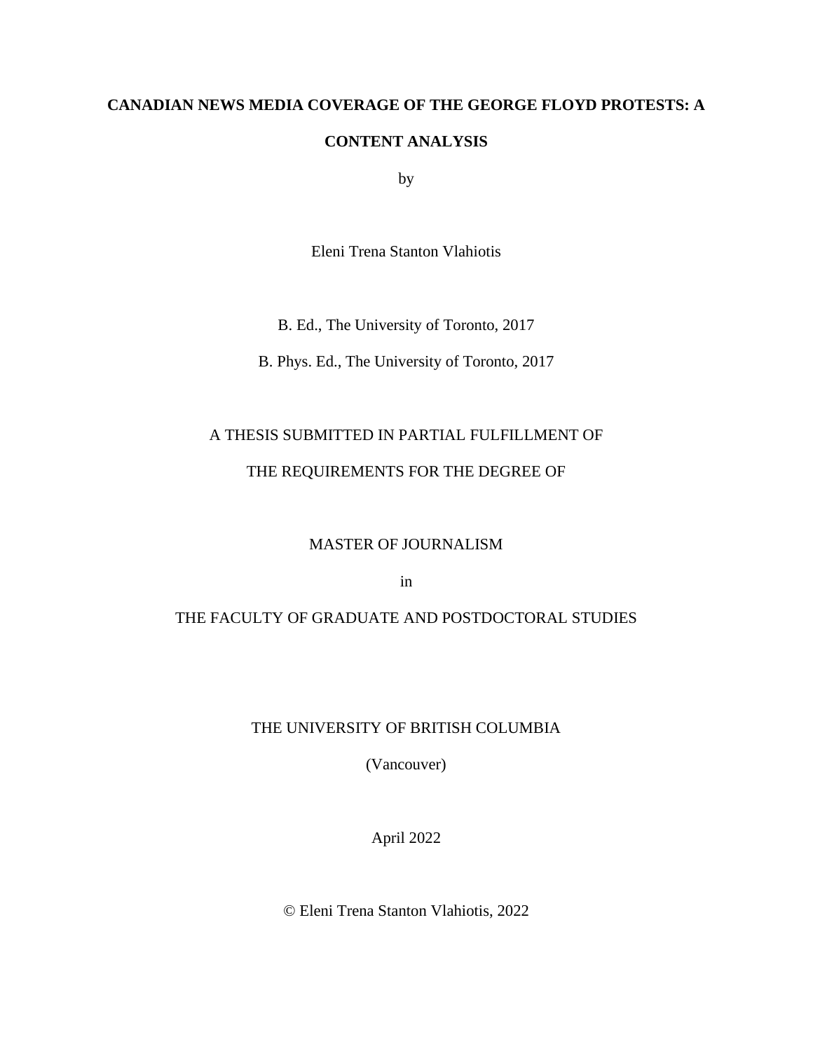# CANADIAN NEWS MEDIA COVERAGE OF THE GEORGE FLOYD PROTESTS: A CONTENT ANALYSIS

by

Eleni Trena Stanton Vlahiotis

B. Ed., The University of Toronto, 2017

B. Phys. Ed., The University of Toronto, 2017

A THESIS SUBMITTED IN PARTIAL FULFILLMENT OF

THE REQUIREMENTS FOR THE DEGREE OF

MASTER OF JOURNALISM

in

THE FACULTY OF GRADUATE AND POSTDOCTORAL STUDIES

THE UNIVERSITY OF BRITISH COLUMBIA

(Vancouver)

April 2022

© Eleni Trena Stanton Vlahiotis, 2022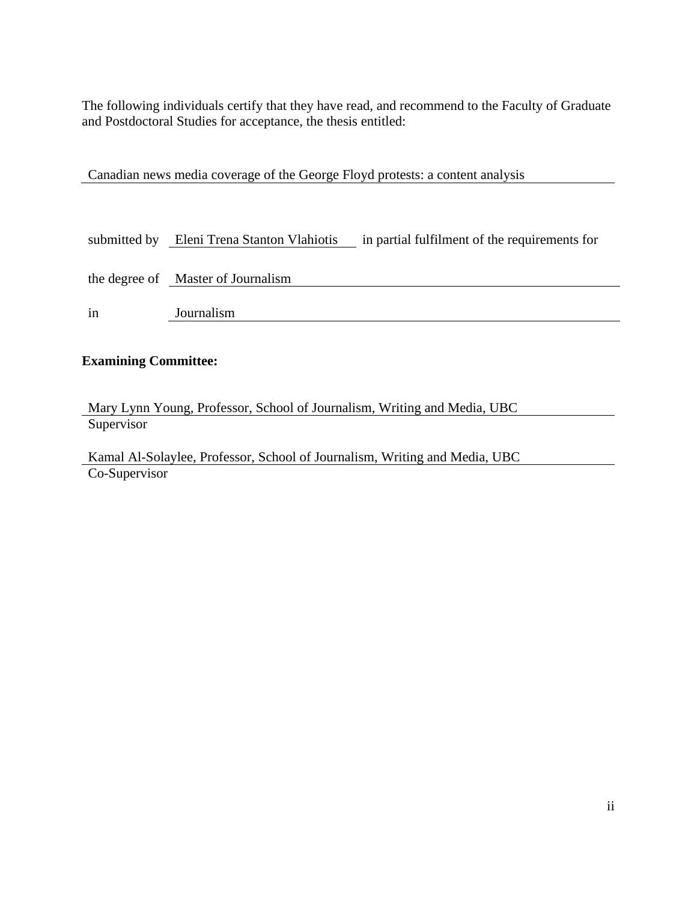The following individuals certify that they have read, and recommend to the Faculty of Graduate and Postdoctoral Studies for acceptance, the thesis entitled:

Canadian news media coverage of the George Floyd protests: a content analysis

submitted by Eleni Trena Stanton Vlahiotis in partial fulfilment of the requirements for

the degree of Master of Journalism

in Journalism

**Examining Committee:**

Mary Lynn Young, Professor, School of Journalism, Writing and Media, UBC
Supervisor

Kamal Al-Solaylee, Professor, School of Journalism, Writing and Media, UBC
Co-Supervisor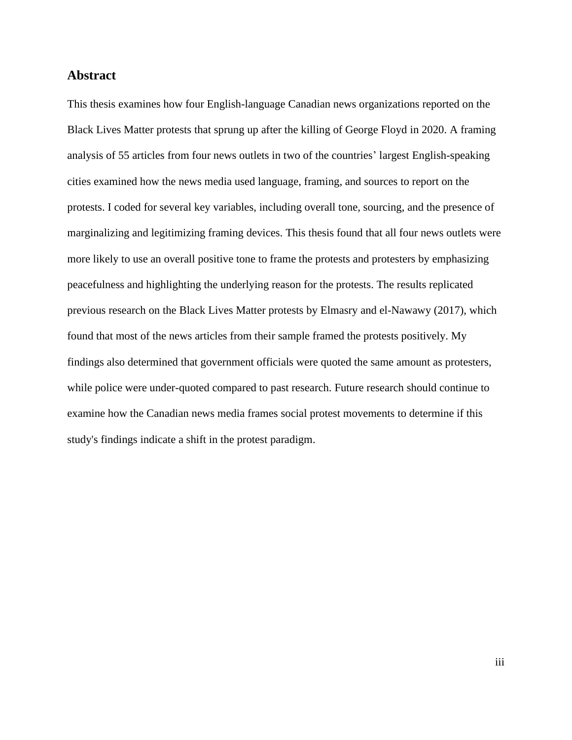## Abstract

This thesis examines how four English-language Canadian news organizations reported on the Black Lives Matter protests that sprung up after the killing of George Floyd in 2020. A framing analysis of 55 articles from four news outlets in two of the countries' largest English-speaking cities examined how the news media used language, framing, and sources to report on the protests. I coded for several key variables, including overall tone, sourcing, and the presence of marginalizing and legitimizing framing devices. This thesis found that all four news outlets were more likely to use an overall positive tone to frame the protests and protesters by emphasizing peacefulness and highlighting the underlying reason for the protests. The results replicated previous research on the Black Lives Matter protests by Elmasry and el-Nawawy (2017), which found that most of the news articles from their sample framed the protests positively. My findings also determined that government officials were quoted the same amount as protesters, while police were under-quoted compared to past research. Future research should continue to examine how the Canadian news media frames social protest movements to determine if this study's findings indicate a shift in the protest paradigm.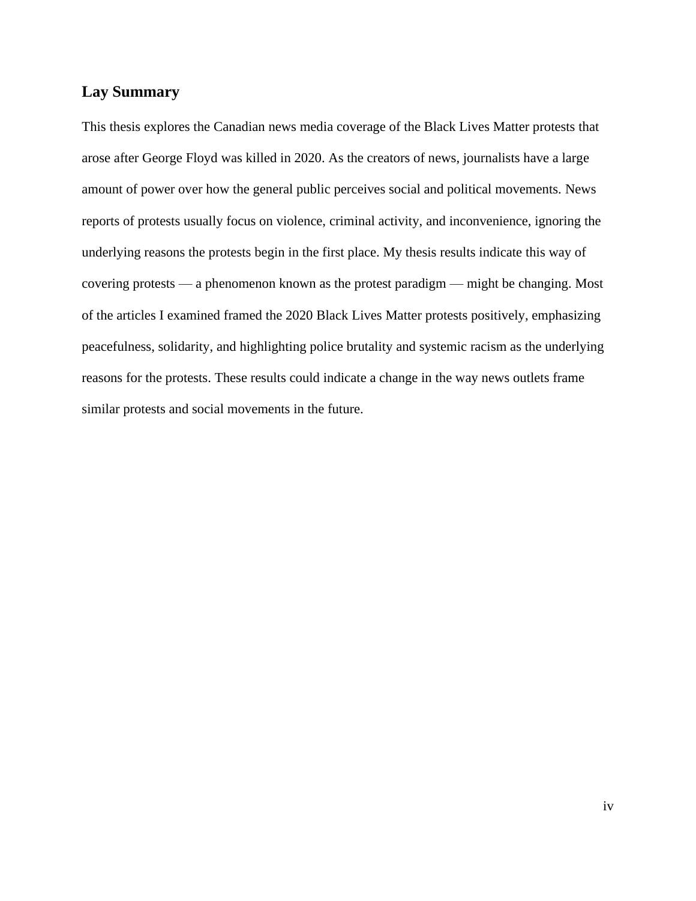## Lay Summary

This thesis explores the Canadian news media coverage of the Black Lives Matter protests that arose after George Floyd was killed in 2020. As the creators of news, journalists have a large amount of power over how the general public perceives social and political movements. News reports of protests usually focus on violence, criminal activity, and inconvenience, ignoring the underlying reasons the protests begin in the first place. My thesis results indicate this way of covering protests — a phenomenon known as the protest paradigm — might be changing. Most of the articles I examined framed the 2020 Black Lives Matter protests positively, emphasizing peacefulness, solidarity, and highlighting police brutality and systemic racism as the underlying reasons for the protests. These results could indicate a change in the way news outlets frame similar protests and social movements in the future.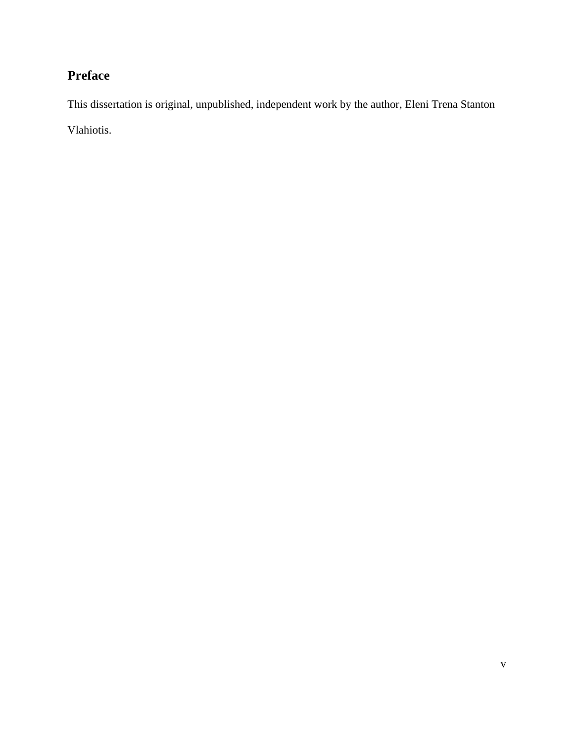## Preface

This dissertation is original, unpublished, independent work by the author, Eleni Trena Stanton Vlahiotis.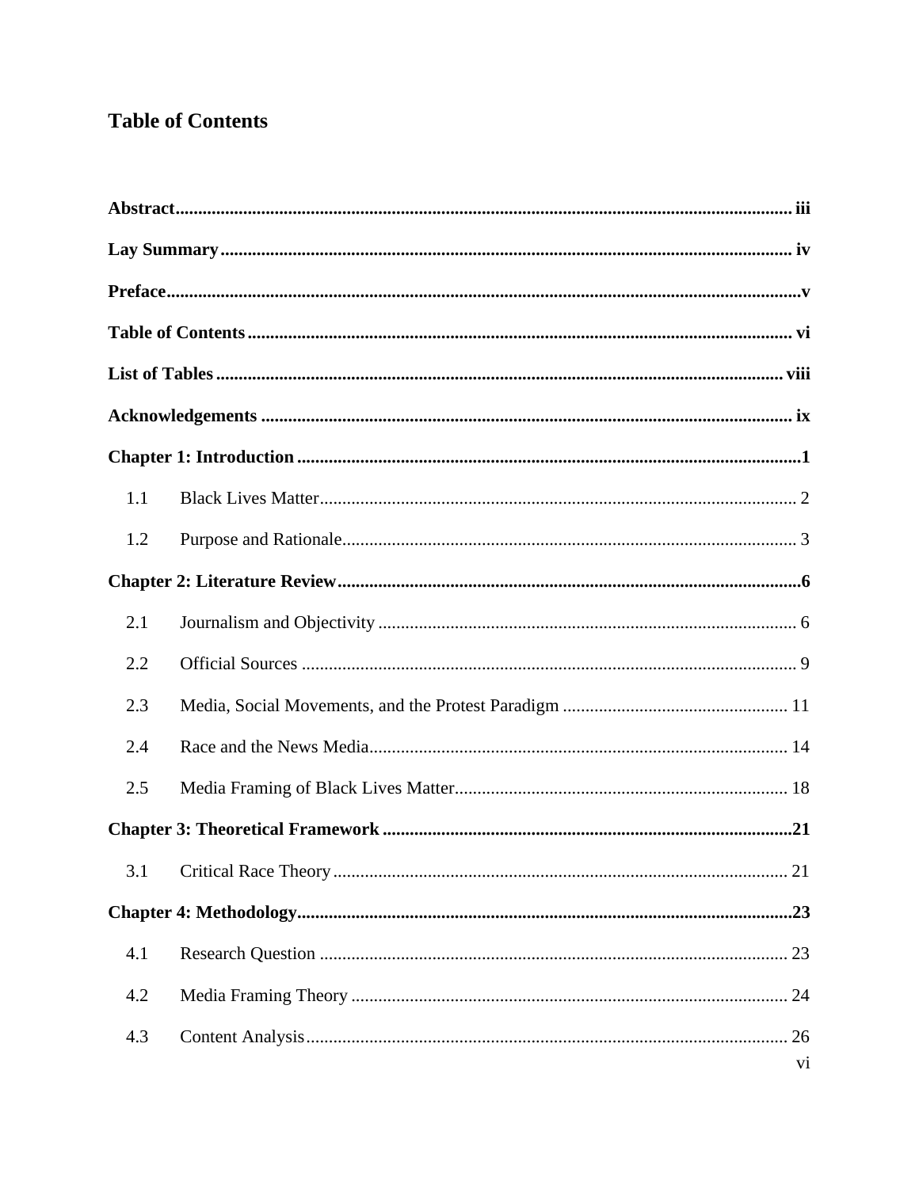# Table of Contents

**Abstract** .......... iii

**Lay Summary** .......... iv

**Preface** .......... v

**Table of Contents** .......... vi

**List of Tables** .......... viii

**Acknowledgements** .......... ix

**Chapter 1: Introduction** .......... 1

- 1.1 Black Lives Matter .......... 2
- 1.2 Purpose and Rationale .......... 3

**Chapter 2: Literature Review** .......... 6

- 2.1 Journalism and Objectivity .......... 6
- 2.2 Official Sources .......... 9
- 2.3 Media, Social Movements, and the Protest Paradigm .......... 11
- 2.4 Race and the News Media .......... 14
- 2.5 Media Framing of Black Lives Matter .......... 18

**Chapter 3: Theoretical Framework** .......... 21

- 3.1 Critical Race Theory .......... 21

**Chapter 4: Methodology** .......... 23

- 4.1 Research Question .......... 23
- 4.2 Media Framing Theory .......... 24
- 4.3 Content Analysis .......... 26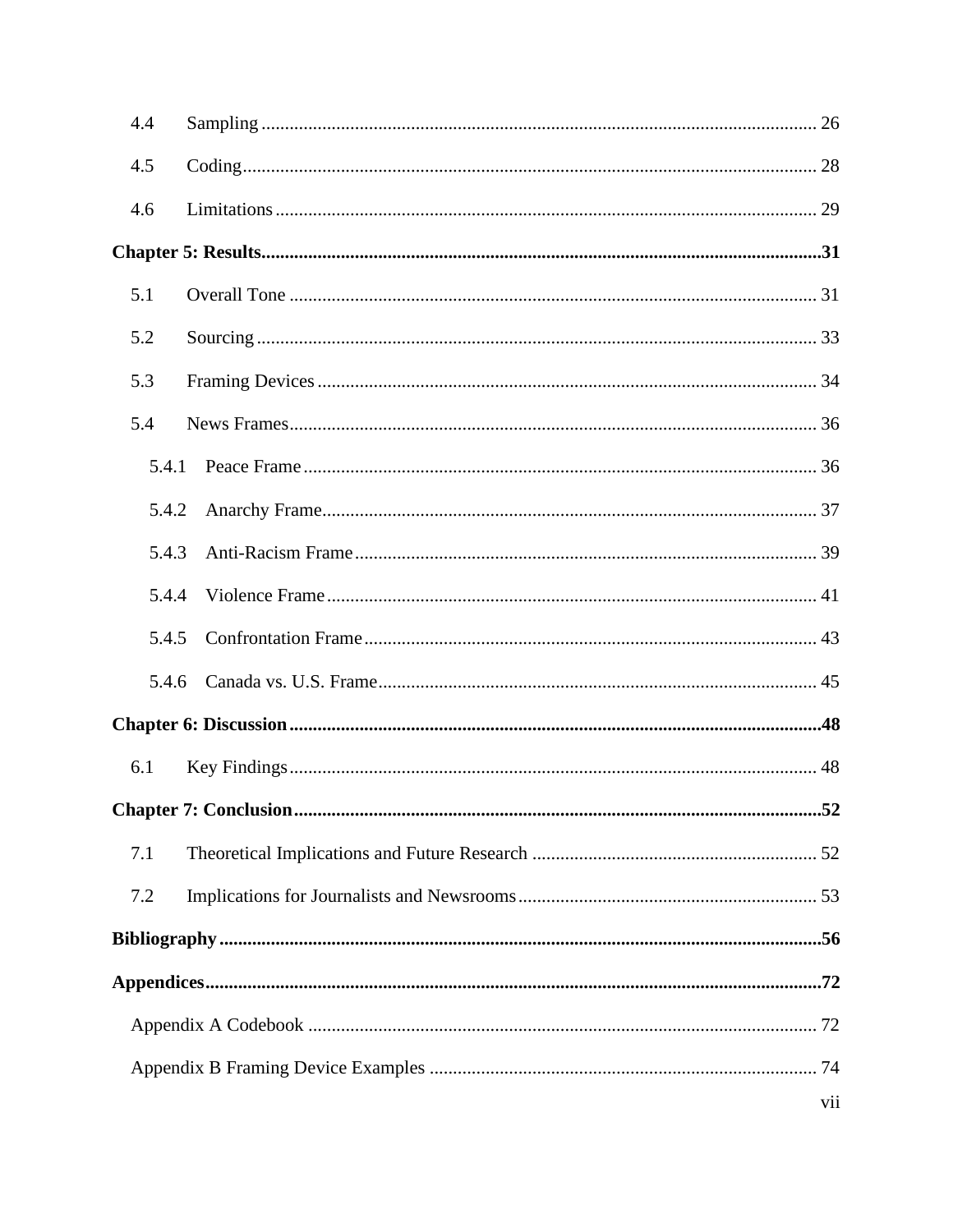4.4 Sampling ........................................................................................................ 26

4.5 Coding............................................................................................................ 28

4.6 Limitations ..................................................................................................... 29

**Chapter 5: Results........................................................................................................31**

5.1 Overall Tone .................................................................................................. 31

5.2 Sourcing ......................................................................................................... 33

5.3 Framing Devices ............................................................................................ 34

5.4 News Frames.................................................................................................. 36

5.4.1 Peace Frame ............................................................................................... 36

5.4.2 Anarchy Frame........................................................................................... 37

5.4.3 Anti-Racism Frame .................................................................................... 39

5.4.4 Violence Frame .......................................................................................... 41

5.4.5 Confrontation Frame .................................................................................. 43

5.4.6 Canada vs. U.S. Frame............................................................................... 45

**Chapter 6: Discussion .................................................................................................48**

6.1 Key Findings.................................................................................................. 48

**Chapter 7: Conclusion.................................................................................................52**

7.1 Theoretical Implications and Future Research ............................................. 52

7.2 Implications for Journalists and Newsrooms................................................ 53

**Bibliography .................................................................................................................56**

**Appendices....................................................................................................................72**

Appendix A Codebook ............................................................................................ 72

Appendix B Framing Device Examples .................................................................. 74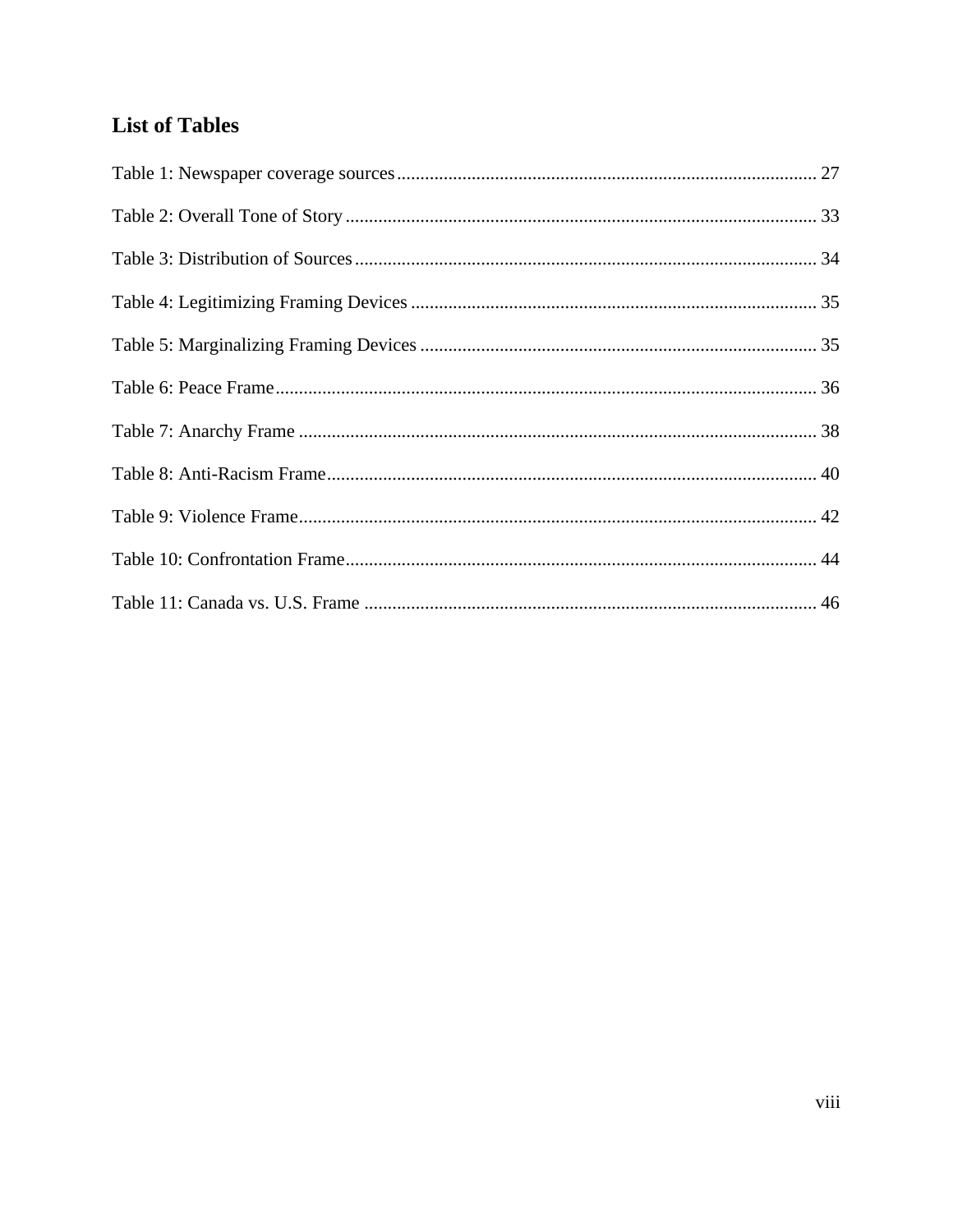## List of Tables

Table 1: Newspaper coverage sources ........................................................................................ 27

Table 2: Overall Tone of Story .................................................................................................... 33

Table 3: Distribution of Sources .................................................................................................. 34

Table 4: Legitimizing Framing Devices ...................................................................................... 35

Table 5: Marginalizing Framing Devices .................................................................................... 35

Table 6: Peace Frame ................................................................................................................... 36

Table 7: Anarchy Frame .............................................................................................................. 38

Table 8: Anti-Racism Frame ........................................................................................................ 40

Table 9: Violence Frame .............................................................................................................. 42

Table 10: Confrontation Frame .................................................................................................... 44

Table 11: Canada vs. U.S. Frame ................................................................................................ 46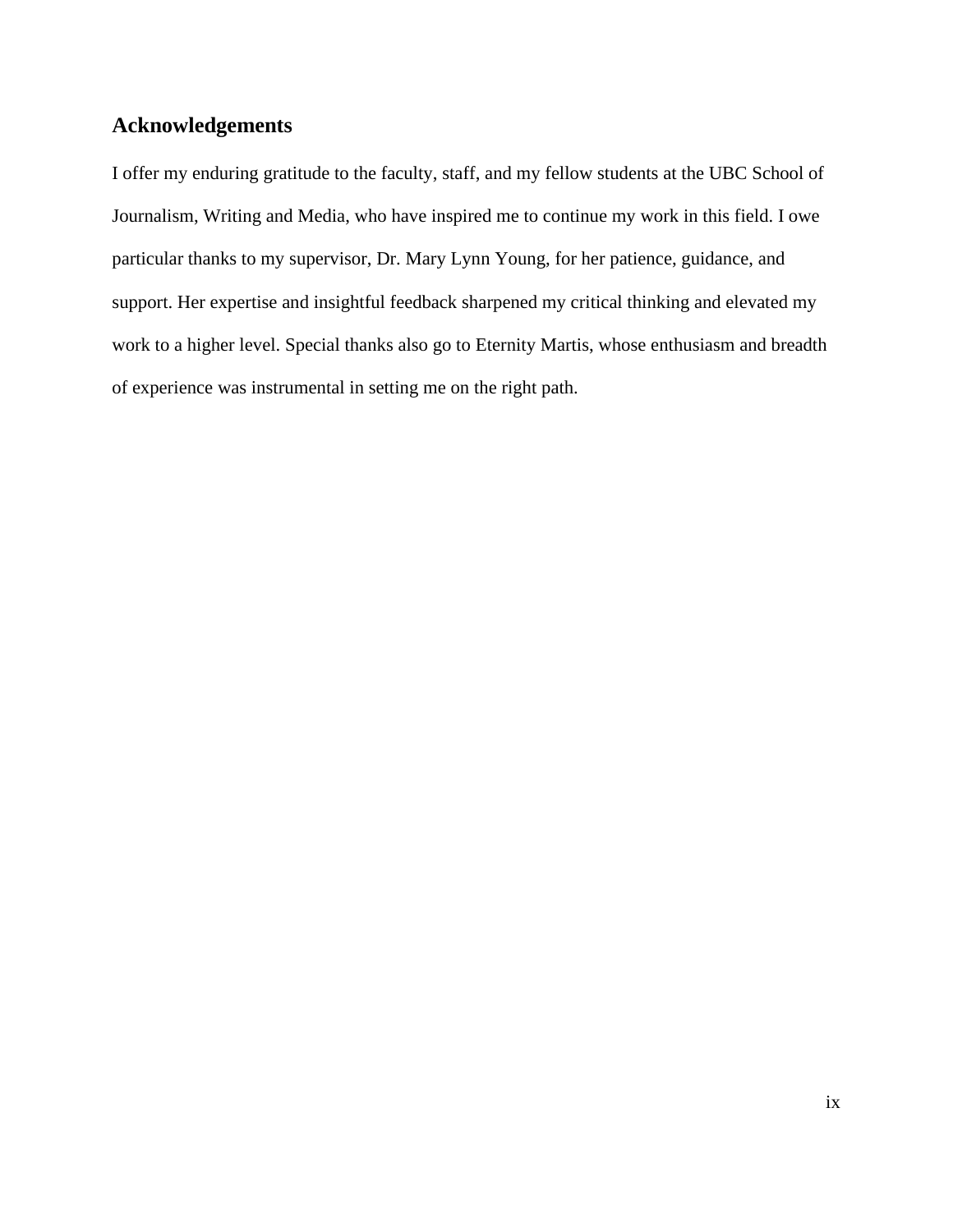## Acknowledgements

I offer my enduring gratitude to the faculty, staff, and my fellow students at the UBC School of Journalism, Writing and Media, who have inspired me to continue my work in this field. I owe particular thanks to my supervisor, Dr. Mary Lynn Young, for her patience, guidance, and support. Her expertise and insightful feedback sharpened my critical thinking and elevated my work to a higher level. Special thanks also go to Eternity Martis, whose enthusiasm and breadth of experience was instrumental in setting me on the right path.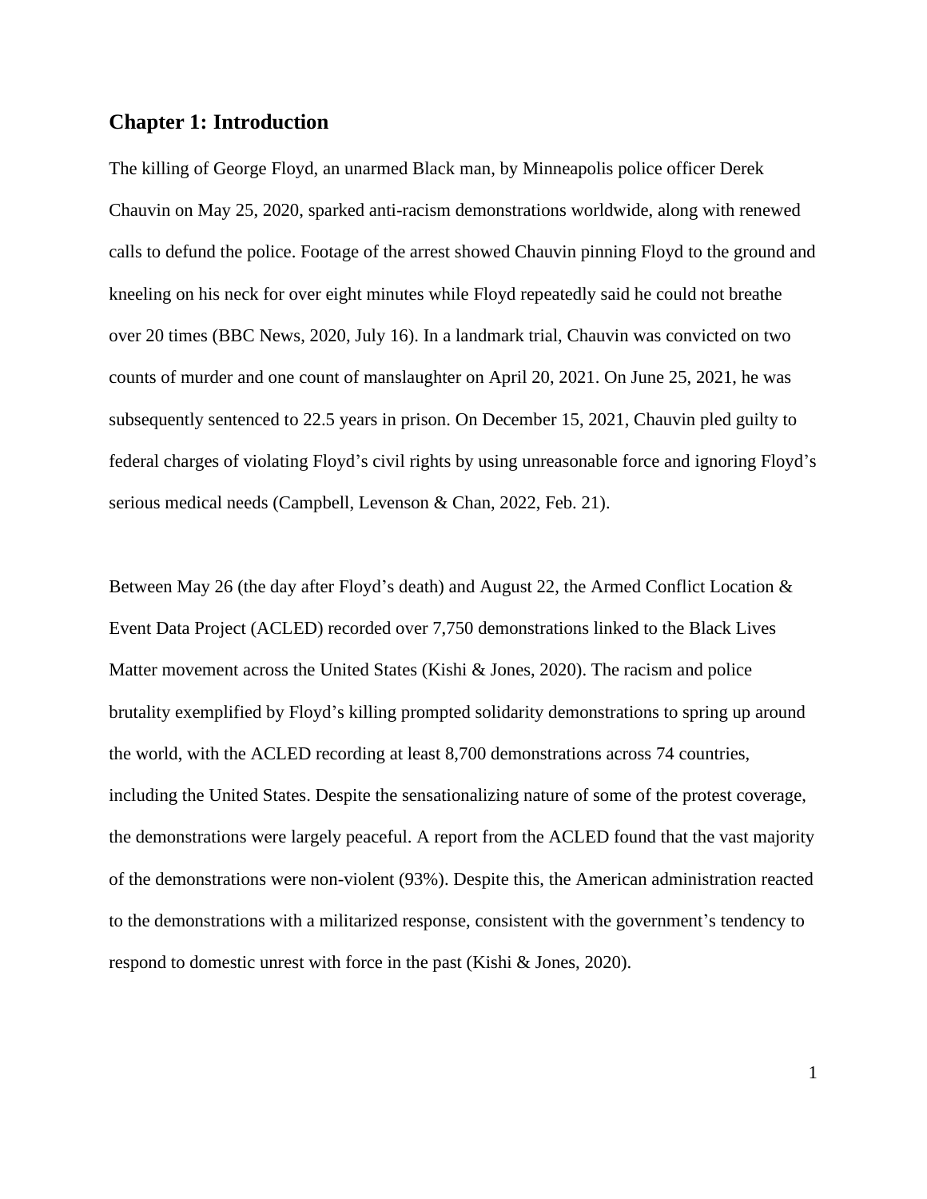## Chapter 1: Introduction

The killing of George Floyd, an unarmed Black man, by Minneapolis police officer Derek Chauvin on May 25, 2020, sparked anti-racism demonstrations worldwide, along with renewed calls to defund the police. Footage of the arrest showed Chauvin pinning Floyd to the ground and kneeling on his neck for over eight minutes while Floyd repeatedly said he could not breathe over 20 times (BBC News, 2020, July 16). In a landmark trial, Chauvin was convicted on two counts of murder and one count of manslaughter on April 20, 2021. On June 25, 2021, he was subsequently sentenced to 22.5 years in prison. On December 15, 2021, Chauvin pled guilty to federal charges of violating Floyd's civil rights by using unreasonable force and ignoring Floyd's serious medical needs (Campbell, Levenson & Chan, 2022, Feb. 21).

Between May 26 (the day after Floyd's death) and August 22, the Armed Conflict Location & Event Data Project (ACLED) recorded over 7,750 demonstrations linked to the Black Lives Matter movement across the United States (Kishi & Jones, 2020). The racism and police brutality exemplified by Floyd's killing prompted solidarity demonstrations to spring up around the world, with the ACLED recording at least 8,700 demonstrations across 74 countries, including the United States. Despite the sensationalizing nature of some of the protest coverage, the demonstrations were largely peaceful. A report from the ACLED found that the vast majority of the demonstrations were non-violent (93%). Despite this, the American administration reacted to the demonstrations with a militarized response, consistent with the government's tendency to respond to domestic unrest with force in the past (Kishi & Jones, 2020).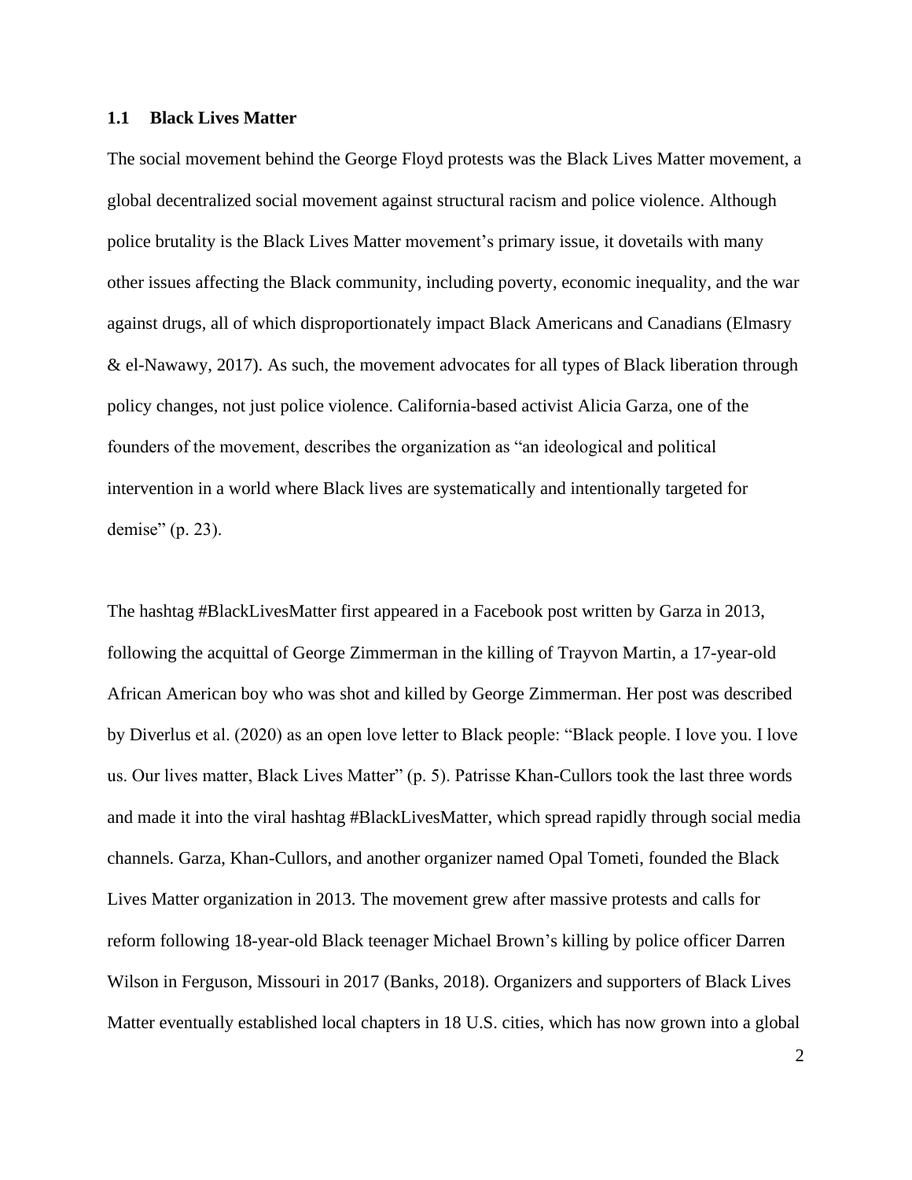### 1.1 Black Lives Matter

The social movement behind the George Floyd protests was the Black Lives Matter movement, a global decentralized social movement against structural racism and police violence. Although police brutality is the Black Lives Matter movement's primary issue, it dovetails with many other issues affecting the Black community, including poverty, economic inequality, and the war against drugs, all of which disproportionately impact Black Americans and Canadians (Elmasry & el-Nawawy, 2017). As such, the movement advocates for all types of Black liberation through policy changes, not just police violence. California-based activist Alicia Garza, one of the founders of the movement, describes the organization as "an ideological and political intervention in a world where Black lives are systematically and intentionally targeted for demise" (p. 23).

The hashtag #BlackLivesMatter first appeared in a Facebook post written by Garza in 2013, following the acquittal of George Zimmerman in the killing of Trayvon Martin, a 17-year-old African American boy who was shot and killed by George Zimmerman. Her post was described by Diverlus et al. (2020) as an open love letter to Black people: "Black people. I love you. I love us. Our lives matter, Black Lives Matter" (p. 5). Patrisse Khan-Cullors took the last three words and made it into the viral hashtag #BlackLivesMatter, which spread rapidly through social media channels. Garza, Khan-Cullors, and another organizer named Opal Tometi, founded the Black Lives Matter organization in 2013. The movement grew after massive protests and calls for reform following 18-year-old Black teenager Michael Brown's killing by police officer Darren Wilson in Ferguson, Missouri in 2017 (Banks, 2018). Organizers and supporters of Black Lives Matter eventually established local chapters in 18 U.S. cities, which has now grown into a global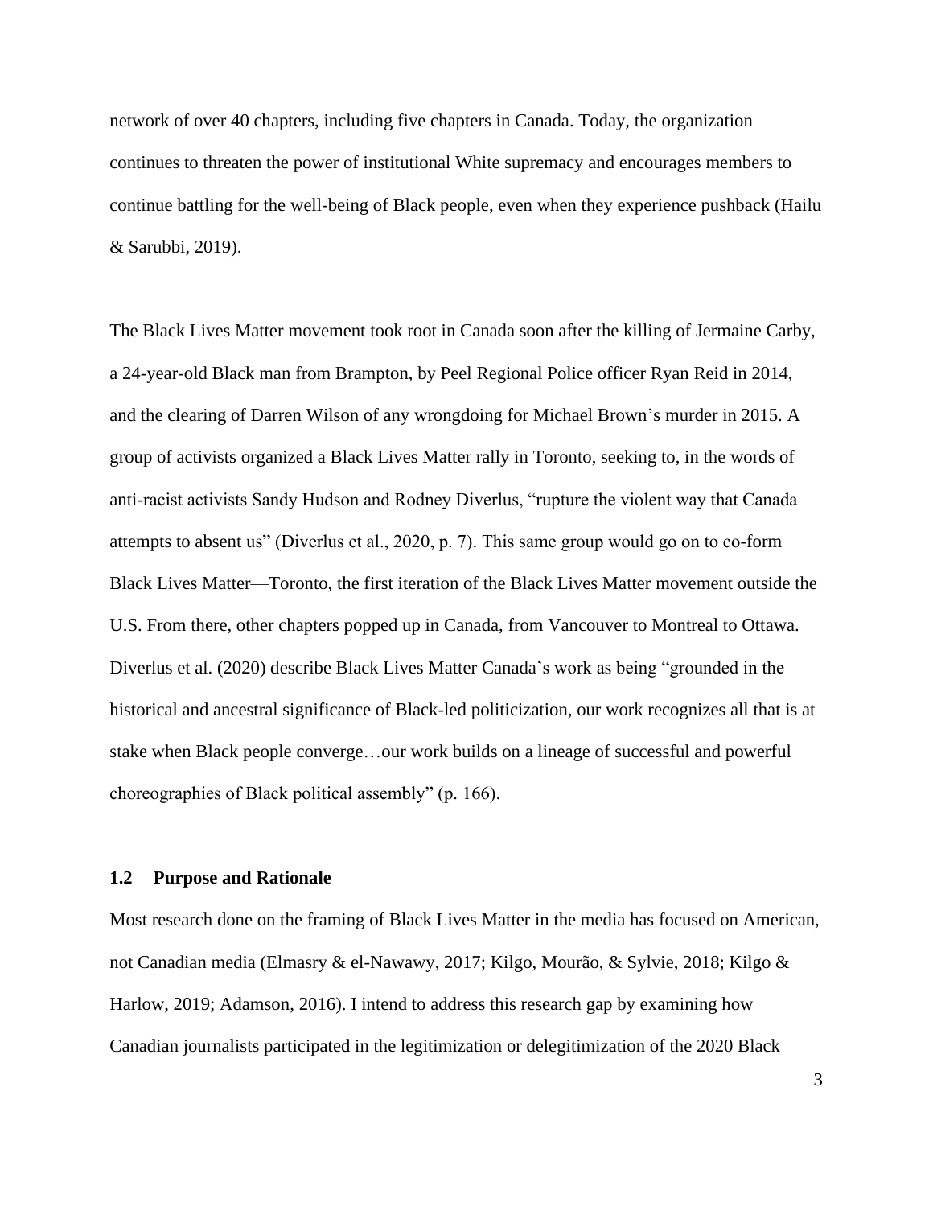network of over 40 chapters, including five chapters in Canada. Today, the organization continues to threaten the power of institutional White supremacy and encourages members to continue battling for the well-being of Black people, even when they experience pushback (Hailu & Sarubbi, 2019).

The Black Lives Matter movement took root in Canada soon after the killing of Jermaine Carby, a 24-year-old Black man from Brampton, by Peel Regional Police officer Ryan Reid in 2014, and the clearing of Darren Wilson of any wrongdoing for Michael Brown's murder in 2015. A group of activists organized a Black Lives Matter rally in Toronto, seeking to, in the words of anti-racist activists Sandy Hudson and Rodney Diverlus, "rupture the violent way that Canada attempts to absent us" (Diverlus et al., 2020, p. 7). This same group would go on to co-form Black Lives Matter—Toronto, the first iteration of the Black Lives Matter movement outside the U.S. From there, other chapters popped up in Canada, from Vancouver to Montreal to Ottawa. Diverlus et al. (2020) describe Black Lives Matter Canada's work as being "grounded in the historical and ancestral significance of Black-led politicization, our work recognizes all that is at stake when Black people converge…our work builds on a lineage of successful and powerful choreographies of Black political assembly" (p. 166).

### 1.2 Purpose and Rationale

Most research done on the framing of Black Lives Matter in the media has focused on American, not Canadian media (Elmasry & el-Nawawy, 2017; Kilgo, Mourão, & Sylvie, 2018; Kilgo & Harlow, 2019; Adamson, 2016). I intend to address this research gap by examining how Canadian journalists participated in the legitimization or delegitimization of the 2020 Black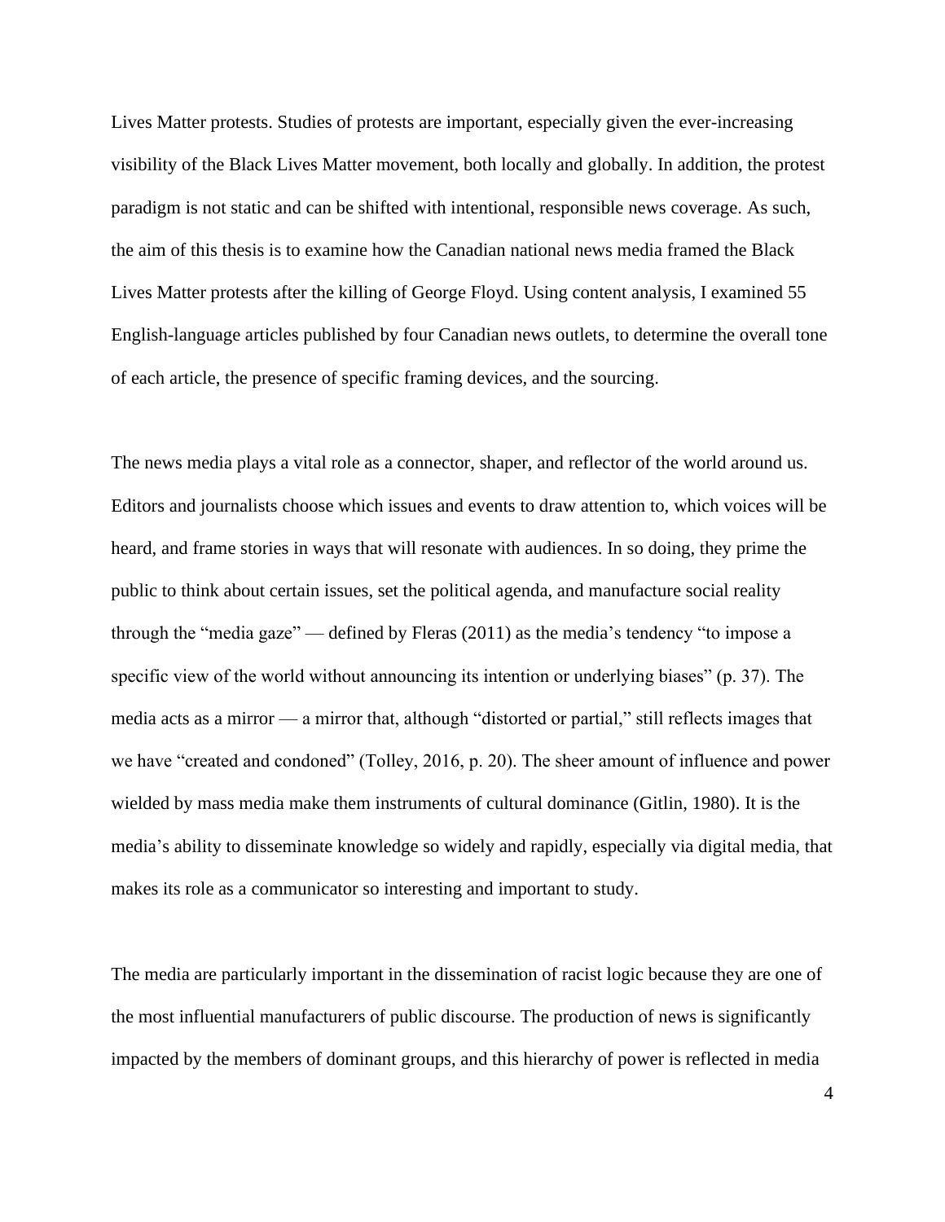Lives Matter protests. Studies of protests are important, especially given the ever-increasing visibility of the Black Lives Matter movement, both locally and globally. In addition, the protest paradigm is not static and can be shifted with intentional, responsible news coverage. As such, the aim of this thesis is to examine how the Canadian national news media framed the Black Lives Matter protests after the killing of George Floyd. Using content analysis, I examined 55 English-language articles published by four Canadian news outlets, to determine the overall tone of each article, the presence of specific framing devices, and the sourcing.

The news media plays a vital role as a connector, shaper, and reflector of the world around us. Editors and journalists choose which issues and events to draw attention to, which voices will be heard, and frame stories in ways that will resonate with audiences. In so doing, they prime the public to think about certain issues, set the political agenda, and manufacture social reality through the "media gaze" — defined by Fleras (2011) as the media's tendency "to impose a specific view of the world without announcing its intention or underlying biases" (p. 37). The media acts as a mirror — a mirror that, although "distorted or partial," still reflects images that we have "created and condoned" (Tolley, 2016, p. 20). The sheer amount of influence and power wielded by mass media make them instruments of cultural dominance (Gitlin, 1980). It is the media's ability to disseminate knowledge so widely and rapidly, especially via digital media, that makes its role as a communicator so interesting and important to study.

The media are particularly important in the dissemination of racist logic because they are one of the most influential manufacturers of public discourse. The production of news is significantly impacted by the members of dominant groups, and this hierarchy of power is reflected in media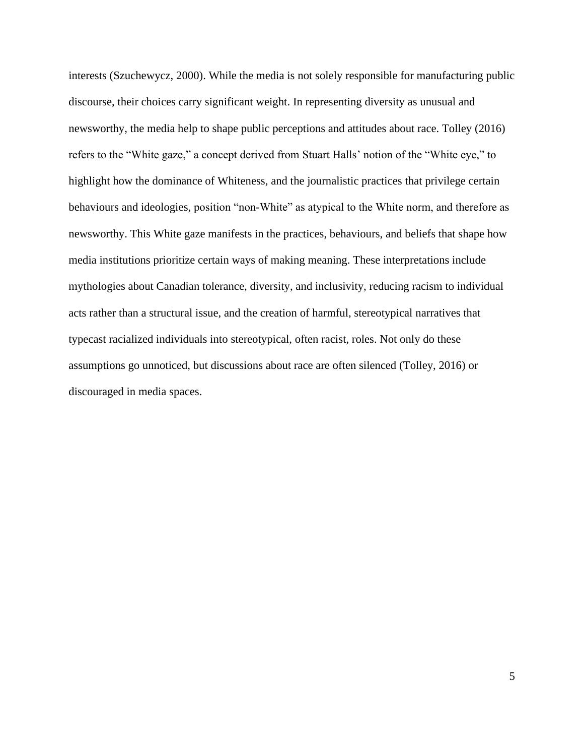interests (Szuchewycz, 2000). While the media is not solely responsible for manufacturing public discourse, their choices carry significant weight. In representing diversity as unusual and newsworthy, the media help to shape public perceptions and attitudes about race. Tolley (2016) refers to the "White gaze," a concept derived from Stuart Halls' notion of the "White eye," to highlight how the dominance of Whiteness, and the journalistic practices that privilege certain behaviours and ideologies, position "non-White" as atypical to the White norm, and therefore as newsworthy. This White gaze manifests in the practices, behaviours, and beliefs that shape how media institutions prioritize certain ways of making meaning. These interpretations include mythologies about Canadian tolerance, diversity, and inclusivity, reducing racism to individual acts rather than a structural issue, and the creation of harmful, stereotypical narratives that typecast racialized individuals into stereotypical, often racist, roles. Not only do these assumptions go unnoticed, but discussions about race are often silenced (Tolley, 2016) or discouraged in media spaces.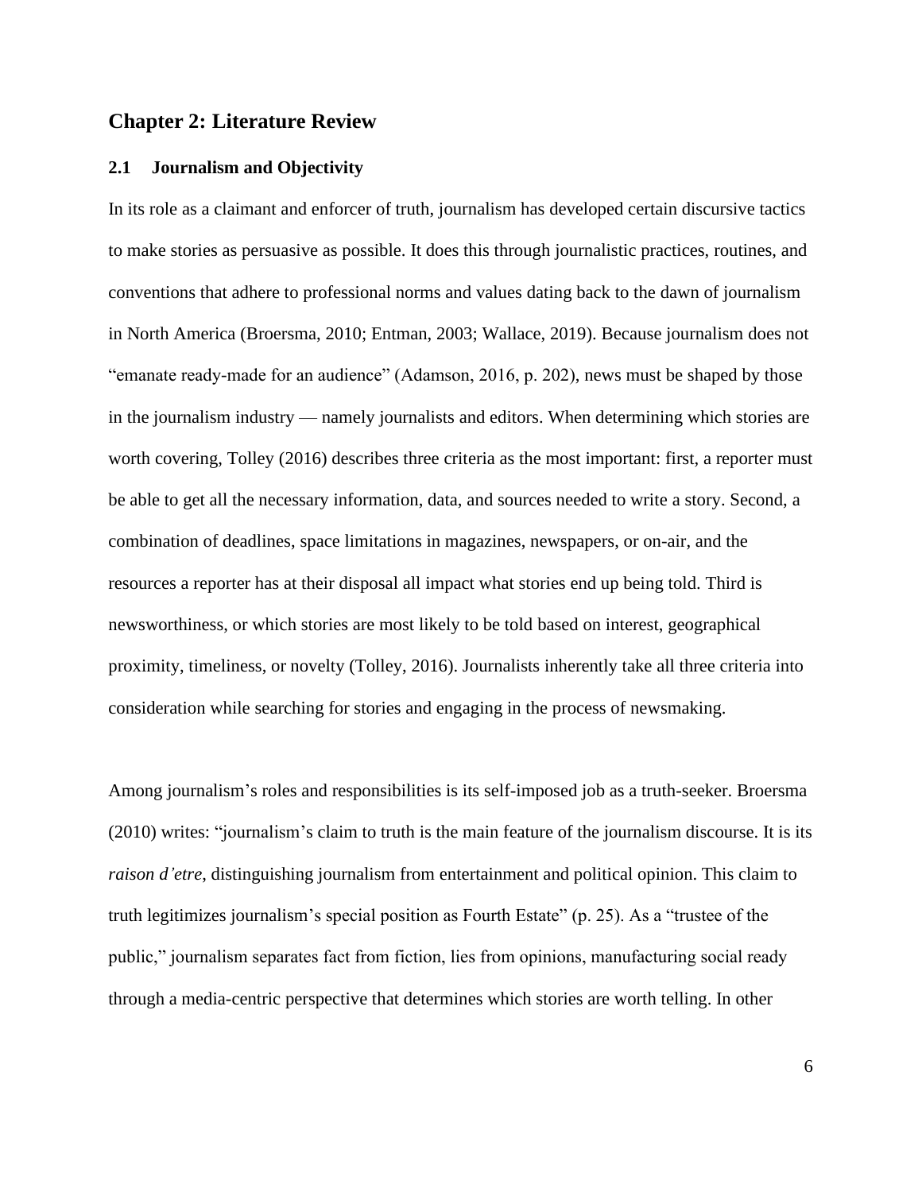# Chapter 2: Literature Review

## 2.1 Journalism and Objectivity

In its role as a claimant and enforcer of truth, journalism has developed certain discursive tactics to make stories as persuasive as possible. It does this through journalistic practices, routines, and conventions that adhere to professional norms and values dating back to the dawn of journalism in North America (Broersma, 2010; Entman, 2003; Wallace, 2019). Because journalism does not "emanate ready-made for an audience" (Adamson, 2016, p. 202), news must be shaped by those in the journalism industry — namely journalists and editors. When determining which stories are worth covering, Tolley (2016) describes three criteria as the most important: first, a reporter must be able to get all the necessary information, data, and sources needed to write a story. Second, a combination of deadlines, space limitations in magazines, newspapers, or on-air, and the resources a reporter has at their disposal all impact what stories end up being told. Third is newsworthiness, or which stories are most likely to be told based on interest, geographical proximity, timeliness, or novelty (Tolley, 2016). Journalists inherently take all three criteria into consideration while searching for stories and engaging in the process of newsmaking.

Among journalism's roles and responsibilities is its self-imposed job as a truth-seeker. Broersma (2010) writes: "journalism's claim to truth is the main feature of the journalism discourse. It is its *raison d'etre*, distinguishing journalism from entertainment and political opinion. This claim to truth legitimizes journalism's special position as Fourth Estate" (p. 25). As a "trustee of the public," journalism separates fact from fiction, lies from opinions, manufacturing social ready through a media-centric perspective that determines which stories are worth telling. In other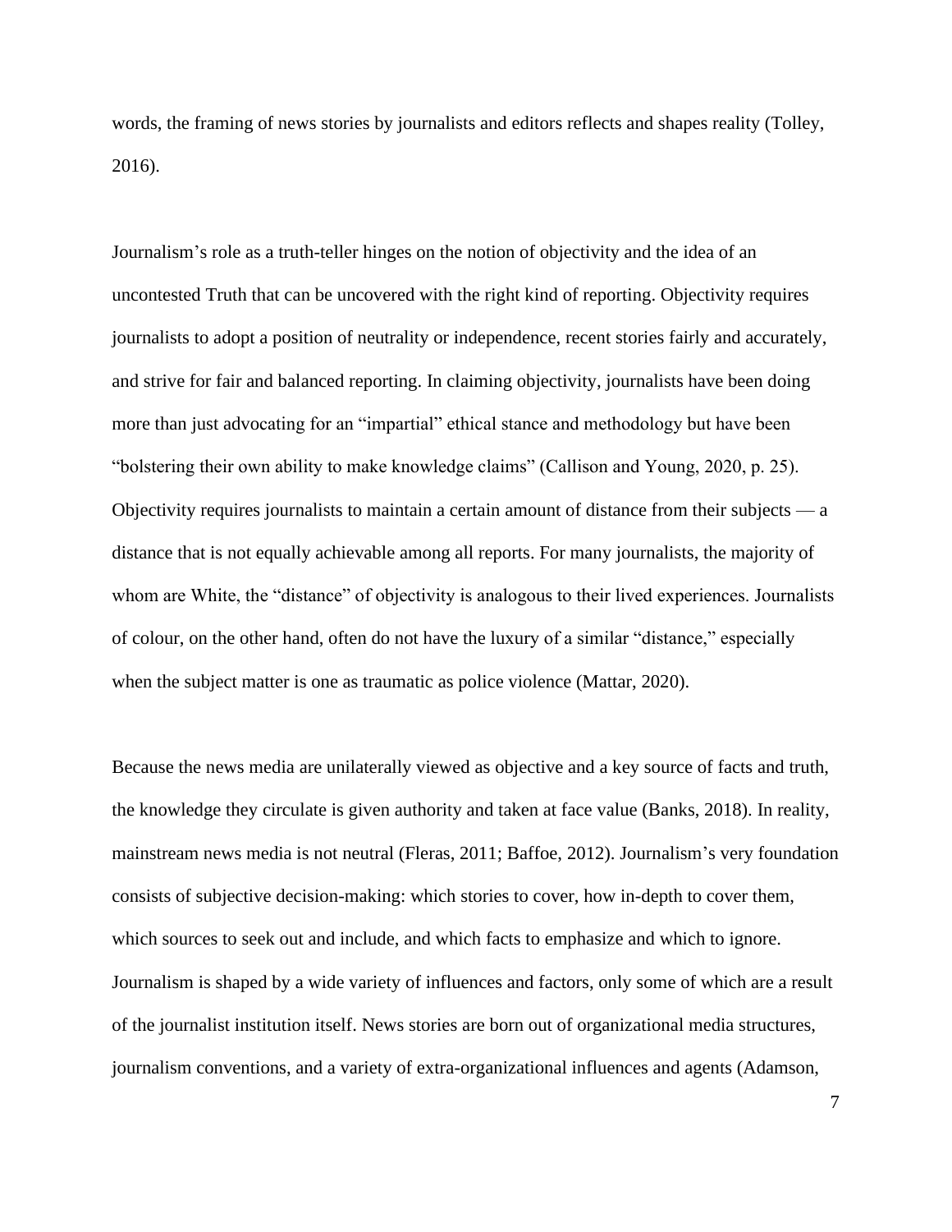words, the framing of news stories by journalists and editors reflects and shapes reality (Tolley, 2016).

Journalism's role as a truth-teller hinges on the notion of objectivity and the idea of an uncontested Truth that can be uncovered with the right kind of reporting. Objectivity requires journalists to adopt a position of neutrality or independence, recent stories fairly and accurately, and strive for fair and balanced reporting. In claiming objectivity, journalists have been doing more than just advocating for an "impartial" ethical stance and methodology but have been "bolstering their own ability to make knowledge claims" (Callison and Young, 2020, p. 25). Objectivity requires journalists to maintain a certain amount of distance from their subjects — a distance that is not equally achievable among all reports. For many journalists, the majority of whom are White, the "distance" of objectivity is analogous to their lived experiences. Journalists of colour, on the other hand, often do not have the luxury of a similar "distance," especially when the subject matter is one as traumatic as police violence (Mattar, 2020).

Because the news media are unilaterally viewed as objective and a key source of facts and truth, the knowledge they circulate is given authority and taken at face value (Banks, 2018). In reality, mainstream news media is not neutral (Fleras, 2011; Baffoe, 2012). Journalism's very foundation consists of subjective decision-making: which stories to cover, how in-depth to cover them, which sources to seek out and include, and which facts to emphasize and which to ignore. Journalism is shaped by a wide variety of influences and factors, only some of which are a result of the journalist institution itself. News stories are born out of organizational media structures, journalism conventions, and a variety of extra-organizational influences and agents (Adamson,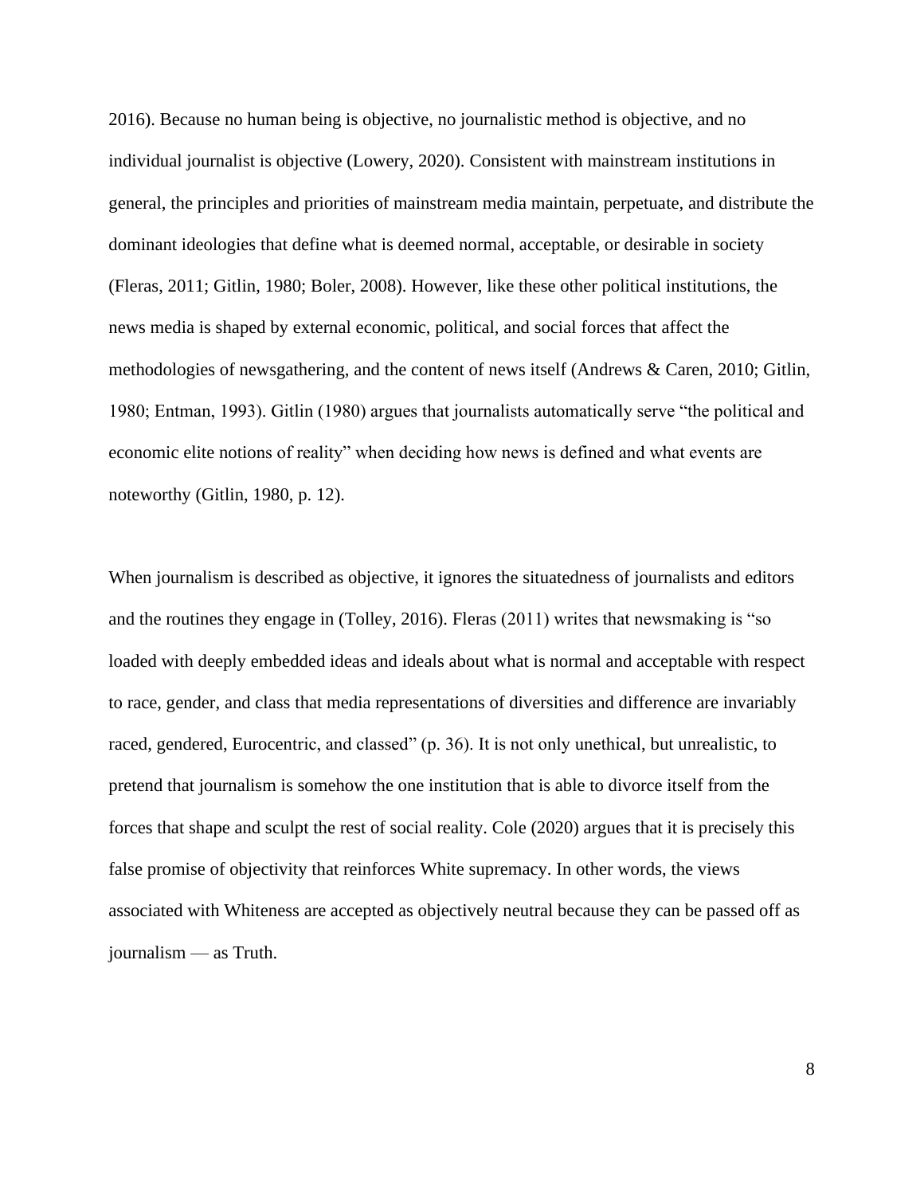2016). Because no human being is objective, no journalistic method is objective, and no individual journalist is objective (Lowery, 2020). Consistent with mainstream institutions in general, the principles and priorities of mainstream media maintain, perpetuate, and distribute the dominant ideologies that define what is deemed normal, acceptable, or desirable in society (Fleras, 2011; Gitlin, 1980; Boler, 2008). However, like these other political institutions, the news media is shaped by external economic, political, and social forces that affect the methodologies of newsgathering, and the content of news itself (Andrews & Caren, 2010; Gitlin, 1980; Entman, 1993). Gitlin (1980) argues that journalists automatically serve "the political and economic elite notions of reality" when deciding how news is defined and what events are noteworthy (Gitlin, 1980, p. 12).

When journalism is described as objective, it ignores the situatedness of journalists and editors and the routines they engage in (Tolley, 2016). Fleras (2011) writes that newsmaking is "so loaded with deeply embedded ideas and ideals about what is normal and acceptable with respect to race, gender, and class that media representations of diversities and difference are invariably raced, gendered, Eurocentric, and classed" (p. 36). It is not only unethical, but unrealistic, to pretend that journalism is somehow the one institution that is able to divorce itself from the forces that shape and sculpt the rest of social reality. Cole (2020) argues that it is precisely this false promise of objectivity that reinforces White supremacy. In other words, the views associated with Whiteness are accepted as objectively neutral because they can be passed off as journalism — as Truth.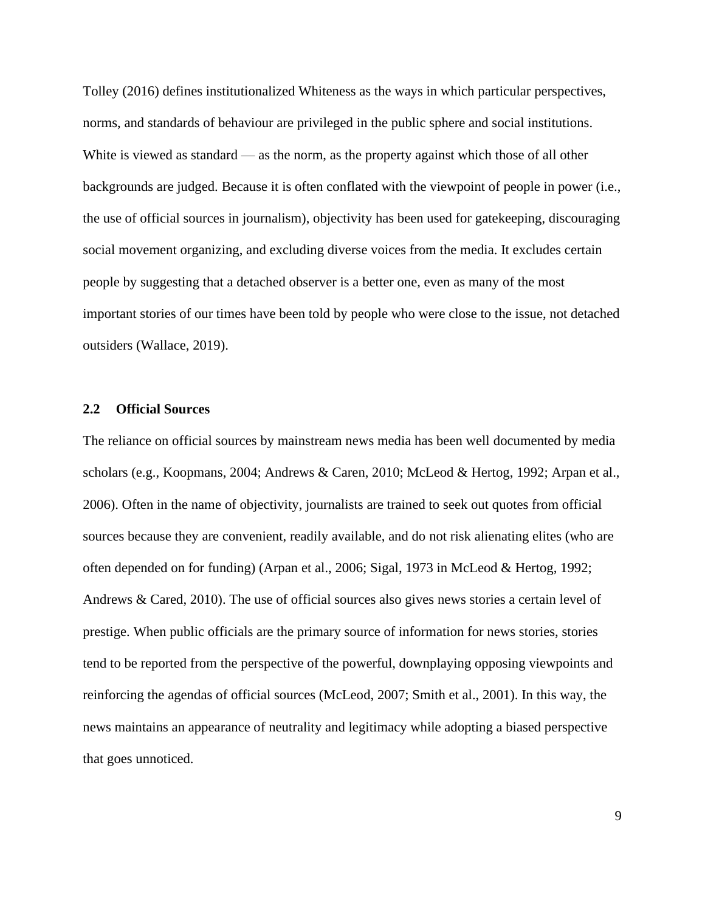Tolley (2016) defines institutionalized Whiteness as the ways in which particular perspectives, norms, and standards of behaviour are privileged in the public sphere and social institutions. White is viewed as standard — as the norm, as the property against which those of all other backgrounds are judged. Because it is often conflated with the viewpoint of people in power (i.e., the use of official sources in journalism), objectivity has been used for gatekeeping, discouraging social movement organizing, and excluding diverse voices from the media. It excludes certain people by suggesting that a detached observer is a better one, even as many of the most important stories of our times have been told by people who were close to the issue, not detached outsiders (Wallace, 2019).

## 2.2 Official Sources

The reliance on official sources by mainstream news media has been well documented by media scholars (e.g., Koopmans, 2004; Andrews & Caren, 2010; McLeod & Hertog, 1992; Arpan et al., 2006). Often in the name of objectivity, journalists are trained to seek out quotes from official sources because they are convenient, readily available, and do not risk alienating elites (who are often depended on for funding) (Arpan et al., 2006; Sigal, 1973 in McLeod & Hertog, 1992; Andrews & Cared, 2010). The use of official sources also gives news stories a certain level of prestige. When public officials are the primary source of information for news stories, stories tend to be reported from the perspective of the powerful, downplaying opposing viewpoints and reinforcing the agendas of official sources (McLeod, 2007; Smith et al., 2001). In this way, the news maintains an appearance of neutrality and legitimacy while adopting a biased perspective that goes unnoticed.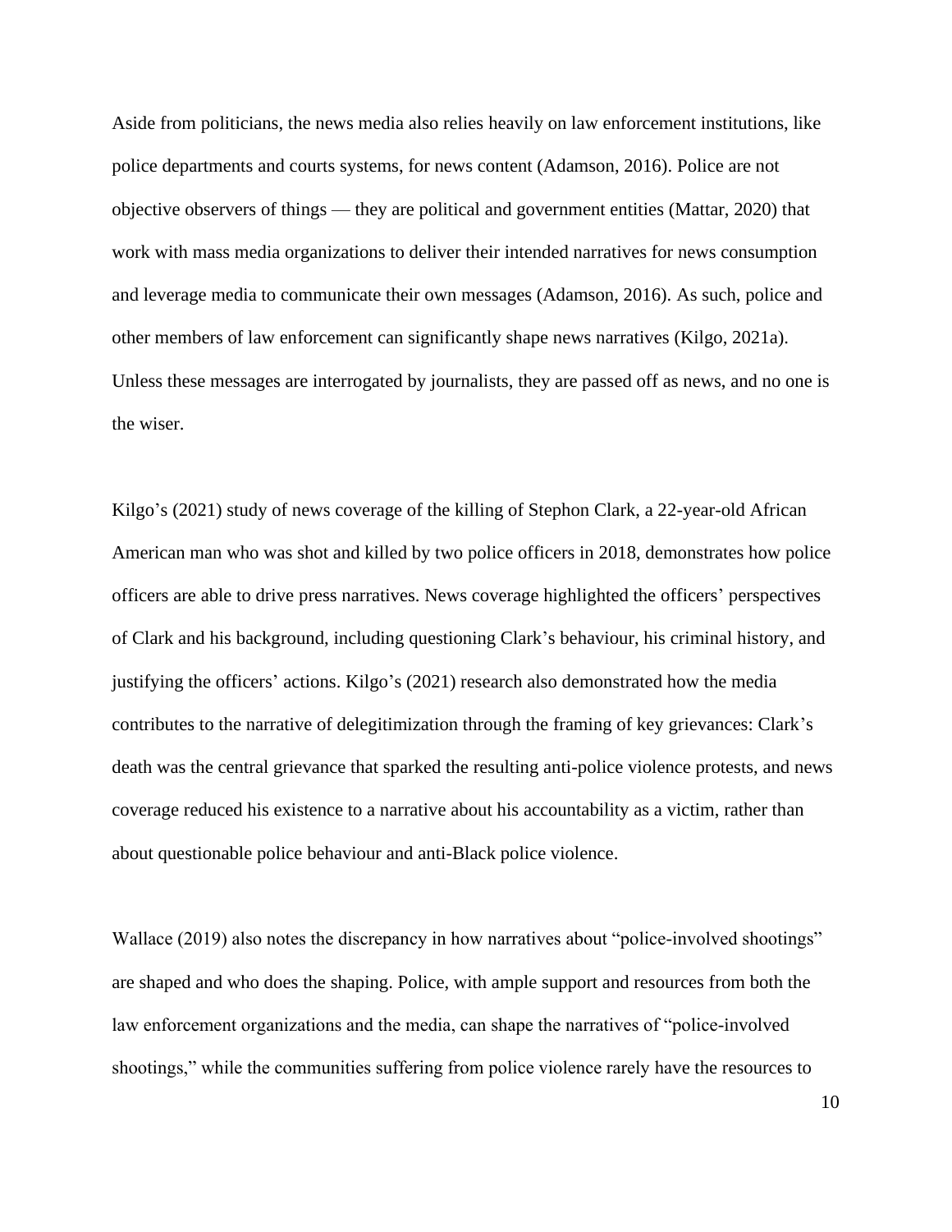Aside from politicians, the news media also relies heavily on law enforcement institutions, like police departments and courts systems, for news content (Adamson, 2016). Police are not objective observers of things — they are political and government entities (Mattar, 2020) that work with mass media organizations to deliver their intended narratives for news consumption and leverage media to communicate their own messages (Adamson, 2016). As such, police and other members of law enforcement can significantly shape news narratives (Kilgo, 2021a). Unless these messages are interrogated by journalists, they are passed off as news, and no one is the wiser.

Kilgo's (2021) study of news coverage of the killing of Stephon Clark, a 22-year-old African American man who was shot and killed by two police officers in 2018, demonstrates how police officers are able to drive press narratives. News coverage highlighted the officers' perspectives of Clark and his background, including questioning Clark's behaviour, his criminal history, and justifying the officers' actions. Kilgo's (2021) research also demonstrated how the media contributes to the narrative of delegitimization through the framing of key grievances: Clark's death was the central grievance that sparked the resulting anti-police violence protests, and news coverage reduced his existence to a narrative about his accountability as a victim, rather than about questionable police behaviour and anti-Black police violence.

Wallace (2019) also notes the discrepancy in how narratives about "police-involved shootings" are shaped and who does the shaping. Police, with ample support and resources from both the law enforcement organizations and the media, can shape the narratives of "police-involved shootings," while the communities suffering from police violence rarely have the resources to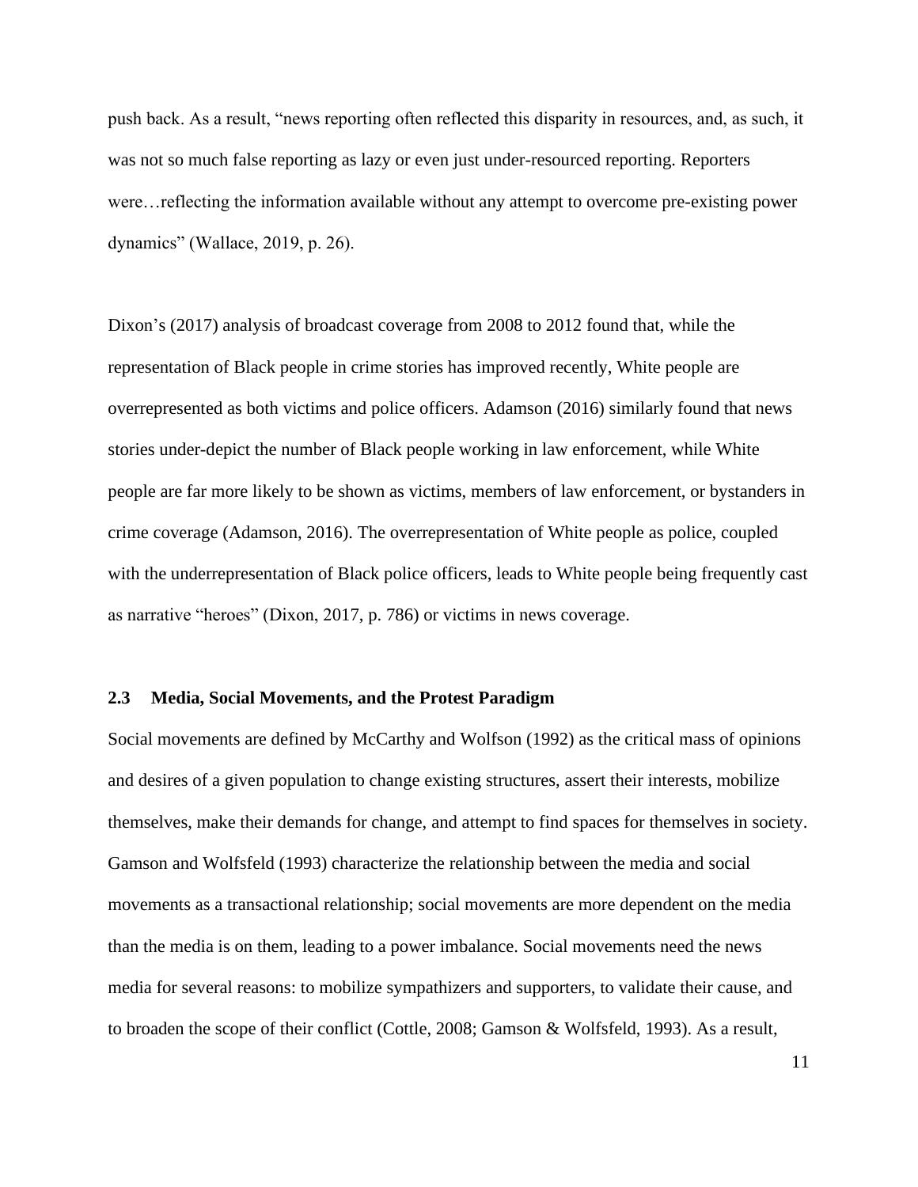push back. As a result, "news reporting often reflected this disparity in resources, and, as such, it was not so much false reporting as lazy or even just under-resourced reporting. Reporters were…reflecting the information available without any attempt to overcome pre-existing power dynamics" (Wallace, 2019, p. 26).

Dixon's (2017) analysis of broadcast coverage from 2008 to 2012 found that, while the representation of Black people in crime stories has improved recently, White people are overrepresented as both victims and police officers. Adamson (2016) similarly found that news stories under-depict the number of Black people working in law enforcement, while White people are far more likely to be shown as victims, members of law enforcement, or bystanders in crime coverage (Adamson, 2016). The overrepresentation of White people as police, coupled with the underrepresentation of Black police officers, leads to White people being frequently cast as narrative "heroes" (Dixon, 2017, p. 786) or victims in news coverage.

## 2.3 Media, Social Movements, and the Protest Paradigm

Social movements are defined by McCarthy and Wolfson (1992) as the critical mass of opinions and desires of a given population to change existing structures, assert their interests, mobilize themselves, make their demands for change, and attempt to find spaces for themselves in society. Gamson and Wolfsfeld (1993) characterize the relationship between the media and social movements as a transactional relationship; social movements are more dependent on the media than the media is on them, leading to a power imbalance. Social movements need the news media for several reasons: to mobilize sympathizers and supporters, to validate their cause, and to broaden the scope of their conflict (Cottle, 2008; Gamson & Wolfsfeld, 1993). As a result,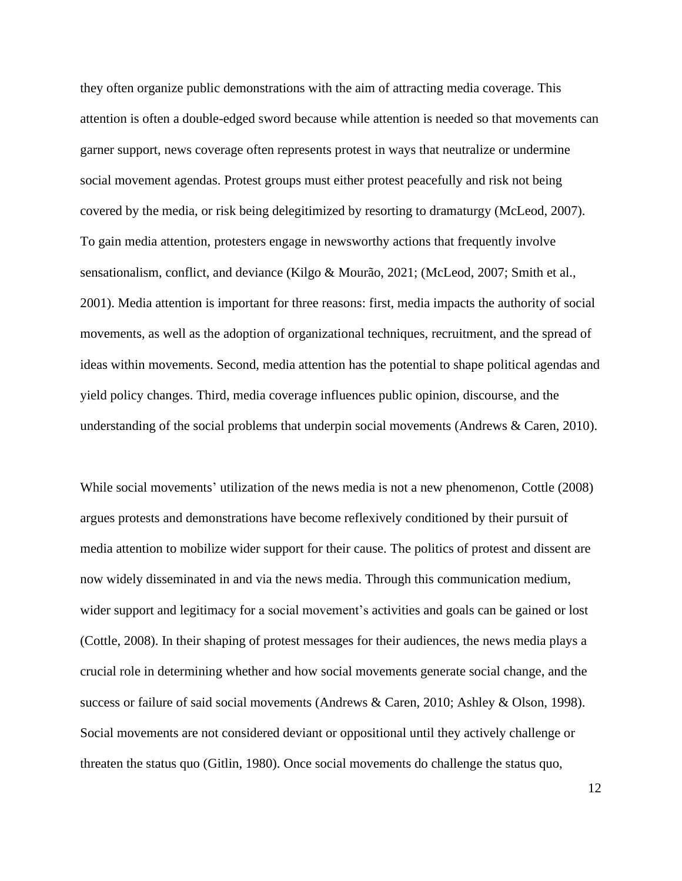they often organize public demonstrations with the aim of attracting media coverage. This attention is often a double-edged sword because while attention is needed so that movements can garner support, news coverage often represents protest in ways that neutralize or undermine social movement agendas. Protest groups must either protest peacefully and risk not being covered by the media, or risk being delegitimized by resorting to dramaturgy (McLeod, 2007). To gain media attention, protesters engage in newsworthy actions that frequently involve sensationalism, conflict, and deviance (Kilgo & Mourão, 2021; (McLeod, 2007; Smith et al., 2001). Media attention is important for three reasons: first, media impacts the authority of social movements, as well as the adoption of organizational techniques, recruitment, and the spread of ideas within movements. Second, media attention has the potential to shape political agendas and yield policy changes. Third, media coverage influences public opinion, discourse, and the understanding of the social problems that underpin social movements (Andrews & Caren, 2010).

While social movements' utilization of the news media is not a new phenomenon, Cottle (2008) argues protests and demonstrations have become reflexively conditioned by their pursuit of media attention to mobilize wider support for their cause. The politics of protest and dissent are now widely disseminated in and via the news media. Through this communication medium, wider support and legitimacy for a social movement's activities and goals can be gained or lost (Cottle, 2008). In their shaping of protest messages for their audiences, the news media plays a crucial role in determining whether and how social movements generate social change, and the success or failure of said social movements (Andrews & Caren, 2010; Ashley & Olson, 1998). Social movements are not considered deviant or oppositional until they actively challenge or threaten the status quo (Gitlin, 1980). Once social movements do challenge the status quo,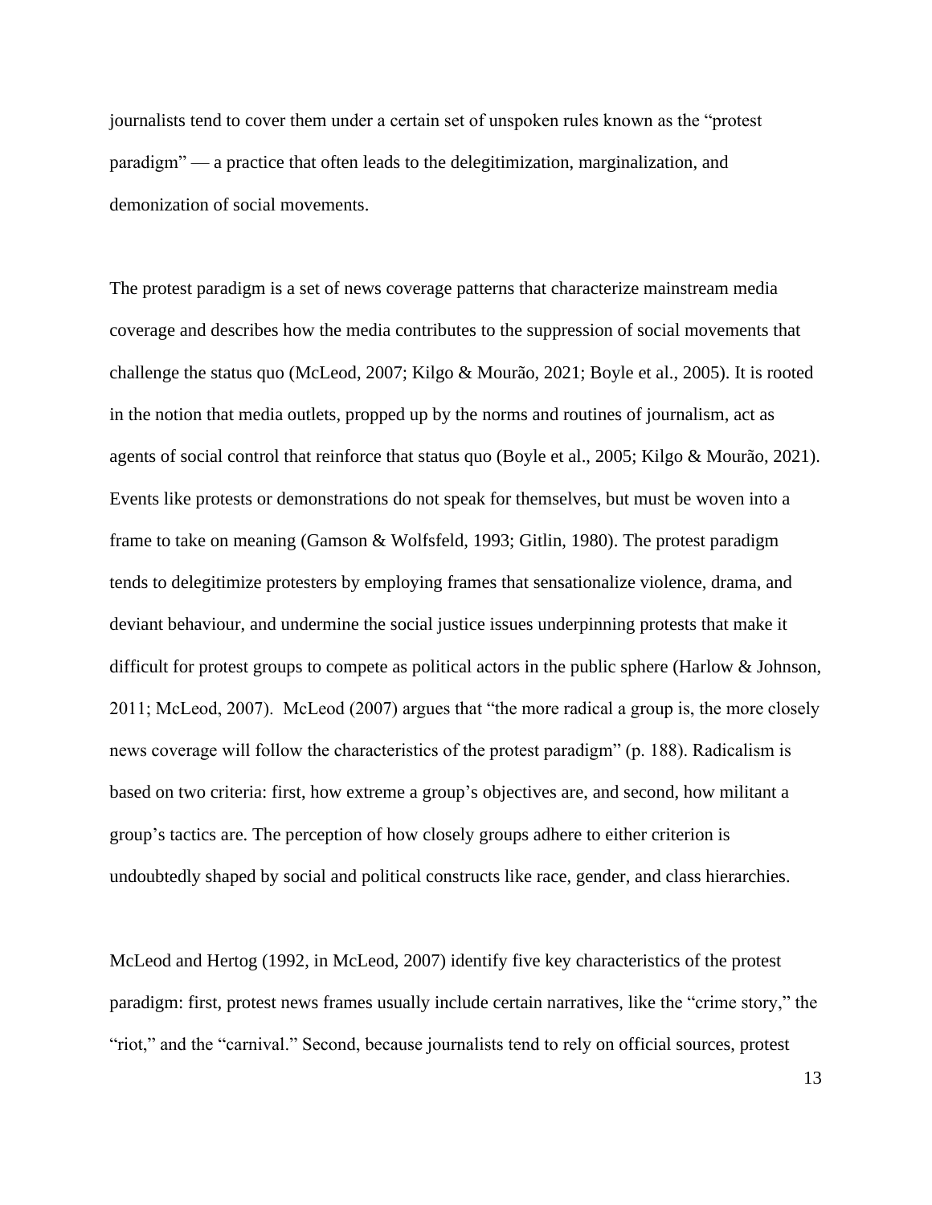journalists tend to cover them under a certain set of unspoken rules known as the "protest paradigm" — a practice that often leads to the delegitimization, marginalization, and demonization of social movements.

The protest paradigm is a set of news coverage patterns that characterize mainstream media coverage and describes how the media contributes to the suppression of social movements that challenge the status quo (McLeod, 2007; Kilgo & Mourão, 2021; Boyle et al., 2005). It is rooted in the notion that media outlets, propped up by the norms and routines of journalism, act as agents of social control that reinforce that status quo (Boyle et al., 2005; Kilgo & Mourão, 2021). Events like protests or demonstrations do not speak for themselves, but must be woven into a frame to take on meaning (Gamson & Wolfsfeld, 1993; Gitlin, 1980). The protest paradigm tends to delegitimize protesters by employing frames that sensationalize violence, drama, and deviant behaviour, and undermine the social justice issues underpinning protests that make it difficult for protest groups to compete as political actors in the public sphere (Harlow & Johnson, 2011; McLeod, 2007). McLeod (2007) argues that "the more radical a group is, the more closely news coverage will follow the characteristics of the protest paradigm" (p. 188). Radicalism is based on two criteria: first, how extreme a group's objectives are, and second, how militant a group's tactics are. The perception of how closely groups adhere to either criterion is undoubtedly shaped by social and political constructs like race, gender, and class hierarchies.

McLeod and Hertog (1992, in McLeod, 2007) identify five key characteristics of the protest paradigm: first, protest news frames usually include certain narratives, like the "crime story," the "riot," and the "carnival." Second, because journalists tend to rely on official sources, protest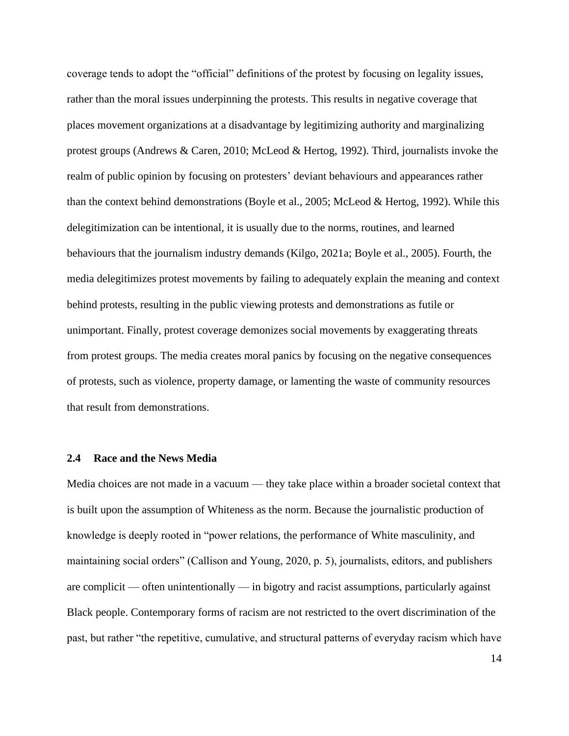coverage tends to adopt the "official" definitions of the protest by focusing on legality issues, rather than the moral issues underpinning the protests. This results in negative coverage that places movement organizations at a disadvantage by legitimizing authority and marginalizing protest groups (Andrews & Caren, 2010; McLeod & Hertog, 1992). Third, journalists invoke the realm of public opinion by focusing on protesters' deviant behaviours and appearances rather than the context behind demonstrations (Boyle et al., 2005; McLeod & Hertog, 1992). While this delegitimization can be intentional, it is usually due to the norms, routines, and learned behaviours that the journalism industry demands (Kilgo, 2021a; Boyle et al., 2005). Fourth, the media delegitimizes protest movements by failing to adequately explain the meaning and context behind protests, resulting in the public viewing protests and demonstrations as futile or unimportant. Finally, protest coverage demonizes social movements by exaggerating threats from protest groups. The media creates moral panics by focusing on the negative consequences of protests, such as violence, property damage, or lamenting the waste of community resources that result from demonstrations.

### 2.4 Race and the News Media

Media choices are not made in a vacuum — they take place within a broader societal context that is built upon the assumption of Whiteness as the norm. Because the journalistic production of knowledge is deeply rooted in "power relations, the performance of White masculinity, and maintaining social orders" (Callison and Young, 2020, p. 5), journalists, editors, and publishers are complicit — often unintentionally — in bigotry and racist assumptions, particularly against Black people. Contemporary forms of racism are not restricted to the overt discrimination of the past, but rather "the repetitive, cumulative, and structural patterns of everyday racism which have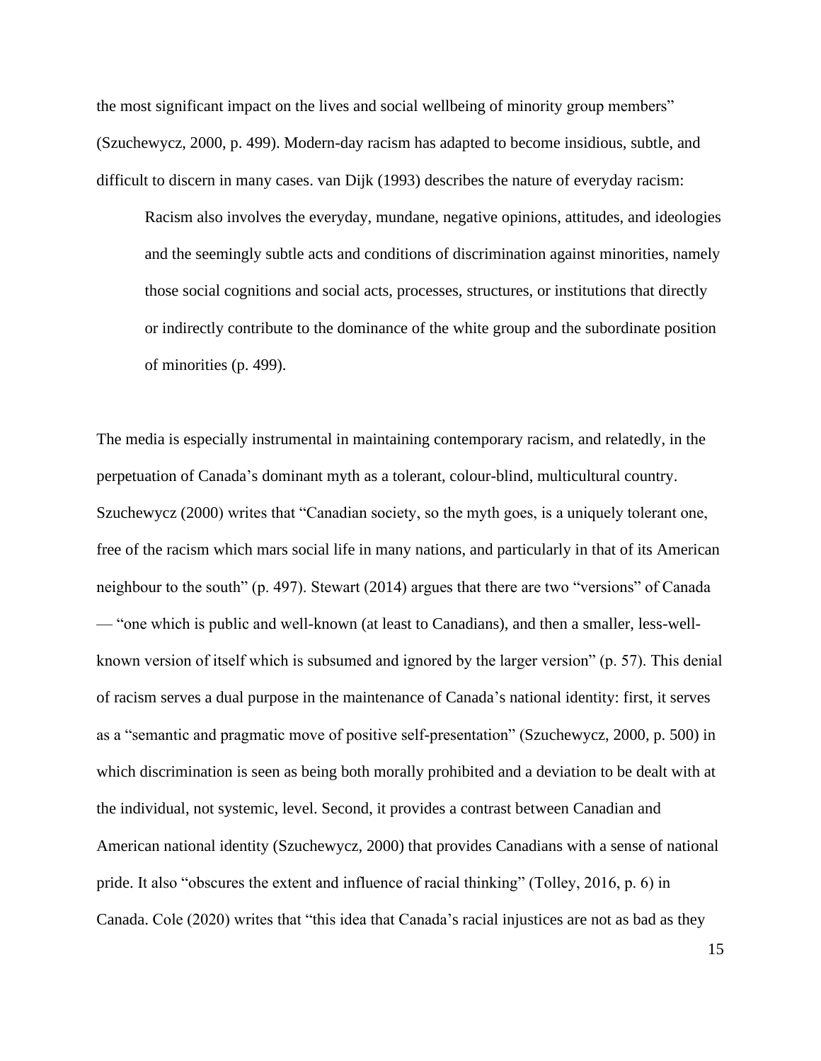the most significant impact on the lives and social wellbeing of minority group members" (Szuchewycz, 2000, p. 499). Modern-day racism has adapted to become insidious, subtle, and difficult to discern in many cases. van Dijk (1993) describes the nature of everyday racism:

> Racism also involves the everyday, mundane, negative opinions, attitudes, and ideologies and the seemingly subtle acts and conditions of discrimination against minorities, namely those social cognitions and social acts, processes, structures, or institutions that directly or indirectly contribute to the dominance of the white group and the subordinate position of minorities (p. 499).

The media is especially instrumental in maintaining contemporary racism, and relatedly, in the perpetuation of Canada's dominant myth as a tolerant, colour-blind, multicultural country. Szuchewycz (2000) writes that "Canadian society, so the myth goes, is a uniquely tolerant one, free of the racism which mars social life in many nations, and particularly in that of its American neighbour to the south" (p. 497). Stewart (2014) argues that there are two "versions" of Canada — "one which is public and well-known (at least to Canadians), and then a smaller, less-well-known version of itself which is subsumed and ignored by the larger version" (p. 57). This denial of racism serves a dual purpose in the maintenance of Canada's national identity: first, it serves as a "semantic and pragmatic move of positive self-presentation" (Szuchewycz, 2000, p. 500) in which discrimination is seen as being both morally prohibited and a deviation to be dealt with at the individual, not systemic, level. Second, it provides a contrast between Canadian and American national identity (Szuchewycz, 2000) that provides Canadians with a sense of national pride. It also "obscures the extent and influence of racial thinking" (Tolley, 2016, p. 6) in Canada. Cole (2020) writes that "this idea that Canada's racial injustices are not as bad as they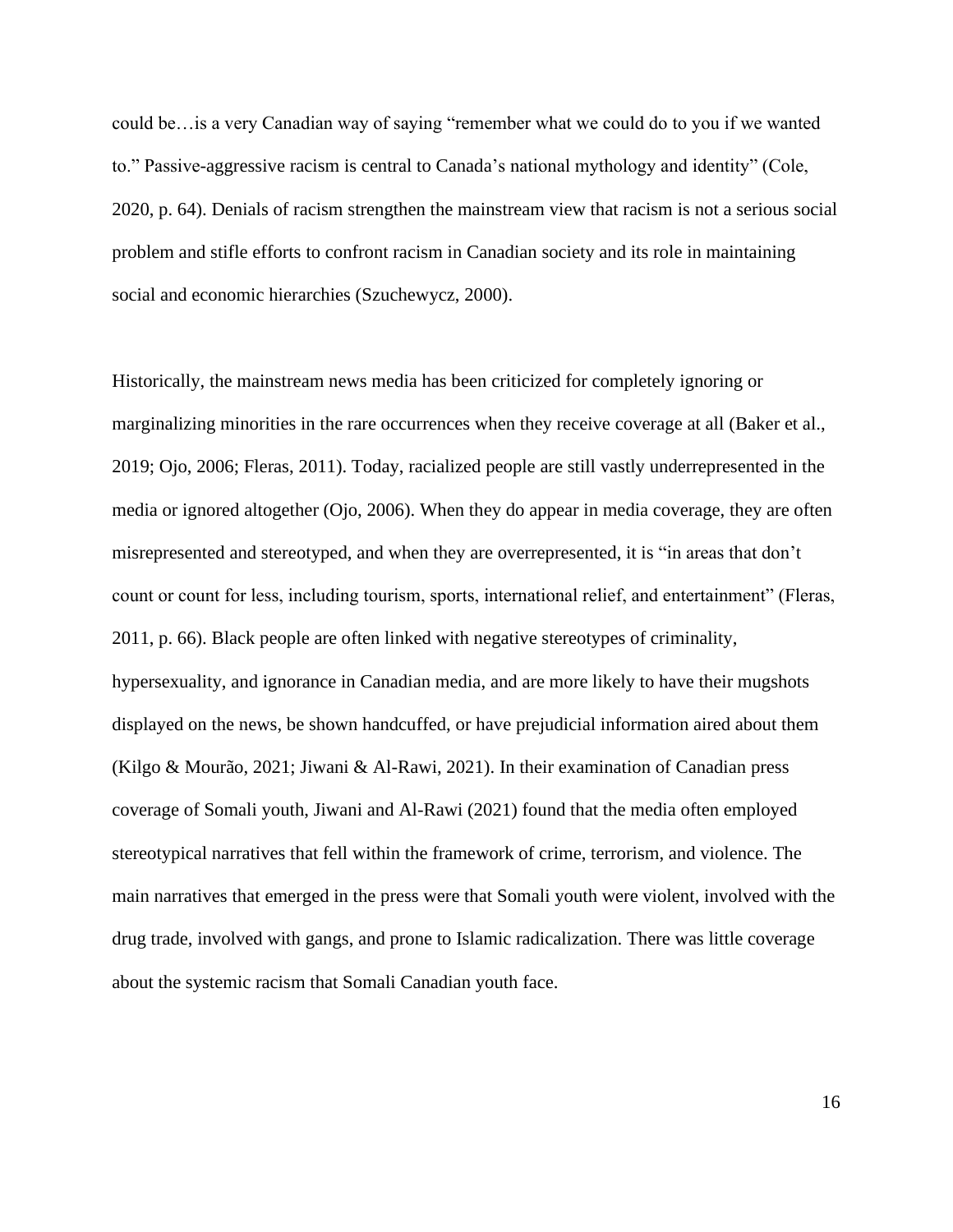could be…is a very Canadian way of saying "remember what we could do to you if we wanted to." Passive-aggressive racism is central to Canada's national mythology and identity" (Cole, 2020, p. 64). Denials of racism strengthen the mainstream view that racism is not a serious social problem and stifle efforts to confront racism in Canadian society and its role in maintaining social and economic hierarchies (Szuchewycz, 2000).

Historically, the mainstream news media has been criticized for completely ignoring or marginalizing minorities in the rare occurrences when they receive coverage at all (Baker et al., 2019; Ojo, 2006; Fleras, 2011). Today, racialized people are still vastly underrepresented in the media or ignored altogether (Ojo, 2006). When they do appear in media coverage, they are often misrepresented and stereotyped, and when they are overrepresented, it is "in areas that don't count or count for less, including tourism, sports, international relief, and entertainment" (Fleras, 2011, p. 66). Black people are often linked with negative stereotypes of criminality, hypersexuality, and ignorance in Canadian media, and are more likely to have their mugshots displayed on the news, be shown handcuffed, or have prejudicial information aired about them (Kilgo & Mourão, 2021; Jiwani & Al-Rawi, 2021). In their examination of Canadian press coverage of Somali youth, Jiwani and Al-Rawi (2021) found that the media often employed stereotypical narratives that fell within the framework of crime, terrorism, and violence. The main narratives that emerged in the press were that Somali youth were violent, involved with the drug trade, involved with gangs, and prone to Islamic radicalization. There was little coverage about the systemic racism that Somali Canadian youth face.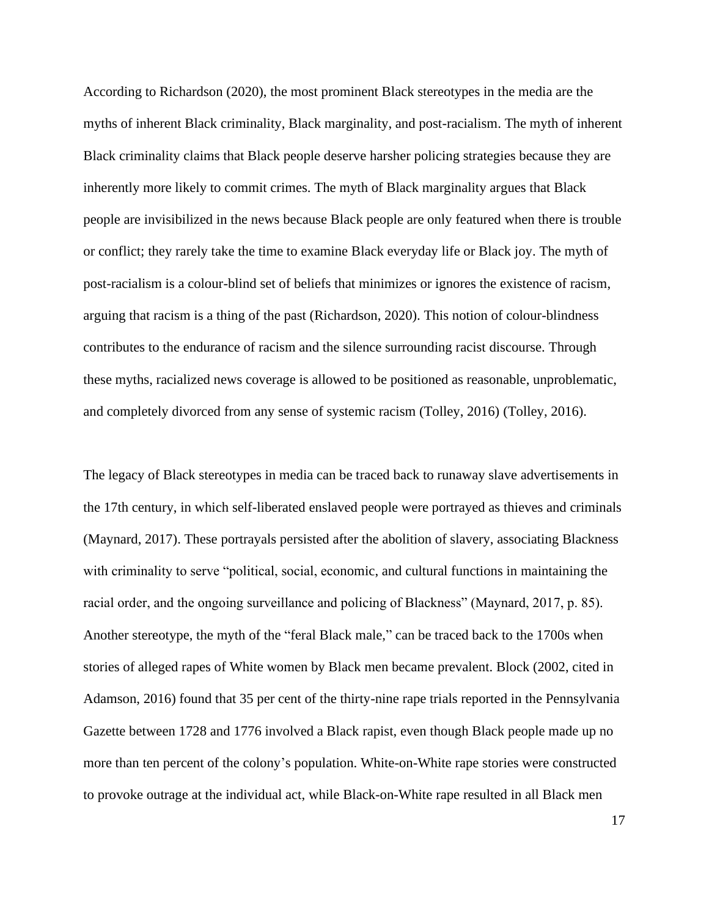According to Richardson (2020), the most prominent Black stereotypes in the media are the myths of inherent Black criminality, Black marginality, and post-racialism. The myth of inherent Black criminality claims that Black people deserve harsher policing strategies because they are inherently more likely to commit crimes. The myth of Black marginality argues that Black people are invisibilized in the news because Black people are only featured when there is trouble or conflict; they rarely take the time to examine Black everyday life or Black joy. The myth of post-racialism is a colour-blind set of beliefs that minimizes or ignores the existence of racism, arguing that racism is a thing of the past (Richardson, 2020). This notion of colour-blindness contributes to the endurance of racism and the silence surrounding racist discourse. Through these myths, racialized news coverage is allowed to be positioned as reasonable, unproblematic, and completely divorced from any sense of systemic racism (Tolley, 2016) (Tolley, 2016).

The legacy of Black stereotypes in media can be traced back to runaway slave advertisements in the 17th century, in which self-liberated enslaved people were portrayed as thieves and criminals (Maynard, 2017). These portrayals persisted after the abolition of slavery, associating Blackness with criminality to serve "political, social, economic, and cultural functions in maintaining the racial order, and the ongoing surveillance and policing of Blackness" (Maynard, 2017, p. 85). Another stereotype, the myth of the "feral Black male," can be traced back to the 1700s when stories of alleged rapes of White women by Black men became prevalent. Block (2002, cited in Adamson, 2016) found that 35 per cent of the thirty-nine rape trials reported in the Pennsylvania Gazette between 1728 and 1776 involved a Black rapist, even though Black people made up no more than ten percent of the colony's population. White-on-White rape stories were constructed to provoke outrage at the individual act, while Black-on-White rape resulted in all Black men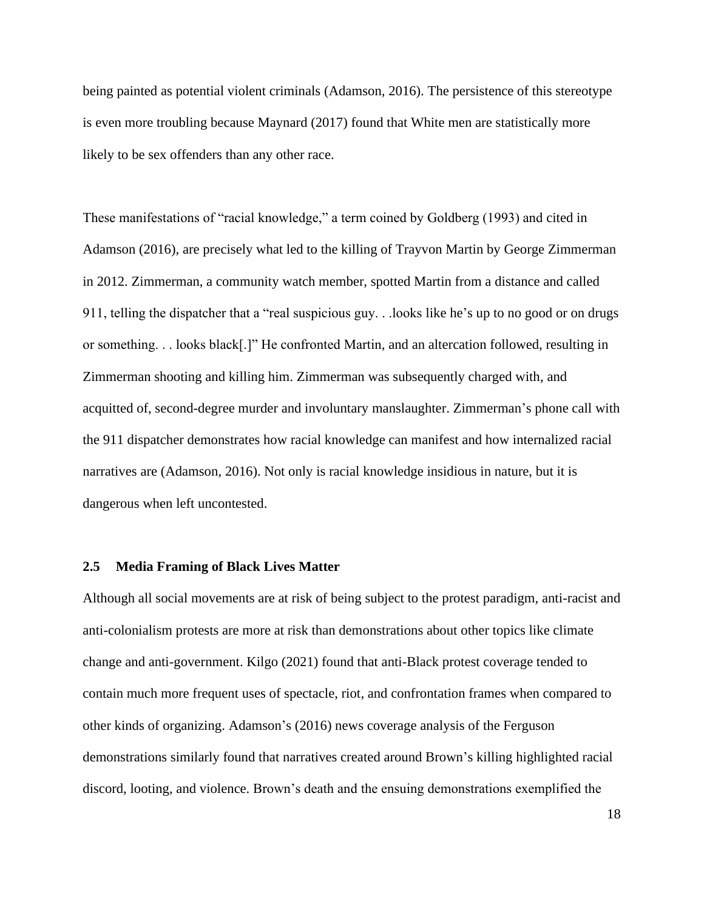being painted as potential violent criminals (Adamson, 2016). The persistence of this stereotype is even more troubling because Maynard (2017) found that White men are statistically more likely to be sex offenders than any other race.

These manifestations of "racial knowledge," a term coined by Goldberg (1993) and cited in Adamson (2016), are precisely what led to the killing of Trayvon Martin by George Zimmerman in 2012. Zimmerman, a community watch member, spotted Martin from a distance and called 911, telling the dispatcher that a "real suspicious guy. . .looks like he's up to no good or on drugs or something. . . looks black[.]" He confronted Martin, and an altercation followed, resulting in Zimmerman shooting and killing him. Zimmerman was subsequently charged with, and acquitted of, second-degree murder and involuntary manslaughter. Zimmerman's phone call with the 911 dispatcher demonstrates how racial knowledge can manifest and how internalized racial narratives are (Adamson, 2016). Not only is racial knowledge insidious in nature, but it is dangerous when left uncontested.

### 2.5 Media Framing of Black Lives Matter

Although all social movements are at risk of being subject to the protest paradigm, anti-racist and anti-colonialism protests are more at risk than demonstrations about other topics like climate change and anti-government. Kilgo (2021) found that anti-Black protest coverage tended to contain much more frequent uses of spectacle, riot, and confrontation frames when compared to other kinds of organizing. Adamson's (2016) news coverage analysis of the Ferguson demonstrations similarly found that narratives created around Brown's killing highlighted racial discord, looting, and violence. Brown's death and the ensuing demonstrations exemplified the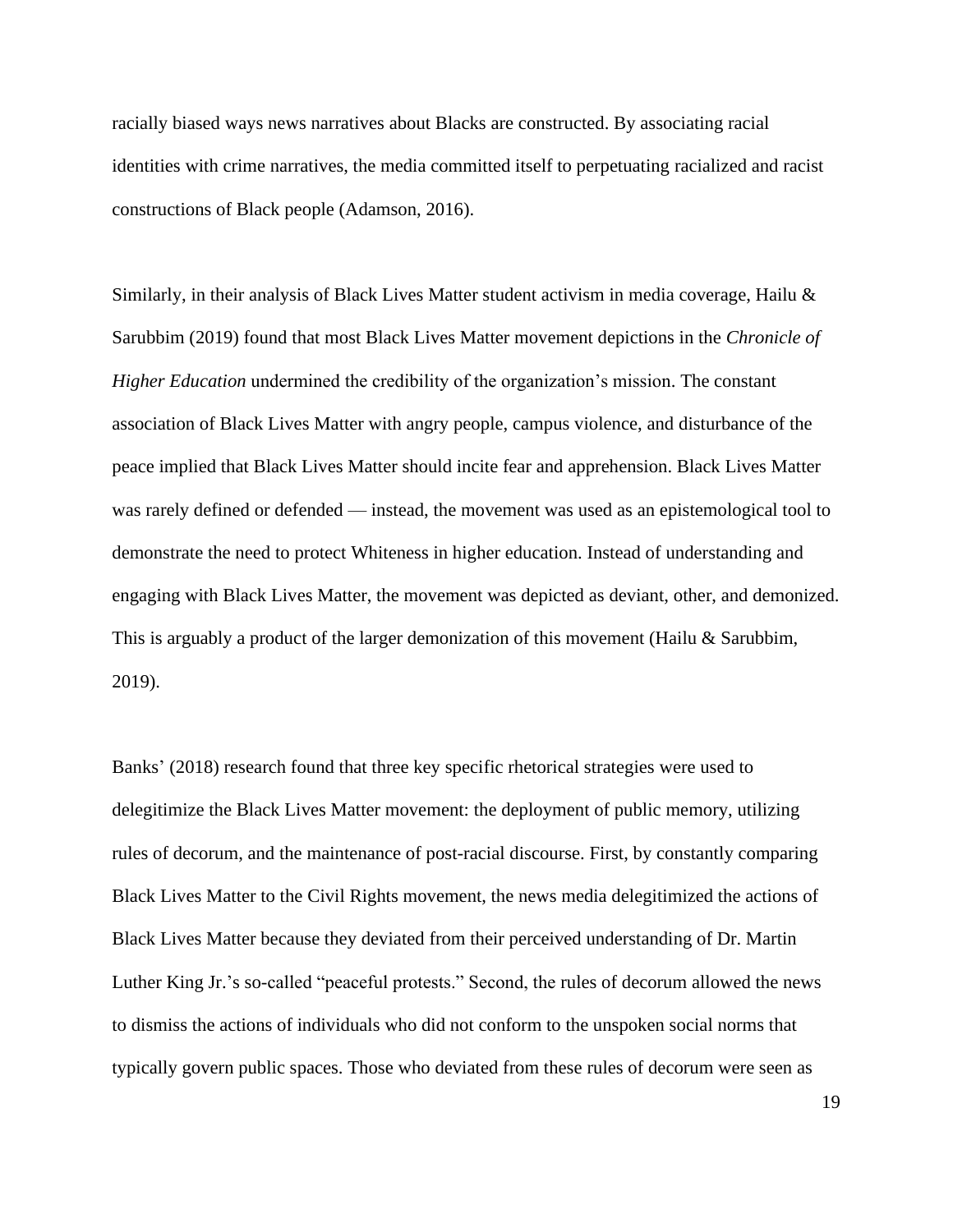racially biased ways news narratives about Blacks are constructed. By associating racial identities with crime narratives, the media committed itself to perpetuating racialized and racist constructions of Black people (Adamson, 2016).

Similarly, in their analysis of Black Lives Matter student activism in media coverage, Hailu & Sarubbim (2019) found that most Black Lives Matter movement depictions in the *Chronicle of Higher Education* undermined the credibility of the organization's mission. The constant association of Black Lives Matter with angry people, campus violence, and disturbance of the peace implied that Black Lives Matter should incite fear and apprehension. Black Lives Matter was rarely defined or defended — instead, the movement was used as an epistemological tool to demonstrate the need to protect Whiteness in higher education. Instead of understanding and engaging with Black Lives Matter, the movement was depicted as deviant, other, and demonized. This is arguably a product of the larger demonization of this movement (Hailu & Sarubbim, 2019).

Banks' (2018) research found that three key specific rhetorical strategies were used to delegitimize the Black Lives Matter movement: the deployment of public memory, utilizing rules of decorum, and the maintenance of post-racial discourse. First, by constantly comparing Black Lives Matter to the Civil Rights movement, the news media delegitimized the actions of Black Lives Matter because they deviated from their perceived understanding of Dr. Martin Luther King Jr.'s so-called "peaceful protests." Second, the rules of decorum allowed the news to dismiss the actions of individuals who did not conform to the unspoken social norms that typically govern public spaces. Those who deviated from these rules of decorum were seen as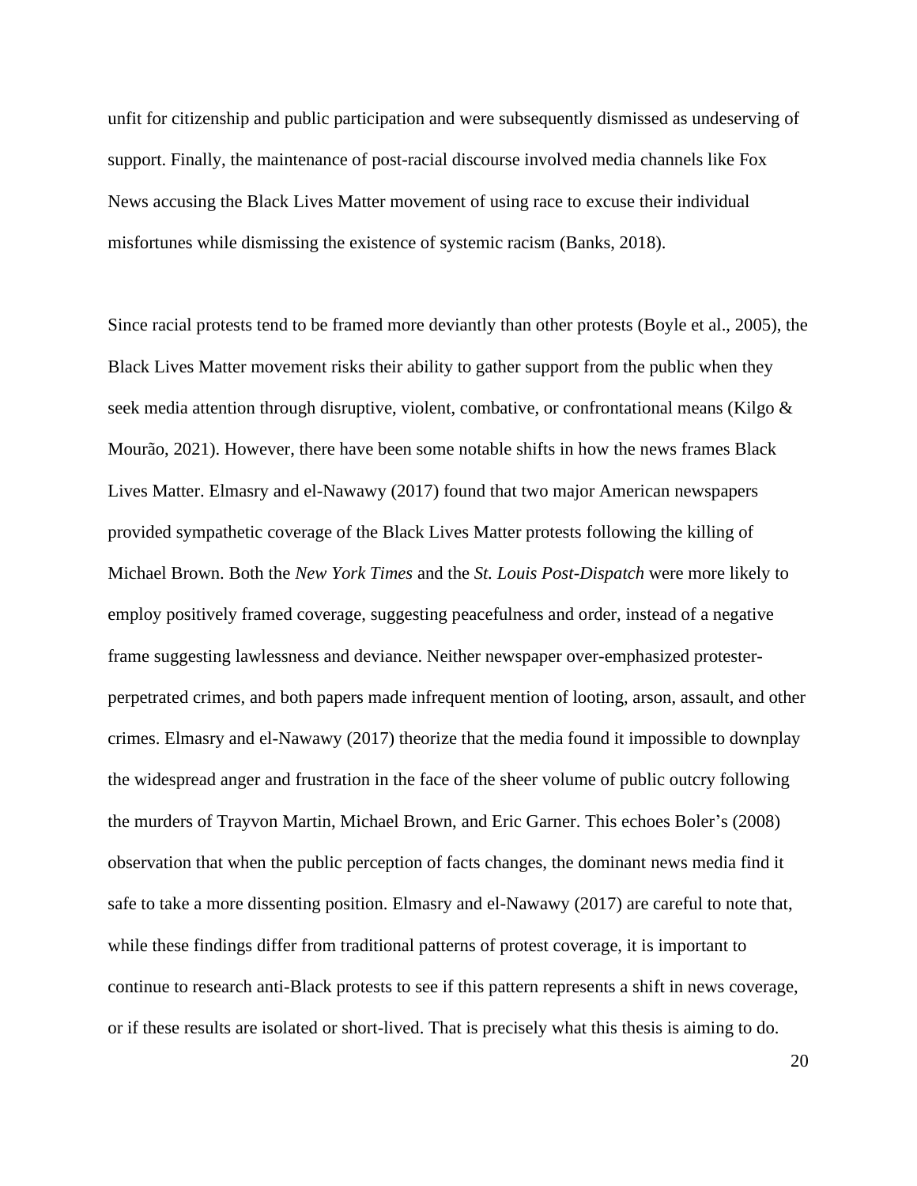unfit for citizenship and public participation and were subsequently dismissed as undeserving of support. Finally, the maintenance of post-racial discourse involved media channels like Fox News accusing the Black Lives Matter movement of using race to excuse their individual misfortunes while dismissing the existence of systemic racism (Banks, 2018).

Since racial protests tend to be framed more deviantly than other protests (Boyle et al., 2005), the Black Lives Matter movement risks their ability to gather support from the public when they seek media attention through disruptive, violent, combative, or confrontational means (Kilgo & Mourão, 2021). However, there have been some notable shifts in how the news frames Black Lives Matter. Elmasry and el-Nawawy (2017) found that two major American newspapers provided sympathetic coverage of the Black Lives Matter protests following the killing of Michael Brown. Both the *New York Times* and the *St. Louis Post-Dispatch* were more likely to employ positively framed coverage, suggesting peacefulness and order, instead of a negative frame suggesting lawlessness and deviance. Neither newspaper over-emphasized protester-perpetrated crimes, and both papers made infrequent mention of looting, arson, assault, and other crimes. Elmasry and el-Nawawy (2017) theorize that the media found it impossible to downplay the widespread anger and frustration in the face of the sheer volume of public outcry following the murders of Trayvon Martin, Michael Brown, and Eric Garner. This echoes Boler's (2008) observation that when the public perception of facts changes, the dominant news media find it safe to take a more dissenting position. Elmasry and el-Nawawy (2017) are careful to note that, while these findings differ from traditional patterns of protest coverage, it is important to continue to research anti-Black protests to see if this pattern represents a shift in news coverage, or if these results are isolated or short-lived. That is precisely what this thesis is aiming to do.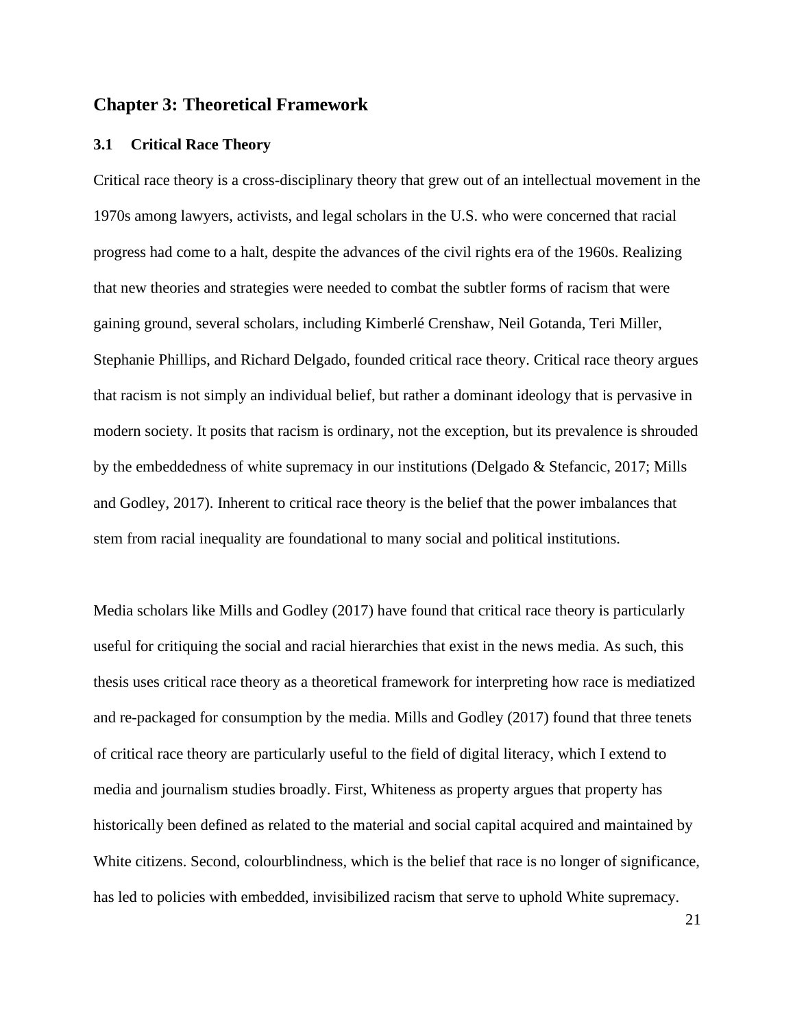## Chapter 3: Theoretical Framework

### 3.1 Critical Race Theory

Critical race theory is a cross-disciplinary theory that grew out of an intellectual movement in the 1970s among lawyers, activists, and legal scholars in the U.S. who were concerned that racial progress had come to a halt, despite the advances of the civil rights era of the 1960s. Realizing that new theories and strategies were needed to combat the subtler forms of racism that were gaining ground, several scholars, including Kimberlé Crenshaw, Neil Gotanda, Teri Miller, Stephanie Phillips, and Richard Delgado, founded critical race theory. Critical race theory argues that racism is not simply an individual belief, but rather a dominant ideology that is pervasive in modern society. It posits that racism is ordinary, not the exception, but its prevalence is shrouded by the embeddedness of white supremacy in our institutions (Delgado & Stefancic, 2017; Mills and Godley, 2017). Inherent to critical race theory is the belief that the power imbalances that stem from racial inequality are foundational to many social and political institutions.

Media scholars like Mills and Godley (2017) have found that critical race theory is particularly useful for critiquing the social and racial hierarchies that exist in the news media. As such, this thesis uses critical race theory as a theoretical framework for interpreting how race is mediatized and re-packaged for consumption by the media. Mills and Godley (2017) found that three tenets of critical race theory are particularly useful to the field of digital literacy, which I extend to media and journalism studies broadly. First, Whiteness as property argues that property has historically been defined as related to the material and social capital acquired and maintained by White citizens. Second, colourblindness, which is the belief that race is no longer of significance, has led to policies with embedded, invisibilized racism that serve to uphold White supremacy.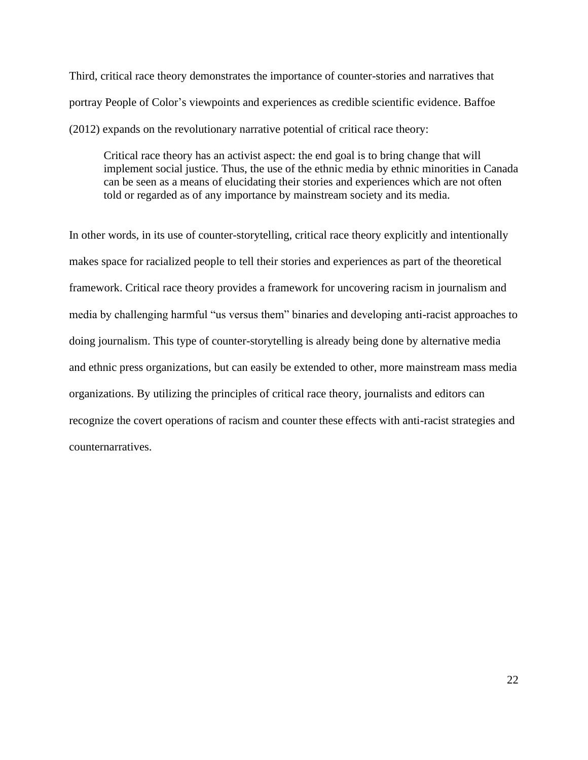Third, critical race theory demonstrates the importance of counter-stories and narratives that portray People of Color's viewpoints and experiences as credible scientific evidence. Baffoe (2012) expands on the revolutionary narrative potential of critical race theory:

> Critical race theory has an activist aspect: the end goal is to bring change that will implement social justice. Thus, the use of the ethnic media by ethnic minorities in Canada can be seen as a means of elucidating their stories and experiences which are not often told or regarded as of any importance by mainstream society and its media.

In other words, in its use of counter-storytelling, critical race theory explicitly and intentionally makes space for racialized people to tell their stories and experiences as part of the theoretical framework. Critical race theory provides a framework for uncovering racism in journalism and media by challenging harmful "us versus them" binaries and developing anti-racist approaches to doing journalism. This type of counter-storytelling is already being done by alternative media and ethnic press organizations, but can easily be extended to other, more mainstream mass media organizations. By utilizing the principles of critical race theory, journalists and editors can recognize the covert operations of racism and counter these effects with anti-racist strategies and counternarratives.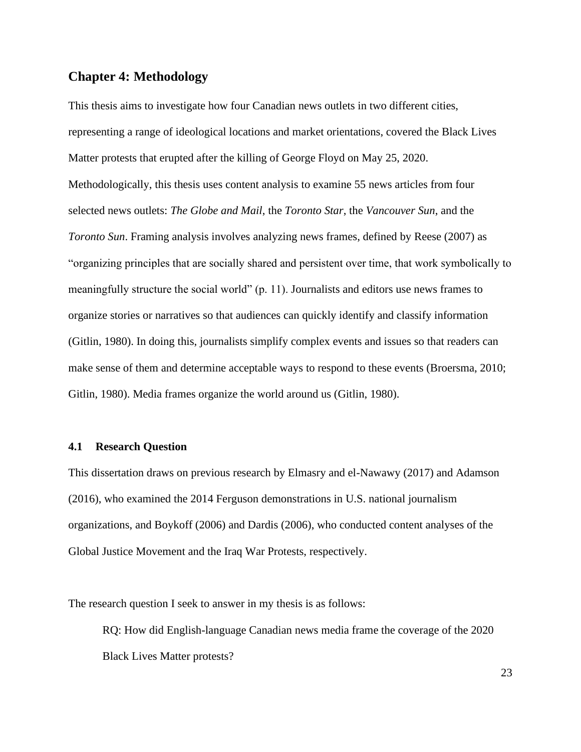## Chapter 4: Methodology

This thesis aims to investigate how four Canadian news outlets in two different cities, representing a range of ideological locations and market orientations, covered the Black Lives Matter protests that erupted after the killing of George Floyd on May 25, 2020. Methodologically, this thesis uses content analysis to examine 55 news articles from four selected news outlets: *The Globe and Mail*, the *Toronto Star*, the *Vancouver Sun*, and the *Toronto Sun*. Framing analysis involves analyzing news frames, defined by Reese (2007) as "organizing principles that are socially shared and persistent over time, that work symbolically to meaningfully structure the social world" (p. 11). Journalists and editors use news frames to organize stories or narratives so that audiences can quickly identify and classify information (Gitlin, 1980). In doing this, journalists simplify complex events and issues so that readers can make sense of them and determine acceptable ways to respond to these events (Broersma, 2010; Gitlin, 1980). Media frames organize the world around us (Gitlin, 1980).

### 4.1 Research Question

This dissertation draws on previous research by Elmasry and el-Nawawy (2017) and Adamson (2016), who examined the 2014 Ferguson demonstrations in U.S. national journalism organizations, and Boykoff (2006) and Dardis (2006), who conducted content analyses of the Global Justice Movement and the Iraq War Protests, respectively.

The research question I seek to answer in my thesis is as follows:

> RQ: How did English-language Canadian news media frame the coverage of the 2020 Black Lives Matter protests?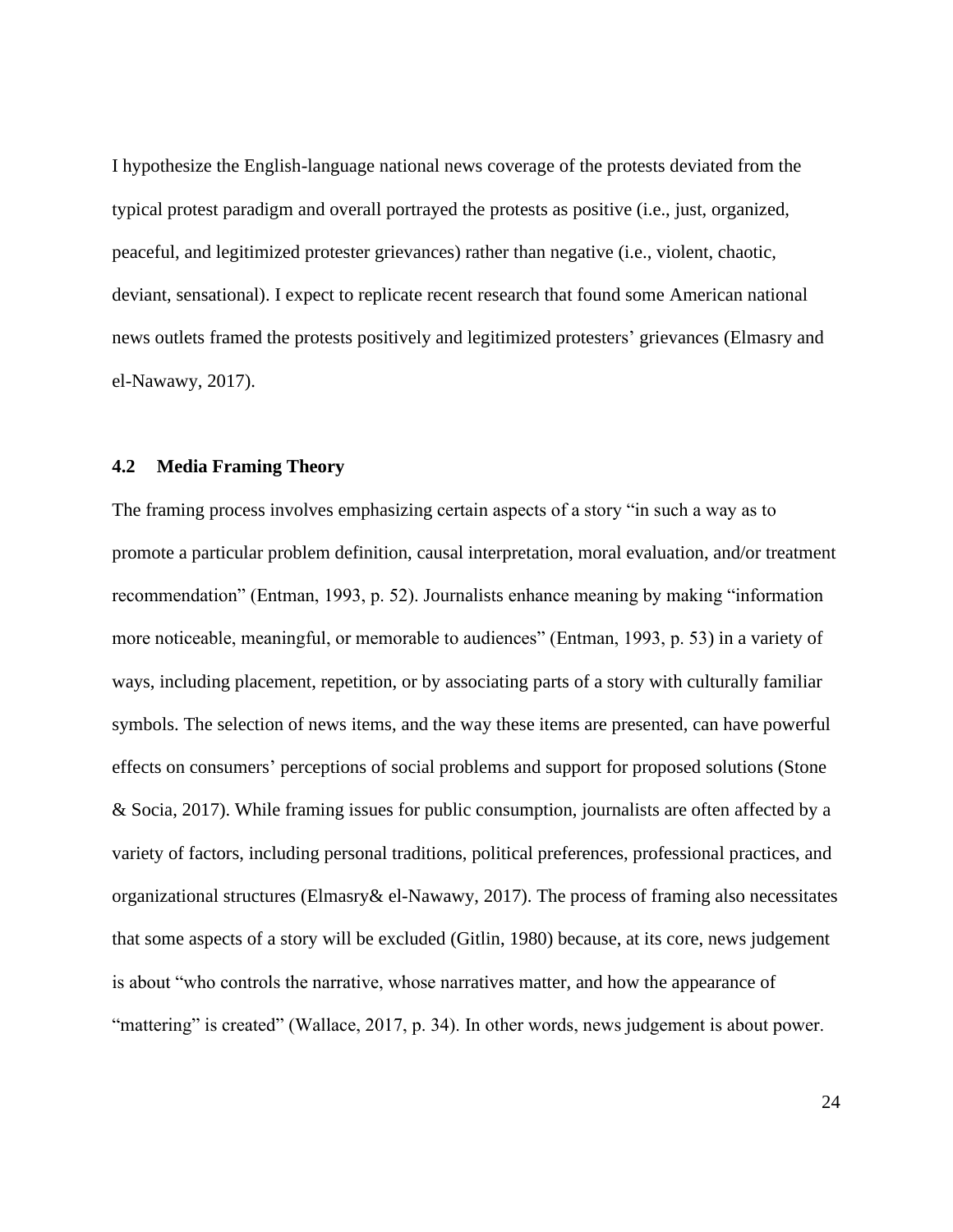I hypothesize the English-language national news coverage of the protests deviated from the typical protest paradigm and overall portrayed the protests as positive (i.e., just, organized, peaceful, and legitimized protester grievances) rather than negative (i.e., violent, chaotic, deviant, sensational). I expect to replicate recent research that found some American national news outlets framed the protests positively and legitimized protesters' grievances (Elmasry and el-Nawawy, 2017).

### 4.2 Media Framing Theory

The framing process involves emphasizing certain aspects of a story "in such a way as to promote a particular problem definition, causal interpretation, moral evaluation, and/or treatment recommendation" (Entman, 1993, p. 52). Journalists enhance meaning by making "information more noticeable, meaningful, or memorable to audiences" (Entman, 1993, p. 53) in a variety of ways, including placement, repetition, or by associating parts of a story with culturally familiar symbols. The selection of news items, and the way these items are presented, can have powerful effects on consumers' perceptions of social problems and support for proposed solutions (Stone & Socia, 2017). While framing issues for public consumption, journalists are often affected by a variety of factors, including personal traditions, political preferences, professional practices, and organizational structures (Elmasry& el-Nawawy, 2017). The process of framing also necessitates that some aspects of a story will be excluded (Gitlin, 1980) because, at its core, news judgement is about "who controls the narrative, whose narratives matter, and how the appearance of "mattering" is created" (Wallace, 2017, p. 34). In other words, news judgement is about power.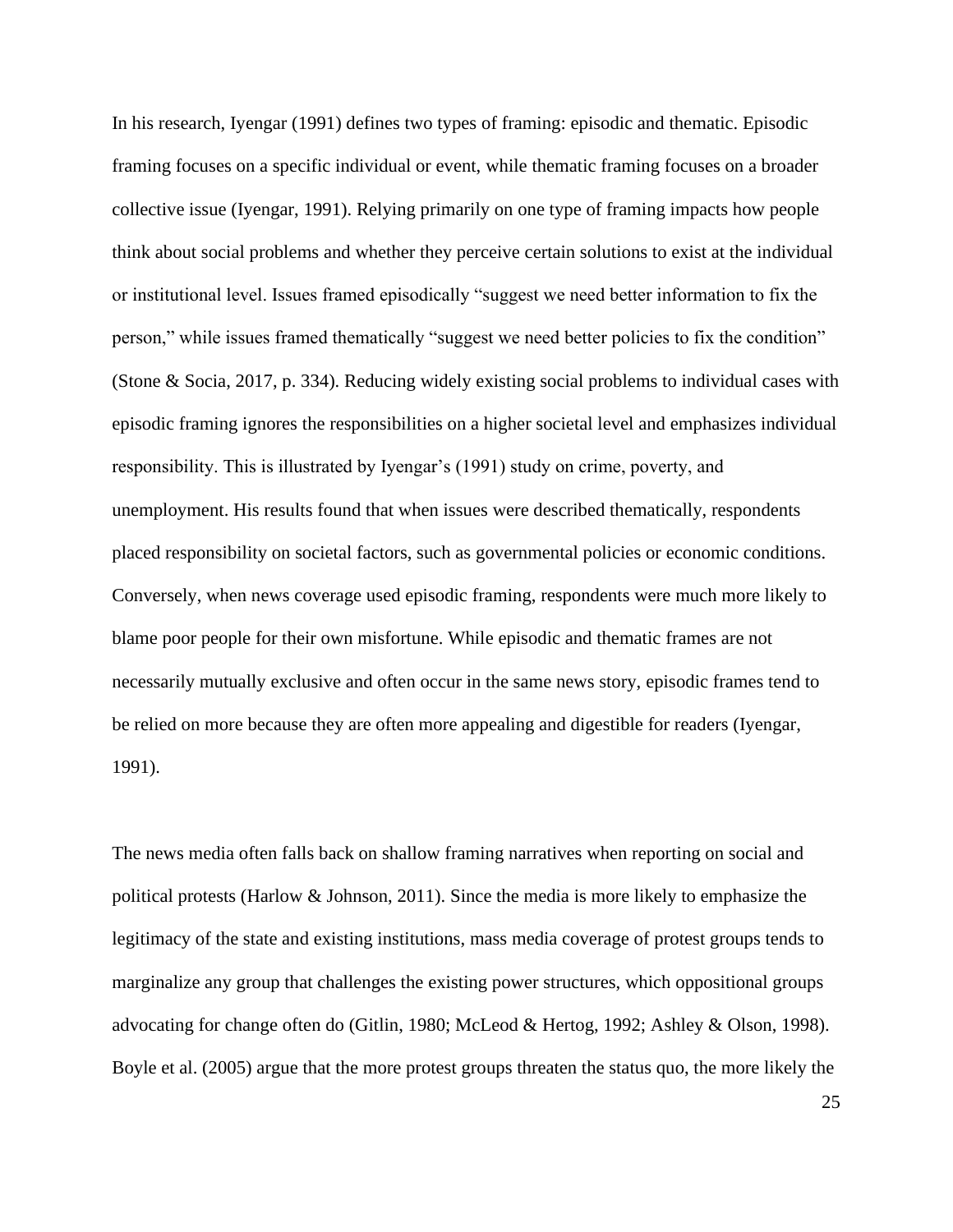In his research, Iyengar (1991) defines two types of framing: episodic and thematic. Episodic framing focuses on a specific individual or event, while thematic framing focuses on a broader collective issue (Iyengar, 1991). Relying primarily on one type of framing impacts how people think about social problems and whether they perceive certain solutions to exist at the individual or institutional level. Issues framed episodically "suggest we need better information to fix the person," while issues framed thematically "suggest we need better policies to fix the condition" (Stone & Socia, 2017, p. 334). Reducing widely existing social problems to individual cases with episodic framing ignores the responsibilities on a higher societal level and emphasizes individual responsibility. This is illustrated by Iyengar's (1991) study on crime, poverty, and unemployment. His results found that when issues were described thematically, respondents placed responsibility on societal factors, such as governmental policies or economic conditions. Conversely, when news coverage used episodic framing, respondents were much more likely to blame poor people for their own misfortune. While episodic and thematic frames are not necessarily mutually exclusive and often occur in the same news story, episodic frames tend to be relied on more because they are often more appealing and digestible for readers (Iyengar, 1991).

The news media often falls back on shallow framing narratives when reporting on social and political protests (Harlow & Johnson, 2011). Since the media is more likely to emphasize the legitimacy of the state and existing institutions, mass media coverage of protest groups tends to marginalize any group that challenges the existing power structures, which oppositional groups advocating for change often do (Gitlin, 1980; McLeod & Hertog, 1992; Ashley & Olson, 1998). Boyle et al. (2005) argue that the more protest groups threaten the status quo, the more likely the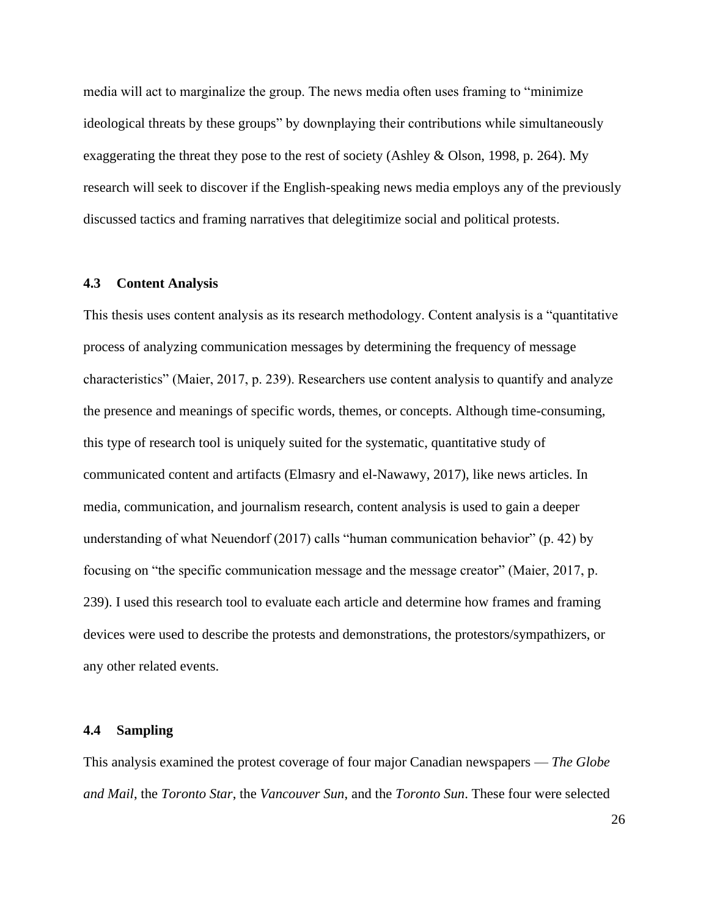media will act to marginalize the group. The news media often uses framing to "minimize ideological threats by these groups" by downplaying their contributions while simultaneously exaggerating the threat they pose to the rest of society (Ashley & Olson, 1998, p. 264). My research will seek to discover if the English-speaking news media employs any of the previously discussed tactics and framing narratives that delegitimize social and political protests.

### 4.3 Content Analysis

This thesis uses content analysis as its research methodology. Content analysis is a "quantitative process of analyzing communication messages by determining the frequency of message characteristics" (Maier, 2017, p. 239). Researchers use content analysis to quantify and analyze the presence and meanings of specific words, themes, or concepts. Although time-consuming, this type of research tool is uniquely suited for the systematic, quantitative study of communicated content and artifacts (Elmasry and el-Nawawy, 2017), like news articles. In media, communication, and journalism research, content analysis is used to gain a deeper understanding of what Neuendorf (2017) calls "human communication behavior" (p. 42) by focusing on "the specific communication message and the message creator" (Maier, 2017, p. 239). I used this research tool to evaluate each article and determine how frames and framing devices were used to describe the protests and demonstrations, the protestors/sympathizers, or any other related events.

### 4.4 Sampling

This analysis examined the protest coverage of four major Canadian newspapers — *The Globe and Mail*, the *Toronto Star*, the *Vancouver Sun*, and the *Toronto Sun*. These four were selected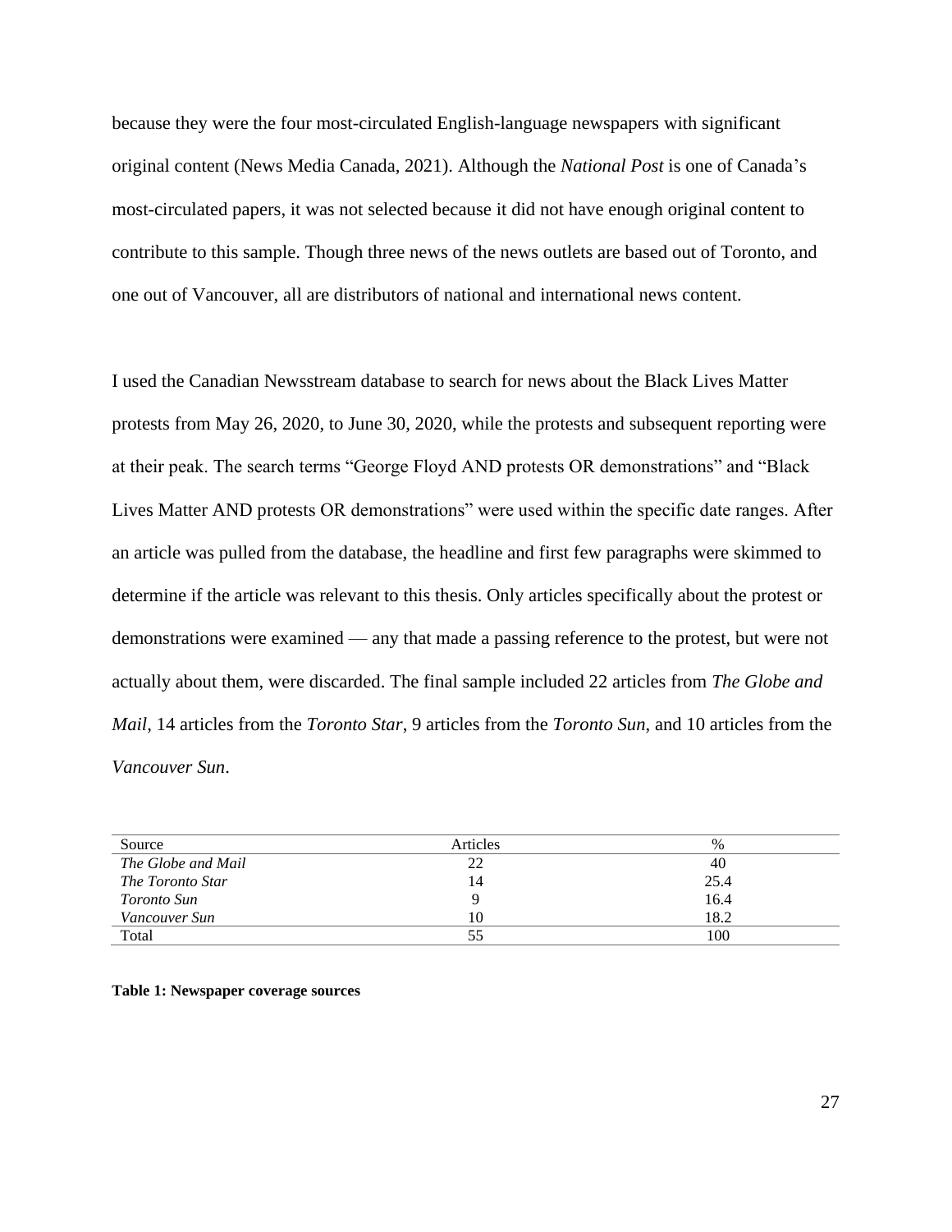because they were the four most-circulated English-language newspapers with significant original content (News Media Canada, 2021). Although the *National Post* is one of Canada's most-circulated papers, it was not selected because it did not have enough original content to contribute to this sample. Though three news of the news outlets are based out of Toronto, and one out of Vancouver, all are distributors of national and international news content.

I used the Canadian Newsstream database to search for news about the Black Lives Matter protests from May 26, 2020, to June 30, 2020, while the protests and subsequent reporting were at their peak. The search terms "George Floyd AND protests OR demonstrations" and "Black Lives Matter AND protests OR demonstrations" were used within the specific date ranges. After an article was pulled from the database, the headline and first few paragraphs were skimmed to determine if the article was relevant to this thesis. Only articles specifically about the protest or demonstrations were examined — any that made a passing reference to the protest, but were not actually about them, were discarded. The final sample included 22 articles from *The Globe and Mail*, 14 articles from the *Toronto Star*, 9 articles from the *Toronto Sun*, and 10 articles from the *Vancouver Sun*.

| Source | Articles | % |
|---|---|---|
| *The Globe and Mail* | 22 | 40 |
| *The Toronto Star* | 14 | 25.4 |
| *Toronto Sun* | 9 | 16.4 |
| *Vancouver Sun* | 10 | 18.2 |
| Total | 55 | 100 |

**Table 1: Newspaper coverage sources**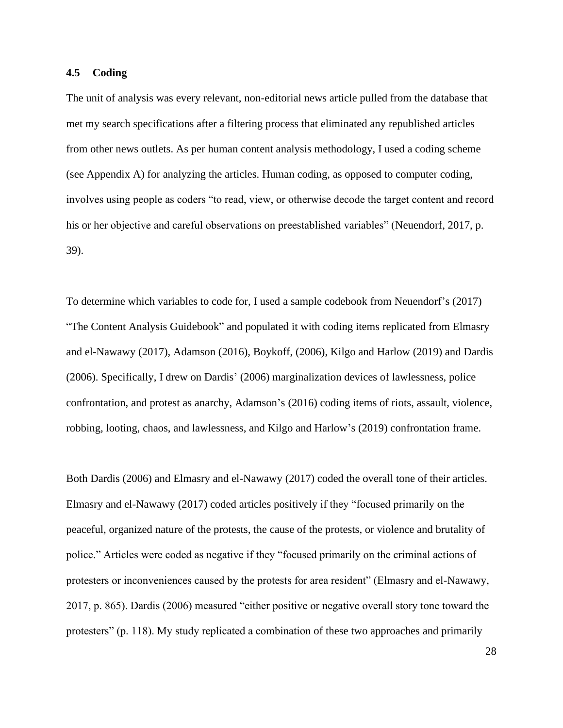### 4.5 Coding

The unit of analysis was every relevant, non-editorial news article pulled from the database that met my search specifications after a filtering process that eliminated any republished articles from other news outlets. As per human content analysis methodology, I used a coding scheme (see Appendix A) for analyzing the articles. Human coding, as opposed to computer coding, involves using people as coders "to read, view, or otherwise decode the target content and record his or her objective and careful observations on preestablished variables" (Neuendorf, 2017, p. 39).

To determine which variables to code for, I used a sample codebook from Neuendorf's (2017) "The Content Analysis Guidebook" and populated it with coding items replicated from Elmasry and el-Nawawy (2017), Adamson (2016), Boykoff, (2006), Kilgo and Harlow (2019) and Dardis (2006). Specifically, I drew on Dardis' (2006) marginalization devices of lawlessness, police confrontation, and protest as anarchy, Adamson's (2016) coding items of riots, assault, violence, robbing, looting, chaos, and lawlessness, and Kilgo and Harlow's (2019) confrontation frame.

Both Dardis (2006) and Elmasry and el-Nawawy (2017) coded the overall tone of their articles. Elmasry and el-Nawawy (2017) coded articles positively if they "focused primarily on the peaceful, organized nature of the protests, the cause of the protests, or violence and brutality of police." Articles were coded as negative if they "focused primarily on the criminal actions of protesters or inconveniences caused by the protests for area resident" (Elmasry and el-Nawawy, 2017, p. 865). Dardis (2006) measured "either positive or negative overall story tone toward the protesters" (p. 118). My study replicated a combination of these two approaches and primarily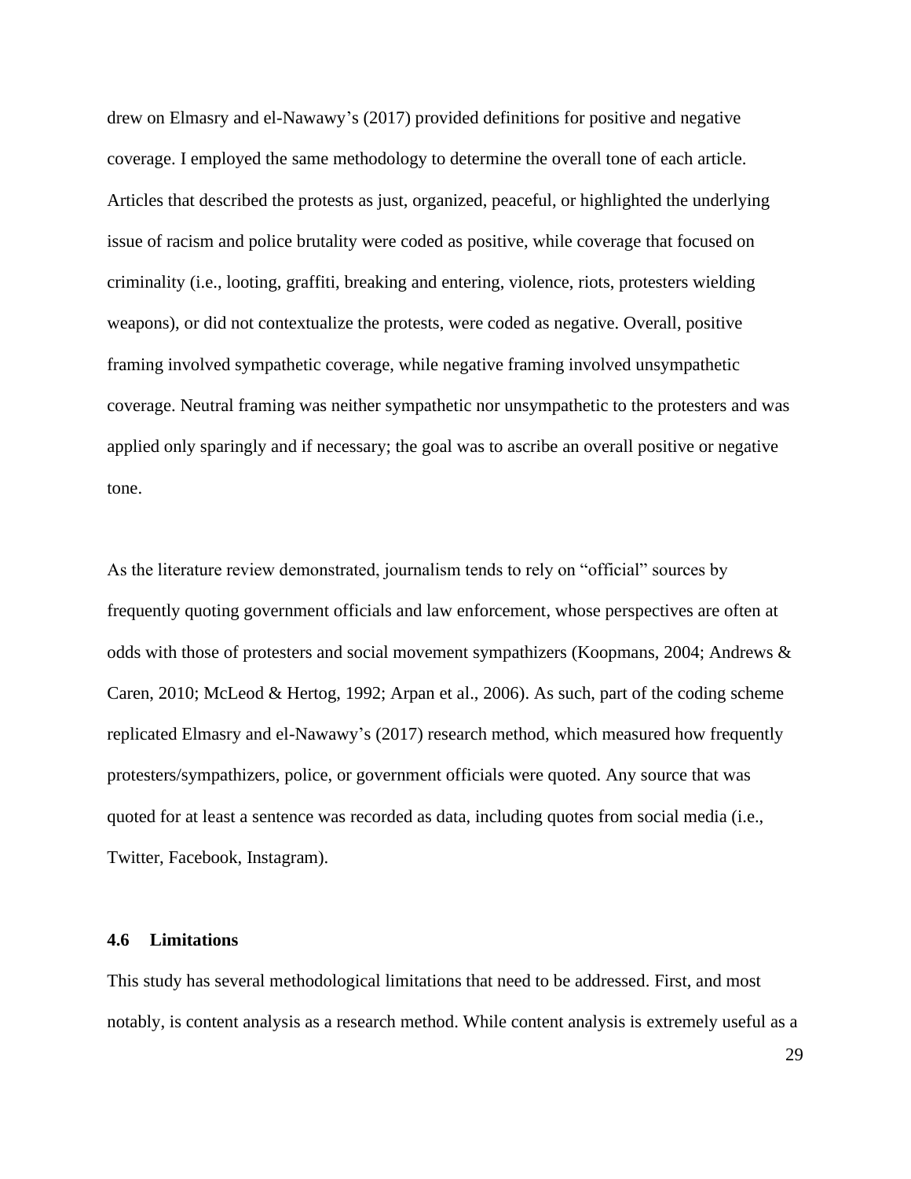drew on Elmasry and el-Nawawy's (2017) provided definitions for positive and negative coverage. I employed the same methodology to determine the overall tone of each article. Articles that described the protests as just, organized, peaceful, or highlighted the underlying issue of racism and police brutality were coded as positive, while coverage that focused on criminality (i.e., looting, graffiti, breaking and entering, violence, riots, protesters wielding weapons), or did not contextualize the protests, were coded as negative. Overall, positive framing involved sympathetic coverage, while negative framing involved unsympathetic coverage. Neutral framing was neither sympathetic nor unsympathetic to the protesters and was applied only sparingly and if necessary; the goal was to ascribe an overall positive or negative tone.

As the literature review demonstrated, journalism tends to rely on "official" sources by frequently quoting government officials and law enforcement, whose perspectives are often at odds with those of protesters and social movement sympathizers (Koopmans, 2004; Andrews & Caren, 2010; McLeod & Hertog, 1992; Arpan et al., 2006). As such, part of the coding scheme replicated Elmasry and el-Nawawy's (2017) research method, which measured how frequently protesters/sympathizers, police, or government officials were quoted. Any source that was quoted for at least a sentence was recorded as data, including quotes from social media (i.e., Twitter, Facebook, Instagram).

### 4.6 Limitations

This study has several methodological limitations that need to be addressed. First, and most notably, is content analysis as a research method. While content analysis is extremely useful as a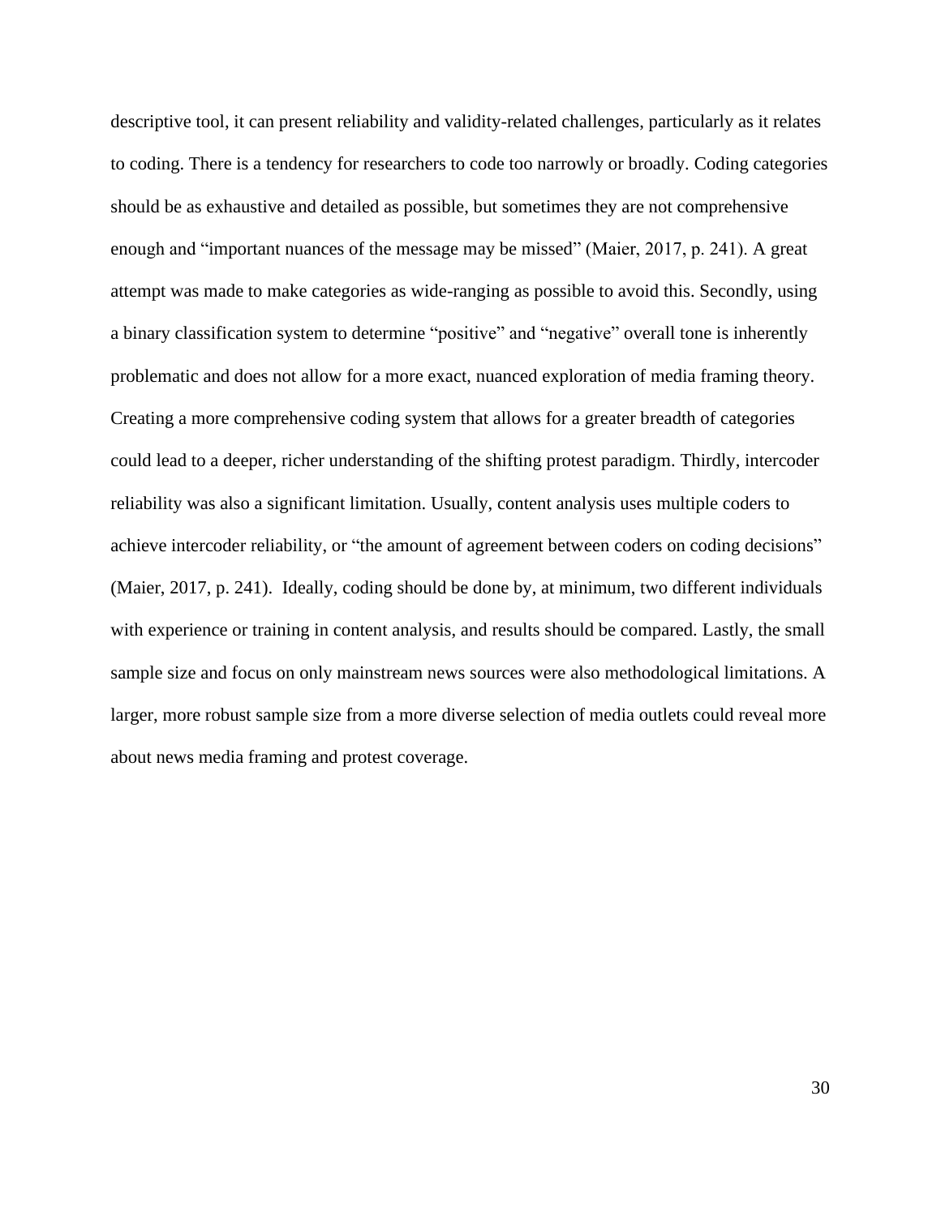descriptive tool, it can present reliability and validity-related challenges, particularly as it relates to coding. There is a tendency for researchers to code too narrowly or broadly. Coding categories should be as exhaustive and detailed as possible, but sometimes they are not comprehensive enough and "important nuances of the message may be missed" (Maier, 2017, p. 241). A great attempt was made to make categories as wide-ranging as possible to avoid this. Secondly, using a binary classification system to determine "positive" and "negative" overall tone is inherently problematic and does not allow for a more exact, nuanced exploration of media framing theory. Creating a more comprehensive coding system that allows for a greater breadth of categories could lead to a deeper, richer understanding of the shifting protest paradigm. Thirdly, intercoder reliability was also a significant limitation. Usually, content analysis uses multiple coders to achieve intercoder reliability, or "the amount of agreement between coders on coding decisions" (Maier, 2017, p. 241). Ideally, coding should be done by, at minimum, two different individuals with experience or training in content analysis, and results should be compared. Lastly, the small sample size and focus on only mainstream news sources were also methodological limitations. A larger, more robust sample size from a more diverse selection of media outlets could reveal more about news media framing and protest coverage.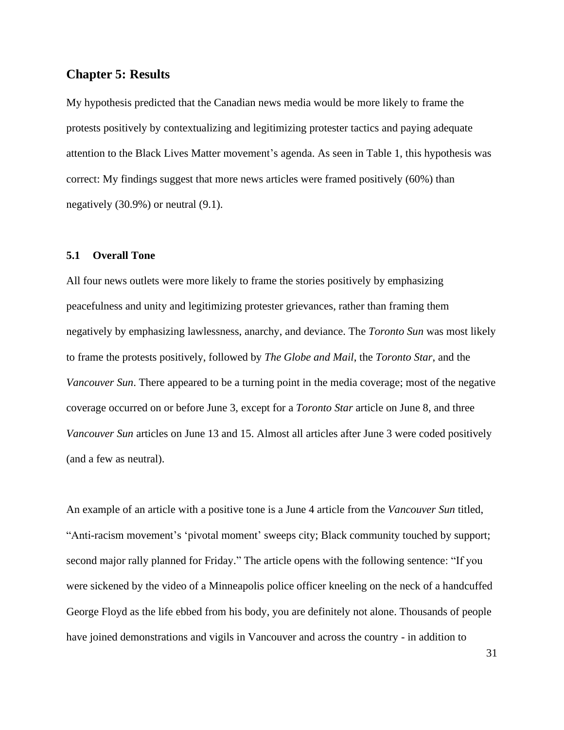# Chapter 5: Results

My hypothesis predicted that the Canadian news media would be more likely to frame the protests positively by contextualizing and legitimizing protester tactics and paying adequate attention to the Black Lives Matter movement's agenda. As seen in Table 1, this hypothesis was correct: My findings suggest that more news articles were framed positively (60%) than negatively (30.9%) or neutral (9.1).

## 5.1 Overall Tone

All four news outlets were more likely to frame the stories positively by emphasizing peacefulness and unity and legitimizing protester grievances, rather than framing them negatively by emphasizing lawlessness, anarchy, and deviance. The *Toronto Sun* was most likely to frame the protests positively, followed by *The Globe and Mail*, the *Toronto Star*, and the *Vancouver Sun*. There appeared to be a turning point in the media coverage; most of the negative coverage occurred on or before June 3, except for a *Toronto Star* article on June 8, and three *Vancouver Sun* articles on June 13 and 15. Almost all articles after June 3 were coded positively (and a few as neutral).

An example of an article with a positive tone is a June 4 article from the *Vancouver Sun* titled, "Anti-racism movement's 'pivotal moment' sweeps city; Black community touched by support; second major rally planned for Friday." The article opens with the following sentence: "If you were sickened by the video of a Minneapolis police officer kneeling on the neck of a handcuffed George Floyd as the life ebbed from his body, you are definitely not alone. Thousands of people have joined demonstrations and vigils in Vancouver and across the country - in addition to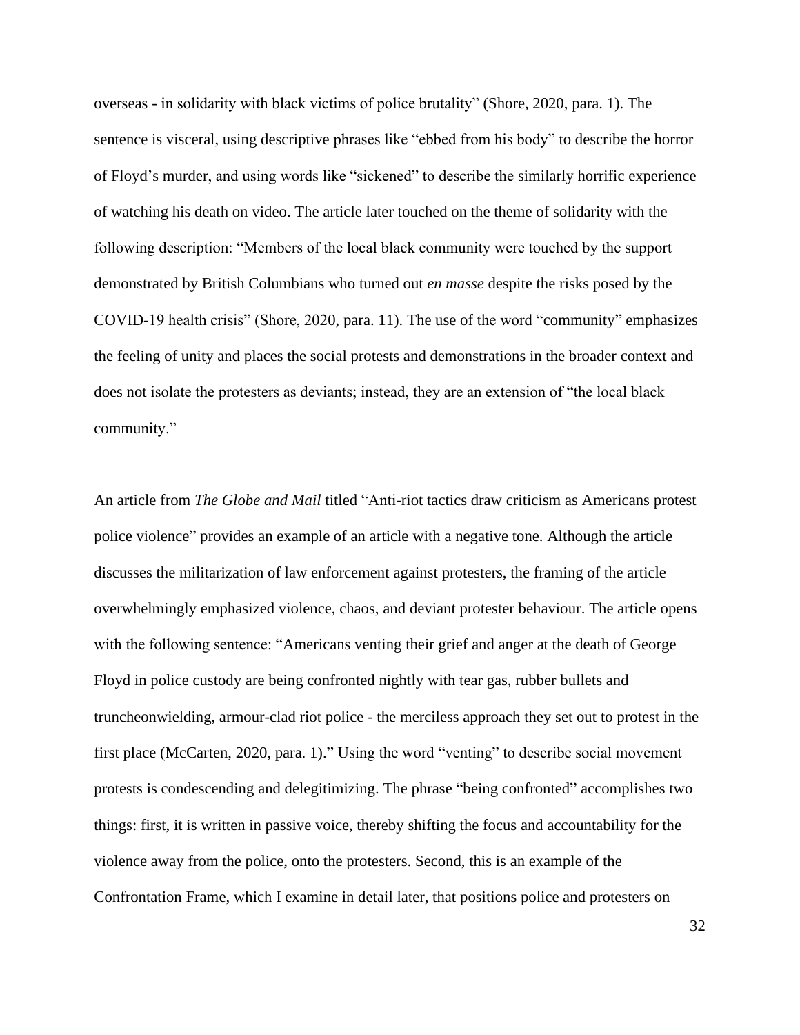overseas - in solidarity with black victims of police brutality" (Shore, 2020, para. 1). The sentence is visceral, using descriptive phrases like "ebbed from his body" to describe the horror of Floyd's murder, and using words like "sickened" to describe the similarly horrific experience of watching his death on video. The article later touched on the theme of solidarity with the following description: "Members of the local black community were touched by the support demonstrated by British Columbians who turned out *en masse* despite the risks posed by the COVID-19 health crisis" (Shore, 2020, para. 11). The use of the word "community" emphasizes the feeling of unity and places the social protests and demonstrations in the broader context and does not isolate the protesters as deviants; instead, they are an extension of "the local black community."

An article from *The Globe and Mail* titled "Anti-riot tactics draw criticism as Americans protest police violence" provides an example of an article with a negative tone. Although the article discusses the militarization of law enforcement against protesters, the framing of the article overwhelmingly emphasized violence, chaos, and deviant protester behaviour. The article opens with the following sentence: "Americans venting their grief and anger at the death of George Floyd in police custody are being confronted nightly with tear gas, rubber bullets and truncheonwielding, armour-clad riot police - the merciless approach they set out to protest in the first place (McCarten, 2020, para. 1)." Using the word "venting" to describe social movement protests is condescending and delegitimizing. The phrase "being confronted" accomplishes two things: first, it is written in passive voice, thereby shifting the focus and accountability for the violence away from the police, onto the protesters. Second, this is an example of the Confrontation Frame, which I examine in detail later, that positions police and protesters on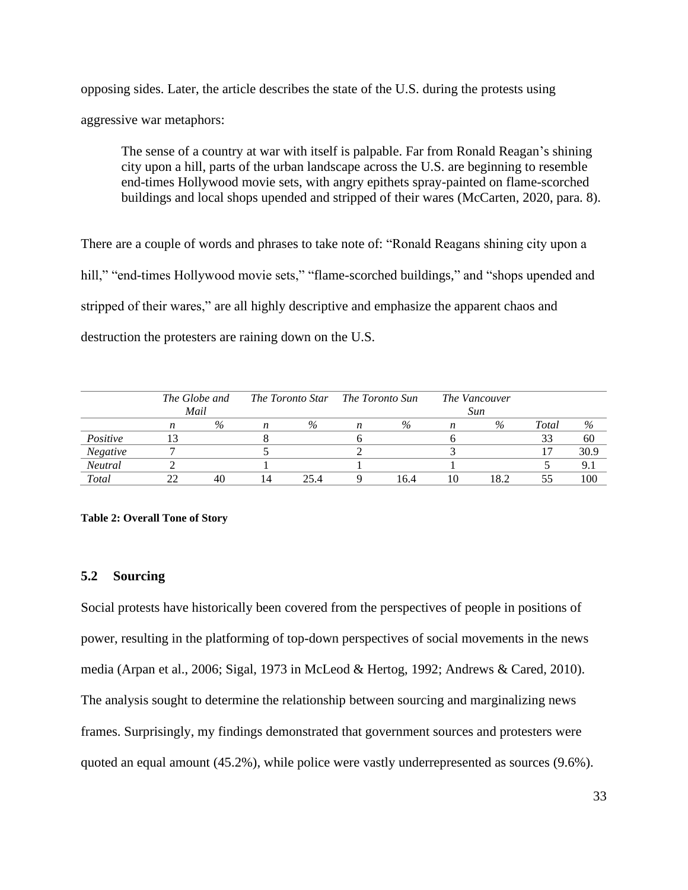opposing sides. Later, the article describes the state of the U.S. during the protests using aggressive war metaphors:

> The sense of a country at war with itself is palpable. Far from Ronald Reagan's shining city upon a hill, parts of the urban landscape across the U.S. are beginning to resemble end-times Hollywood movie sets, with angry epithets spray-painted on flame-scorched buildings and local shops upended and stripped of their wares (McCarten, 2020, para. 8).

There are a couple of words and phrases to take note of: "Ronald Reagans shining city upon a hill," "end-times Hollywood movie sets," "flame-scorched buildings," and "shops upended and stripped of their wares," are all highly descriptive and emphasize the apparent chaos and destruction the protesters are raining down on the U.S.

| | *The Globe and Mail* | | *The Toronto Star* | | *The Toronto Sun* | | *The Vancouver Sun* | | | |
|---|---|---|---|---|---|---|---|---|---|---|
| | *n* | *%* | *n* | *%* | *n* | *%* | *n* | *%* | *Total* | *%* |
| *Positive* | 13 | | 8 | | 6 | | 6 | | 33 | 60 |
| *Negative* | 7 | | 5 | | 2 | | 3 | | 17 | 30.9 |
| *Neutral* | 2 | | 1 | | 1 | | 1 | | 5 | 9.1 |
| *Total* | 22 | 40 | 14 | 25.4 | 9 | 16.4 | 10 | 18.2 | 55 | 100 |

**Table 2: Overall Tone of Story**

## 5.2 Sourcing

Social protests have historically been covered from the perspectives of people in positions of power, resulting in the platforming of top-down perspectives of social movements in the news media (Arpan et al., 2006; Sigal, 1973 in McLeod & Hertog, 1992; Andrews & Cared, 2010). The analysis sought to determine the relationship between sourcing and marginalizing news frames. Surprisingly, my findings demonstrated that government sources and protesters were quoted an equal amount (45.2%), while police were vastly underrepresented as sources (9.6%).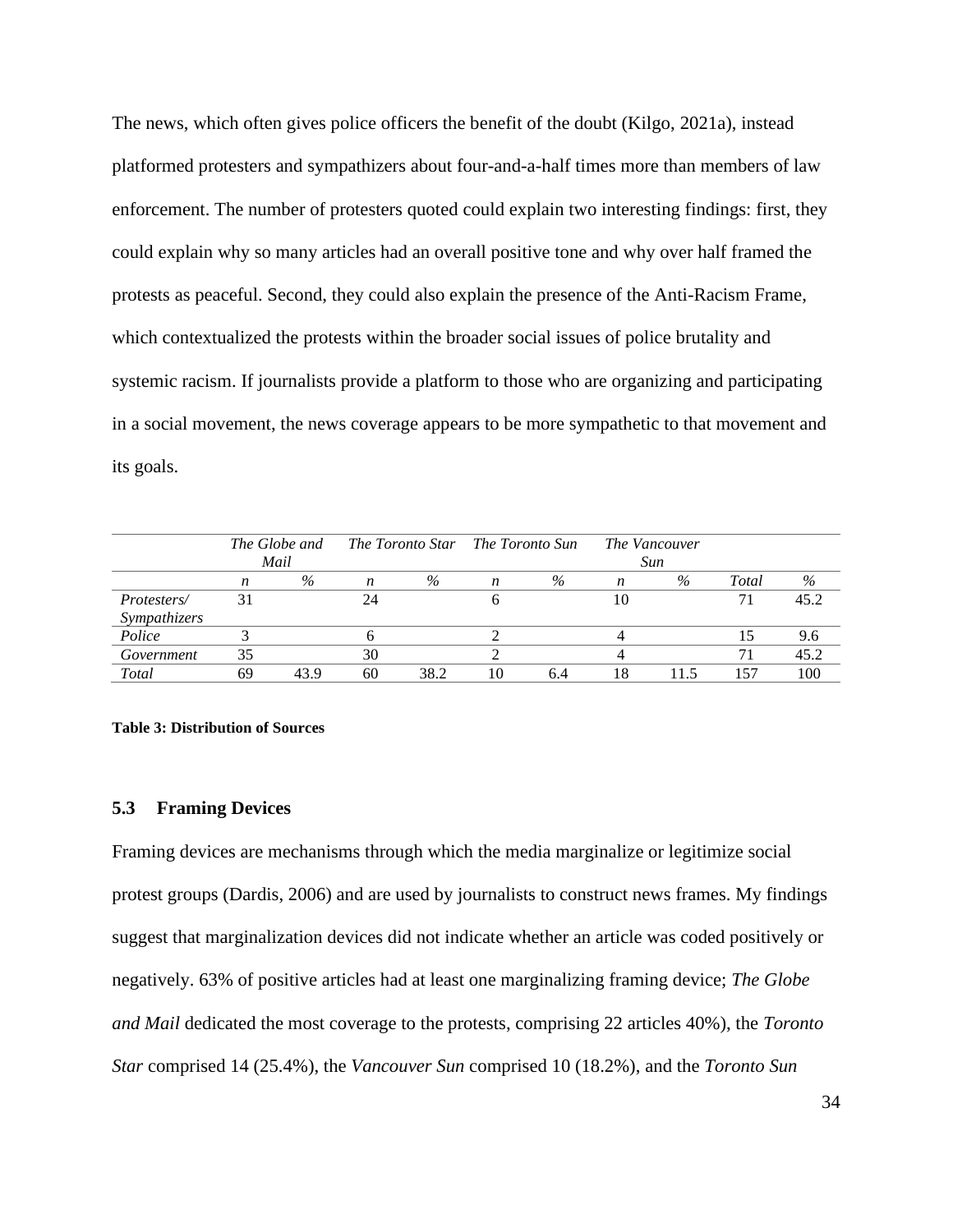The news, which often gives police officers the benefit of the doubt (Kilgo, 2021a), instead platformed protesters and sympathizers about four-and-a-half times more than members of law enforcement. The number of protesters quoted could explain two interesting findings: first, they could explain why so many articles had an overall positive tone and why over half framed the protests as peaceful. Second, they could also explain the presence of the Anti-Racism Frame, which contextualized the protests within the broader social issues of police brutality and systemic racism. If journalists provide a platform to those who are organizing and participating in a social movement, the news coverage appears to be more sympathetic to that movement and its goals.

| | *The Globe and Mail* | | *The Toronto Star* | | *The Toronto Sun* | | *The Vancouver Sun* | | | |
|---|---|---|---|---|---|---|---|---|---|---|
| | *n* | *%* | *n* | *%* | *n* | *%* | *n* | *%* | *Total* | *%* |
| *Protesters/ Sympathizers* | 31 | | 24 | | 6 | | 10 | | 71 | 45.2 |
| *Police* | 3 | | 6 | | 2 | | 4 | | 15 | 9.6 |
| *Government* | 35 | | 30 | | 2 | | 4 | | 71 | 45.2 |
| *Total* | 69 | 43.9 | 60 | 38.2 | 10 | 6.4 | 18 | 11.5 | 157 | 100 |

**Table 3: Distribution of Sources**

### 5.3 Framing Devices

Framing devices are mechanisms through which the media marginalize or legitimize social protest groups (Dardis, 2006) and are used by journalists to construct news frames. My findings suggest that marginalization devices did not indicate whether an article was coded positively or negatively. 63% of positive articles had at least one marginalizing framing device; *The Globe and Mail* dedicated the most coverage to the protests, comprising 22 articles 40%), the *Toronto Star* comprised 14 (25.4%), the *Vancouver Sun* comprised 10 (18.2%), and the *Toronto Sun*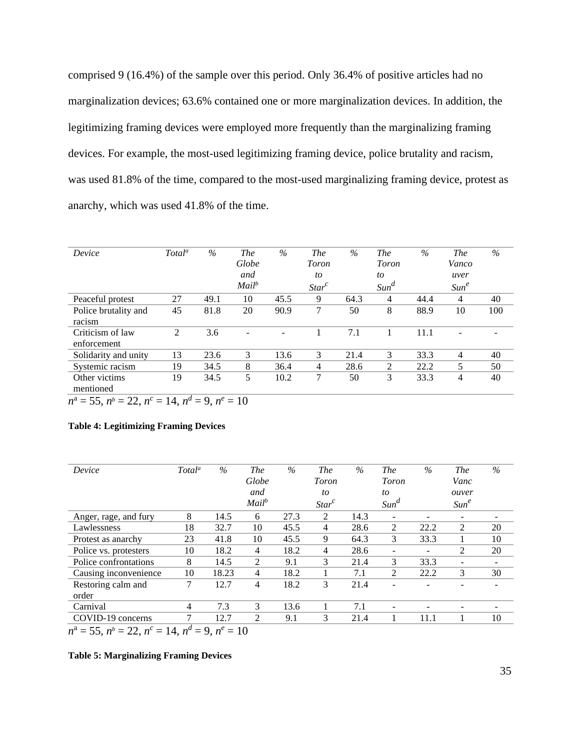comprised 9 (16.4%) of the sample over this period. Only 36.4% of positive articles had no marginalization devices; 63.6% contained one or more marginalization devices. In addition, the legitimizing framing devices were employed more frequently than the marginalizing framing devices. For example, the most-used legitimizing framing device, police brutality and racism, was used 81.8% of the time, compared to the most-used marginalizing framing device, protest as anarchy, which was used 41.8% of the time.

| *Device* | *Total*[a] | *%* | *The Globe and Mail*[b] | *%* | *The Toronto Star*[c] | *%* | *The Toronto Sun*[d] | *%* | *The Vancouver Sun*[e] | *%* |
|---|---|---|---|---|---|---|---|---|---|---|
| Peaceful protest | 27 | 49.1 | 10 | 45.5 | 9 | 64.3 | 4 | 44.4 | 4 | 40 |
| Police brutality and racism | 45 | 81.8 | 20 | 90.9 | 7 | 50 | 8 | 88.9 | 10 | 100 |
| Criticism of law enforcement | 2 | 3.6 | - | - | 1 | 7.1 | 1 | 11.1 | - | - |
| Solidarity and unity | 13 | 23.6 | 3 | 13.6 | 3 | 21.4 | 3 | 33.3 | 4 | 40 |
| Systemic racism | 19 | 34.5 | 8 | 36.4 | 4 | 28.6 | 2 | 22.2 | 5 | 50 |
| Other victims mentioned | 19 | 34.5 | 5 | 10.2 | 7 | 50 | 3 | 33.3 | 4 | 40 |

$n^a = 55$, $n^b = 22$, $n^c = 14$, $n^d = 9$, $n^e = 10$

**Table 4: Legitimizing Framing Devices**

| *Device* | *Total*[a] | *%* | *The Globe and Mail*[b] | *%* | *The Toronto Star*[c] | *%* | *The Toronto Sun*[d] | *%* | *The Vancouver Sun*[e] | *%* |
|---|---|---|---|---|---|---|---|---|---|---|
| Anger, rage, and fury | 8 | 14.5 | 6 | 27.3 | 2 | 14.3 | - | - | - | - |
| Lawlessness | 18 | 32.7 | 10 | 45.5 | 4 | 28.6 | 2 | 22.2 | 2 | 20 |
| Protest as anarchy | 23 | 41.8 | 10 | 45.5 | 9 | 64.3 | 3 | 33.3 | 1 | 10 |
| Police vs. protesters | 10 | 18.2 | 4 | 18.2 | 4 | 28.6 | - | - | 2 | 20 |
| Police confrontations | 8 | 14.5 | 2 | 9.1 | 3 | 21.4 | 3 | 33.3 | - | - |
| Causing inconvenience | 10 | 18.23 | 4 | 18.2 | 1 | 7.1 | 2 | 22.2 | 3 | 30 |
| Restoring calm and order | 7 | 12.7 | 4 | 18.2 | 3 | 21.4 | - | - | - | - |
| Carnival | 4 | 7.3 | 3 | 13.6 | 1 | 7.1 | - | - | - | - |
| COVID-19 concerns | 7 | 12.7 | 2 | 9.1 | 3 | 21.4 | 1 | 11.1 | 1 | 10 |

$n^a = 55$, $n^b = 22$, $n^c = 14$, $n^d = 9$, $n^e = 10$

**Table 5: Marginalizing Framing Devices**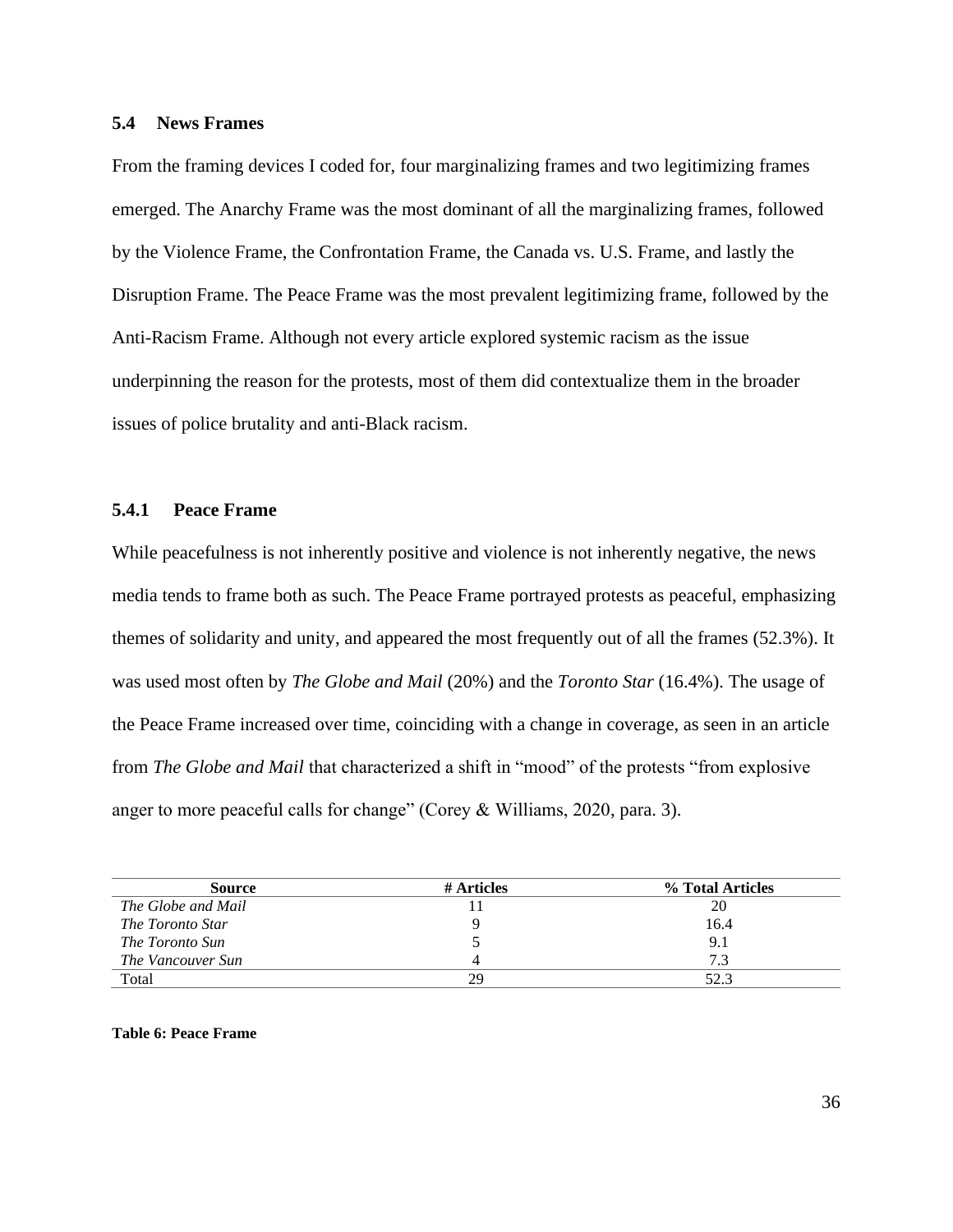### 5.4 News Frames

From the framing devices I coded for, four marginalizing frames and two legitimizing frames emerged. The Anarchy Frame was the most dominant of all the marginalizing frames, followed by the Violence Frame, the Confrontation Frame, the Canada vs. U.S. Frame, and lastly the Disruption Frame. The Peace Frame was the most prevalent legitimizing frame, followed by the Anti-Racism Frame. Although not every article explored systemic racism as the issue underpinning the reason for the protests, most of them did contextualize them in the broader issues of police brutality and anti-Black racism.

#### 5.4.1 Peace Frame

While peacefulness is not inherently positive and violence is not inherently negative, the news media tends to frame both as such. The Peace Frame portrayed protests as peaceful, emphasizing themes of solidarity and unity, and appeared the most frequently out of all the frames (52.3%). It was used most often by *The Globe and Mail* (20%) and the *Toronto Star* (16.4%). The usage of the Peace Frame increased over time, coinciding with a change in coverage, as seen in an article from *The Globe and Mail* that characterized a shift in "mood" of the protests "from explosive anger to more peaceful calls for change" (Corey & Williams, 2020, para. 3).

| Source | # Articles | % Total Articles |
|---|---|---|
| *The Globe and Mail* | 11 | 20 |
| *The Toronto Star* | 9 | 16.4 |
| *The Toronto Sun* | 5 | 9.1 |
| *The Vancouver Sun* | 4 | 7.3 |
| Total | 29 | 52.3 |

**Table 6: Peace Frame**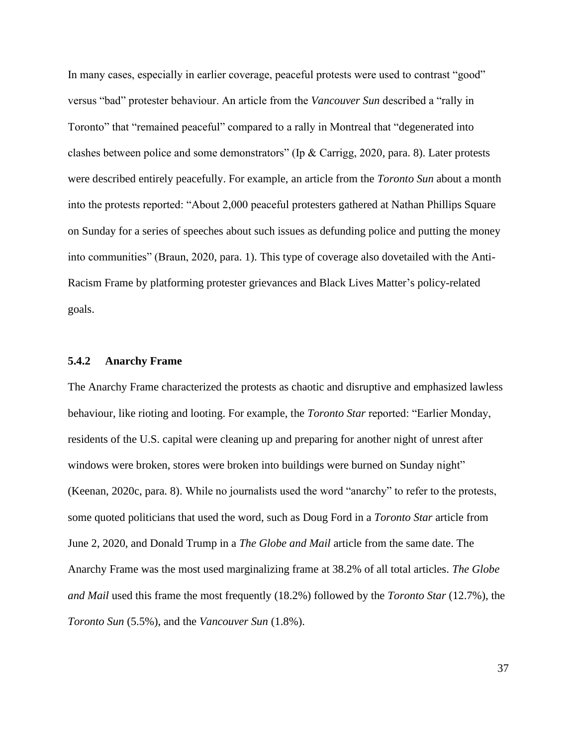In many cases, especially in earlier coverage, peaceful protests were used to contrast "good" versus "bad" protester behaviour. An article from the *Vancouver Sun* described a "rally in Toronto" that "remained peaceful" compared to a rally in Montreal that "degenerated into clashes between police and some demonstrators" (Ip & Carrigg, 2020, para. 8). Later protests were described entirely peacefully. For example, an article from the *Toronto Sun* about a month into the protests reported: "About 2,000 peaceful protesters gathered at Nathan Phillips Square on Sunday for a series of speeches about such issues as defunding police and putting the money into communities" (Braun, 2020, para. 1). This type of coverage also dovetailed with the Anti-Racism Frame by platforming protester grievances and Black Lives Matter's policy-related goals.

### 5.4.2 Anarchy Frame

The Anarchy Frame characterized the protests as chaotic and disruptive and emphasized lawless behaviour, like rioting and looting. For example, the *Toronto Star* reported: "Earlier Monday, residents of the U.S. capital were cleaning up and preparing for another night of unrest after windows were broken, stores were broken into buildings were burned on Sunday night" (Keenan, 2020c, para. 8). While no journalists used the word "anarchy" to refer to the protests, some quoted politicians that used the word, such as Doug Ford in a *Toronto Star* article from June 2, 2020, and Donald Trump in a *The Globe and Mail* article from the same date. The Anarchy Frame was the most used marginalizing frame at 38.2% of all total articles. *The Globe and Mail* used this frame the most frequently (18.2%) followed by the *Toronto Star* (12.7%), the *Toronto Sun* (5.5%), and the *Vancouver Sun* (1.8%).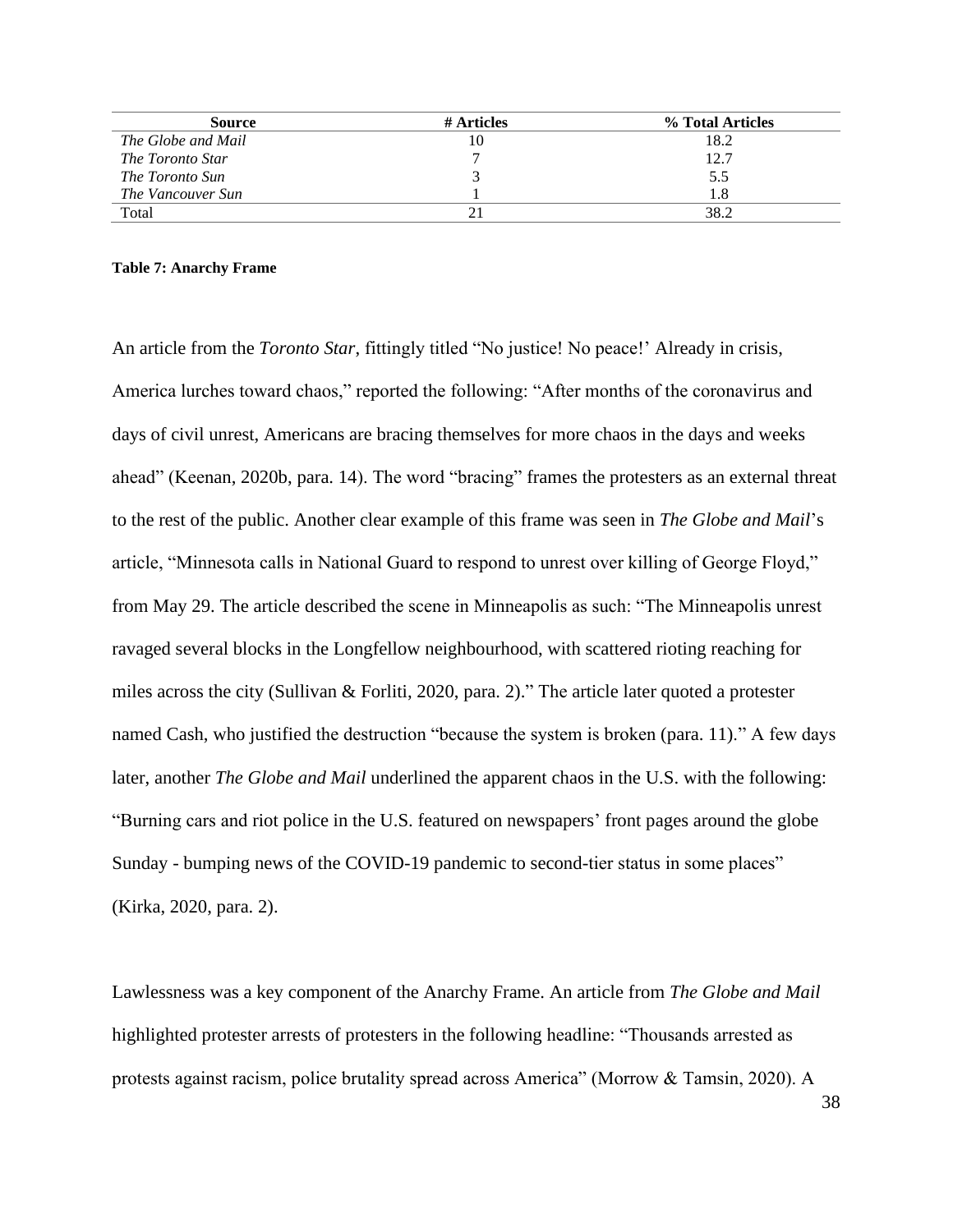| Source | # Articles | % Total Articles |
|---|---|---|
| *The Globe and Mail* | 10 | 18.2 |
| *The Toronto Star* | 7 | 12.7 |
| *The Toronto Sun* | 3 | 5.5 |
| *The Vancouver Sun* | 1 | 1.8 |
| Total | 21 | 38.2 |

**Table 7: Anarchy Frame**

An article from the *Toronto Star*, fittingly titled "No justice! No peace!' Already in crisis, America lurches toward chaos," reported the following: "After months of the coronavirus and days of civil unrest, Americans are bracing themselves for more chaos in the days and weeks ahead" (Keenan, 2020b, para. 14). The word "bracing" frames the protesters as an external threat to the rest of the public. Another clear example of this frame was seen in *The Globe and Mail*'s article, "Minnesota calls in National Guard to respond to unrest over killing of George Floyd," from May 29. The article described the scene in Minneapolis as such: "The Minneapolis unrest ravaged several blocks in the Longfellow neighbourhood, with scattered rioting reaching for miles across the city (Sullivan & Forliti, 2020, para. 2)." The article later quoted a protester named Cash, who justified the destruction "because the system is broken (para. 11)." A few days later, another *The Globe and Mail* underlined the apparent chaos in the U.S. with the following: "Burning cars and riot police in the U.S. featured on newspapers' front pages around the globe Sunday - bumping news of the COVID-19 pandemic to second-tier status in some places" (Kirka, 2020, para. 2).

Lawlessness was a key component of the Anarchy Frame. An article from *The Globe and Mail* highlighted protester arrests of protesters in the following headline: "Thousands arrested as protests against racism, police brutality spread across America" (Morrow & Tamsin, 2020). A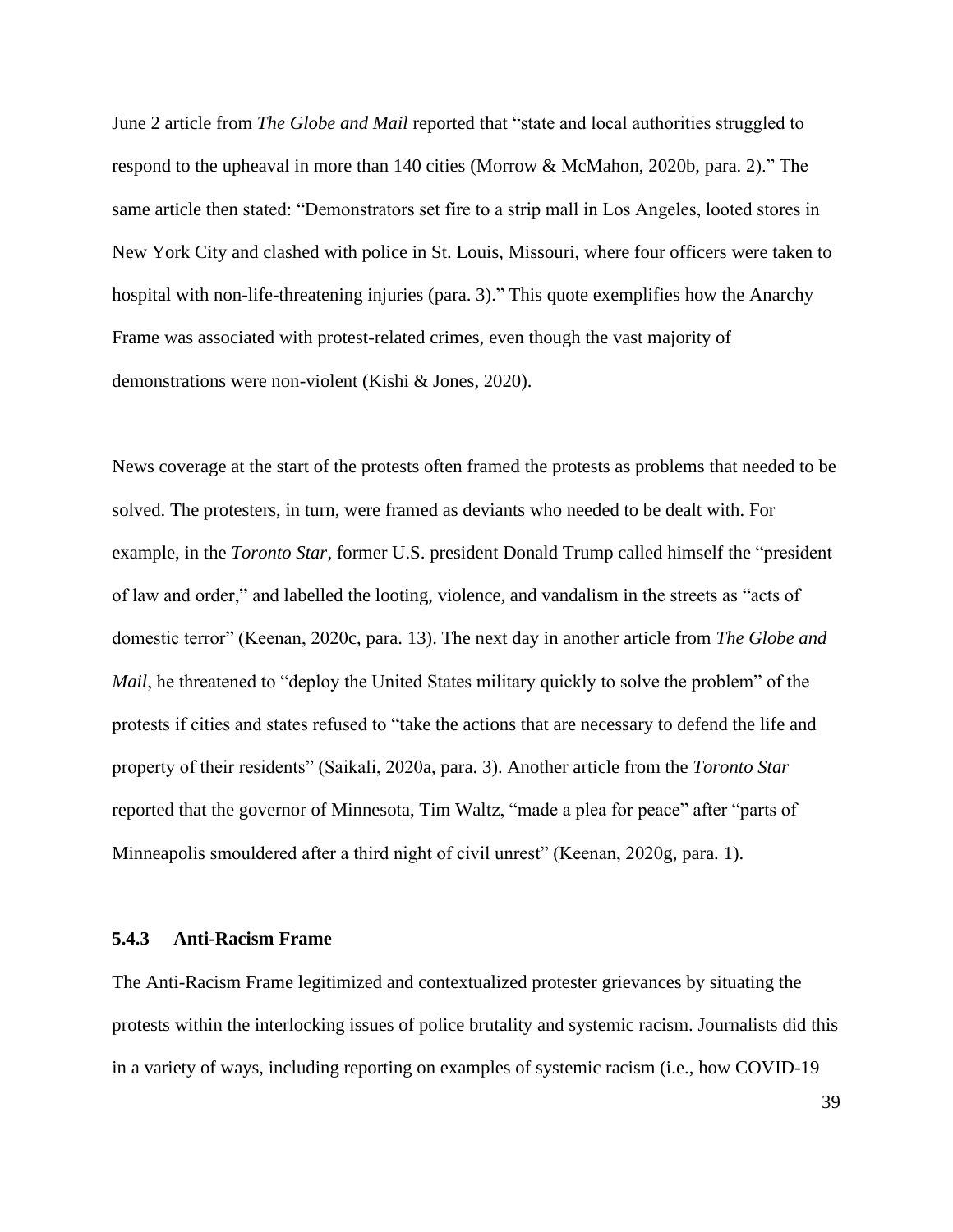June 2 article from *The Globe and Mail* reported that "state and local authorities struggled to respond to the upheaval in more than 140 cities (Morrow & McMahon, 2020b, para. 2)." The same article then stated: "Demonstrators set fire to a strip mall in Los Angeles, looted stores in New York City and clashed with police in St. Louis, Missouri, where four officers were taken to hospital with non-life-threatening injuries (para. 3)." This quote exemplifies how the Anarchy Frame was associated with protest-related crimes, even though the vast majority of demonstrations were non-violent (Kishi & Jones, 2020).

News coverage at the start of the protests often framed the protests as problems that needed to be solved. The protesters, in turn, were framed as deviants who needed to be dealt with. For example, in the *Toronto Star*, former U.S. president Donald Trump called himself the "president of law and order," and labelled the looting, violence, and vandalism in the streets as "acts of domestic terror" (Keenan, 2020c, para. 13). The next day in another article from *The Globe and Mail*, he threatened to "deploy the United States military quickly to solve the problem" of the protests if cities and states refused to "take the actions that are necessary to defend the life and property of their residents" (Saikali, 2020a, para. 3). Another article from the *Toronto Star* reported that the governor of Minnesota, Tim Waltz, "made a plea for peace" after "parts of Minneapolis smouldered after a third night of civil unrest" (Keenan, 2020g, para. 1).

### 5.4.3 Anti-Racism Frame

The Anti-Racism Frame legitimized and contextualized protester grievances by situating the protests within the interlocking issues of police brutality and systemic racism. Journalists did this in a variety of ways, including reporting on examples of systemic racism (i.e., how COVID-19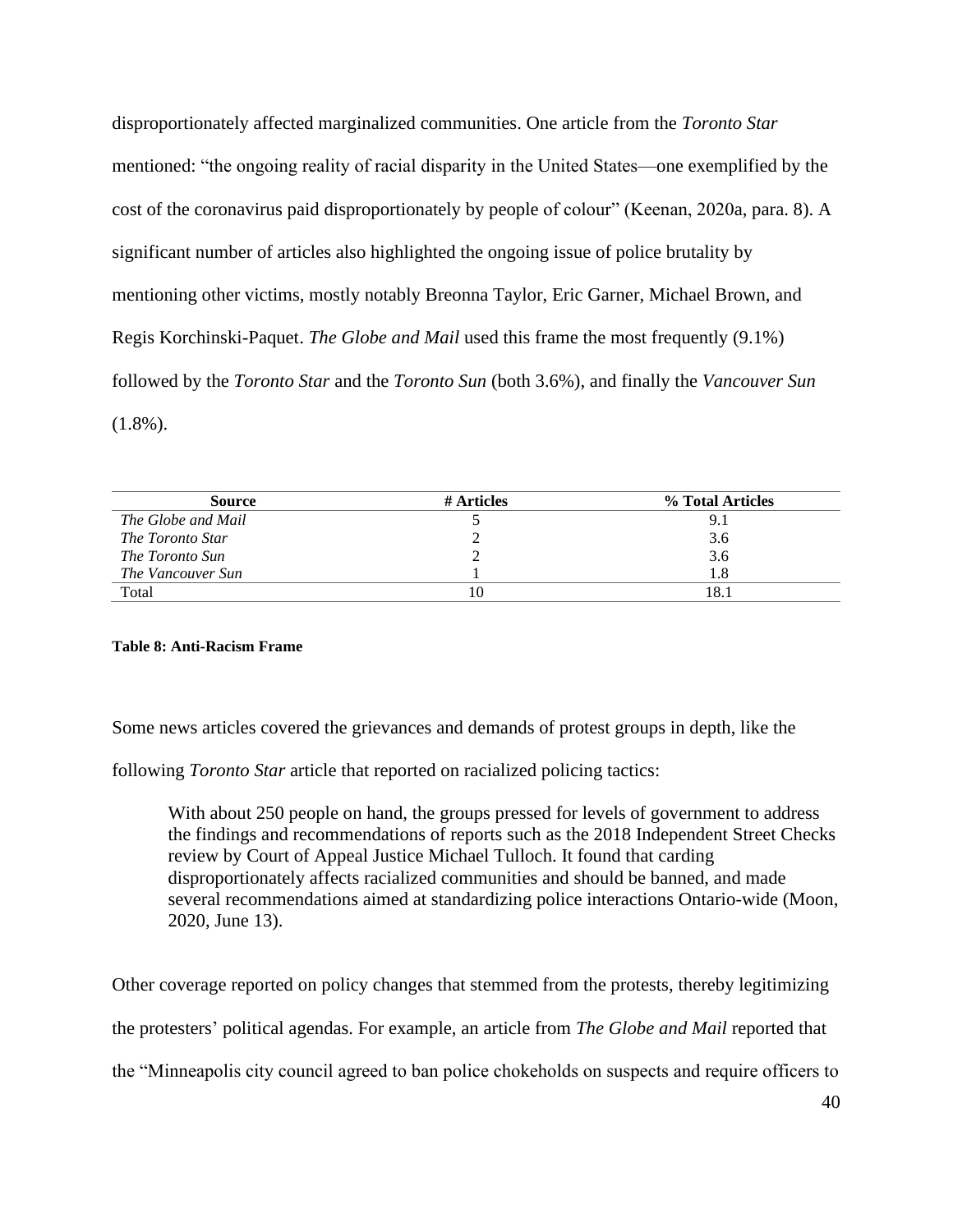disproportionately affected marginalized communities. One article from the *Toronto Star* mentioned: "the ongoing reality of racial disparity in the United States—one exemplified by the cost of the coronavirus paid disproportionately by people of colour" (Keenan, 2020a, para. 8). A significant number of articles also highlighted the ongoing issue of police brutality by mentioning other victims, mostly notably Breonna Taylor, Eric Garner, Michael Brown, and Regis Korchinski-Paquet. *The Globe and Mail* used this frame the most frequently (9.1%) followed by the *Toronto Star* and the *Toronto Sun* (both 3.6%), and finally the *Vancouver Sun* (1.8%).

| Source | # Articles | % Total Articles |
|---|---|---|
| *The Globe and Mail* | 5 | 9.1 |
| *The Toronto Star* | 2 | 3.6 |
| *The Toronto Sun* | 2 | 3.6 |
| *The Vancouver Sun* | 1 | 1.8 |
| Total | 10 | 18.1 |

**Table 8: Anti-Racism Frame**

Some news articles covered the grievances and demands of protest groups in depth, like the following *Toronto Star* article that reported on racialized policing tactics:

> With about 250 people on hand, the groups pressed for levels of government to address the findings and recommendations of reports such as the 2018 Independent Street Checks review by Court of Appeal Justice Michael Tulloch. It found that carding disproportionately affects racialized communities and should be banned, and made several recommendations aimed at standardizing police interactions Ontario-wide (Moon, 2020, June 13).

Other coverage reported on policy changes that stemmed from the protests, thereby legitimizing the protesters' political agendas. For example, an article from *The Globe and Mail* reported that the "Minneapolis city council agreed to ban police chokeholds on suspects and require officers to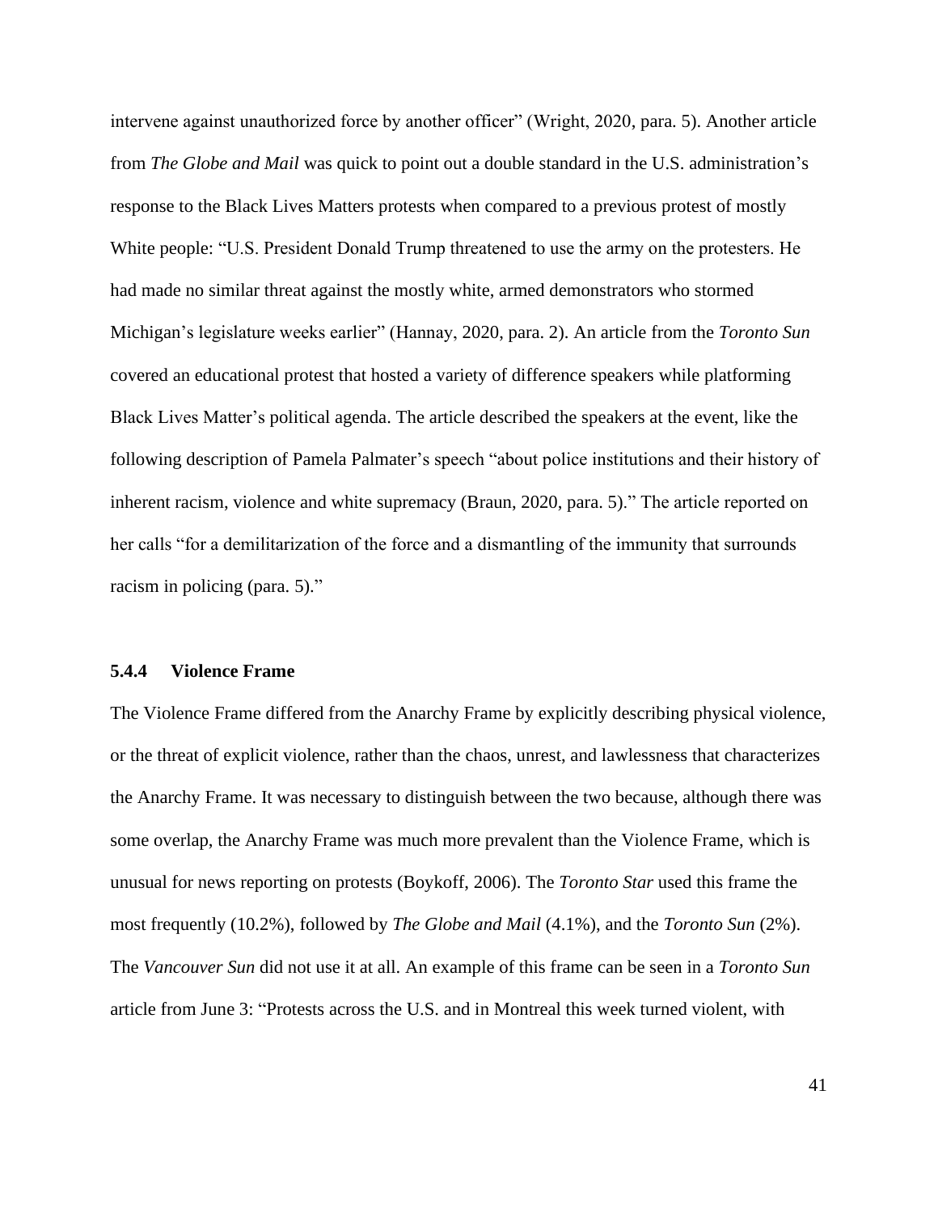intervene against unauthorized force by another officer" (Wright, 2020, para. 5). Another article from *The Globe and Mail* was quick to point out a double standard in the U.S. administration's response to the Black Lives Matters protests when compared to a previous protest of mostly White people: "U.S. President Donald Trump threatened to use the army on the protesters. He had made no similar threat against the mostly white, armed demonstrators who stormed Michigan's legislature weeks earlier" (Hannay, 2020, para. 2). An article from the *Toronto Sun* covered an educational protest that hosted a variety of difference speakers while platforming Black Lives Matter's political agenda. The article described the speakers at the event, like the following description of Pamela Palmater's speech "about police institutions and their history of inherent racism, violence and white supremacy (Braun, 2020, para. 5)." The article reported on her calls "for a demilitarization of the force and a dismantling of the immunity that surrounds racism in policing (para. 5)."

#### 5.4.4 Violence Frame

The Violence Frame differed from the Anarchy Frame by explicitly describing physical violence, or the threat of explicit violence, rather than the chaos, unrest, and lawlessness that characterizes the Anarchy Frame. It was necessary to distinguish between the two because, although there was some overlap, the Anarchy Frame was much more prevalent than the Violence Frame, which is unusual for news reporting on protests (Boykoff, 2006). The *Toronto Star* used this frame the most frequently (10.2%), followed by *The Globe and Mail* (4.1%), and the *Toronto Sun* (2%). The *Vancouver Sun* did not use it at all. An example of this frame can be seen in a *Toronto Sun* article from June 3: "Protests across the U.S. and in Montreal this week turned violent, with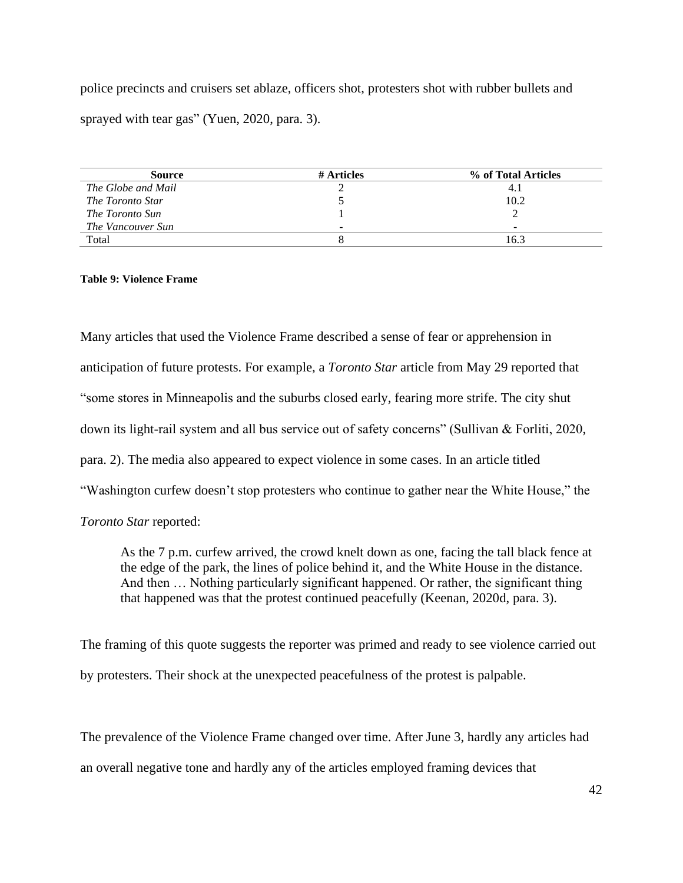police precincts and cruisers set ablaze, officers shot, protesters shot with rubber bullets and sprayed with tear gas" (Yuen, 2020, para. 3).

| Source | # Articles | % of Total Articles |
|---|---|---|
| *The Globe and Mail* | 2 | 4.1 |
| *The Toronto Star* | 5 | 10.2 |
| *The Toronto Sun* | 1 | 2 |
| *The Vancouver Sun* | - | - |
| Total | 8 | 16.3 |

**Table 9: Violence Frame**

Many articles that used the Violence Frame described a sense of fear or apprehension in anticipation of future protests. For example, a *Toronto Star* article from May 29 reported that "some stores in Minneapolis and the suburbs closed early, fearing more strife. The city shut down its light-rail system and all bus service out of safety concerns" (Sullivan & Forliti, 2020, para. 2). The media also appeared to expect violence in some cases. In an article titled "Washington curfew doesn't stop protesters who continue to gather near the White House," the *Toronto Star* reported:

> As the 7 p.m. curfew arrived, the crowd knelt down as one, facing the tall black fence at the edge of the park, the lines of police behind it, and the White House in the distance. And then … Nothing particularly significant happened. Or rather, the significant thing that happened was that the protest continued peacefully (Keenan, 2020d, para. 3).

The framing of this quote suggests the reporter was primed and ready to see violence carried out by protesters. Their shock at the unexpected peacefulness of the protest is palpable.

The prevalence of the Violence Frame changed over time. After June 3, hardly any articles had an overall negative tone and hardly any of the articles employed framing devices that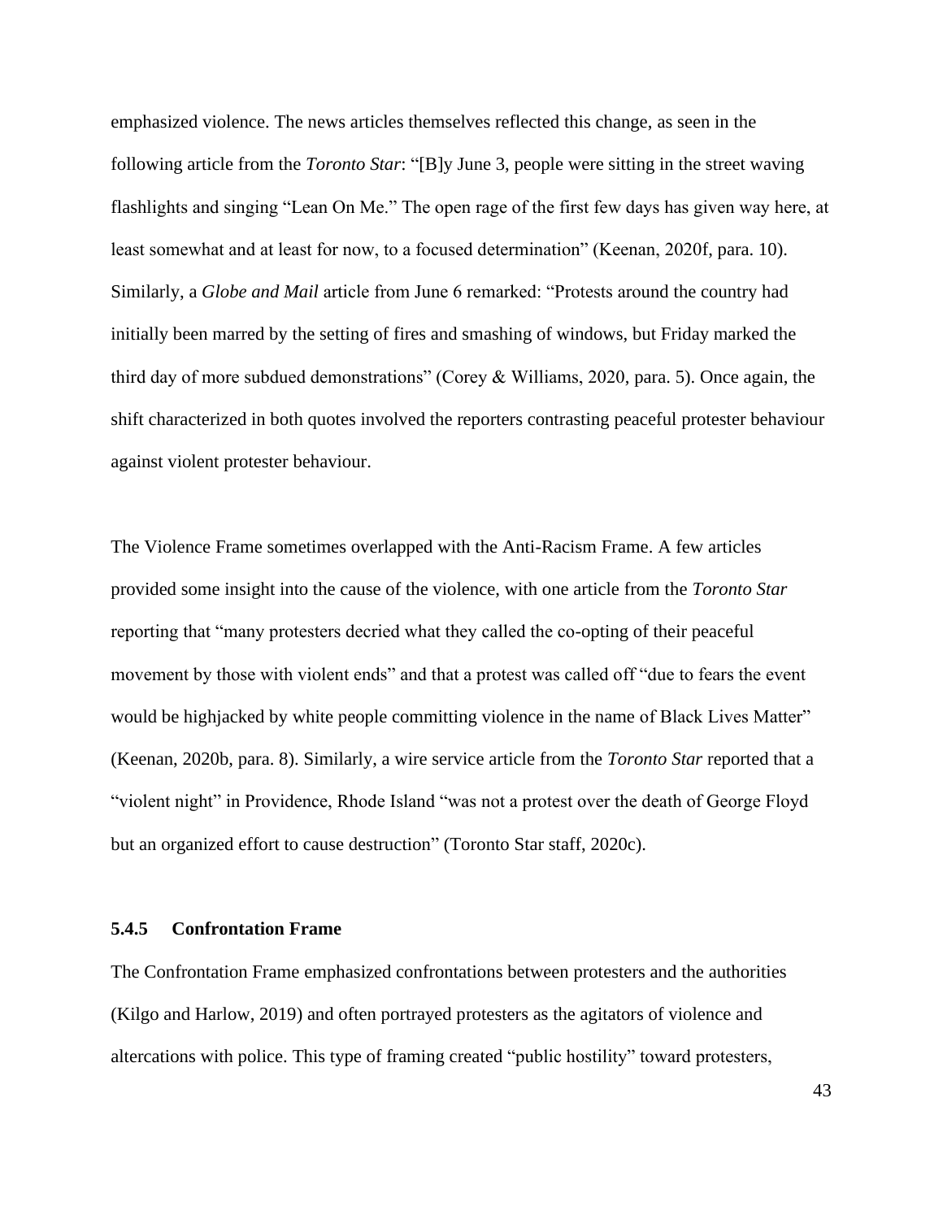emphasized violence. The news articles themselves reflected this change, as seen in the following article from the *Toronto Star*: "[B]y June 3, people were sitting in the street waving flashlights and singing "Lean On Me." The open rage of the first few days has given way here, at least somewhat and at least for now, to a focused determination" (Keenan, 2020f, para. 10). Similarly, a *Globe and Mail* article from June 6 remarked: "Protests around the country had initially been marred by the setting of fires and smashing of windows, but Friday marked the third day of more subdued demonstrations" (Corey & Williams, 2020, para. 5). Once again, the shift characterized in both quotes involved the reporters contrasting peaceful protester behaviour against violent protester behaviour.

The Violence Frame sometimes overlapped with the Anti-Racism Frame. A few articles provided some insight into the cause of the violence, with one article from the *Toronto Star* reporting that "many protesters decried what they called the co-opting of their peaceful movement by those with violent ends" and that a protest was called off "due to fears the event would be highjacked by white people committing violence in the name of Black Lives Matter" (Keenan, 2020b, para. 8). Similarly, a wire service article from the *Toronto Star* reported that a "violent night" in Providence, Rhode Island "was not a protest over the death of George Floyd but an organized effort to cause destruction" (Toronto Star staff, 2020c).

### 5.4.5 Confrontation Frame

The Confrontation Frame emphasized confrontations between protesters and the authorities (Kilgo and Harlow, 2019) and often portrayed protesters as the agitators of violence and altercations with police. This type of framing created "public hostility" toward protesters,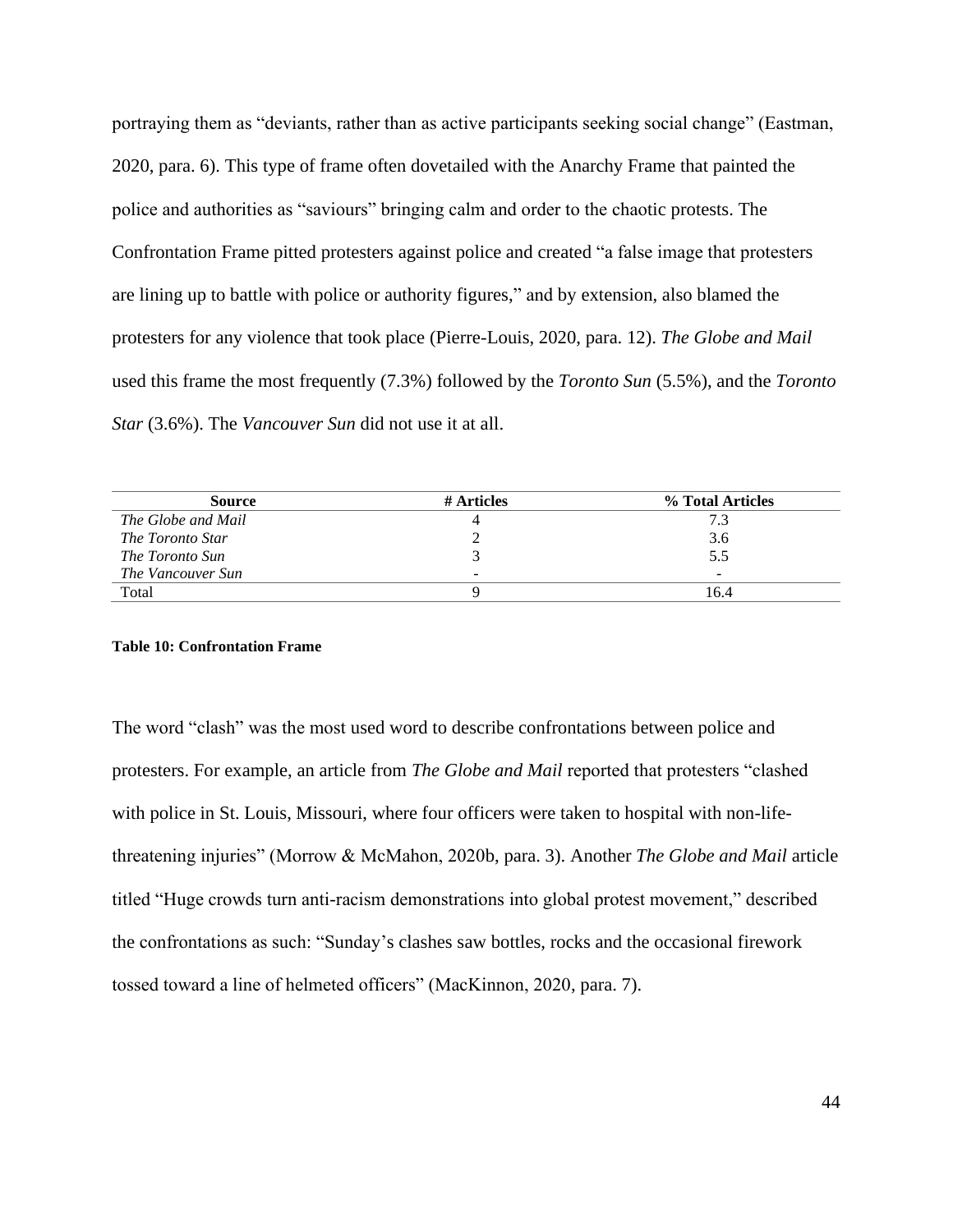portraying them as "deviants, rather than as active participants seeking social change" (Eastman, 2020, para. 6). This type of frame often dovetailed with the Anarchy Frame that painted the police and authorities as "saviours" bringing calm and order to the chaotic protests. The Confrontation Frame pitted protesters against police and created "a false image that protesters are lining up to battle with police or authority figures," and by extension, also blamed the protesters for any violence that took place (Pierre-Louis, 2020, para. 12). *The Globe and Mail* used this frame the most frequently (7.3%) followed by the *Toronto Sun* (5.5%), and the *Toronto Star* (3.6%). The *Vancouver Sun* did not use it at all.

| Source | # Articles | % Total Articles |
|---|---|---|
| *The Globe and Mail* | 4 | 7.3 |
| *The Toronto Star* | 2 | 3.6 |
| *The Toronto Sun* | 3 | 5.5 |
| *The Vancouver Sun* | - | - |
| Total | 9 | 16.4 |

**Table 10: Confrontation Frame**

The word "clash" was the most used word to describe confrontations between police and protesters. For example, an article from *The Globe and Mail* reported that protesters "clashed with police in St. Louis, Missouri, where four officers were taken to hospital with non-life-threatening injuries" (Morrow & McMahon, 2020b, para. 3). Another *The Globe and Mail* article titled "Huge crowds turn anti-racism demonstrations into global protest movement," described the confrontations as such: "Sunday's clashes saw bottles, rocks and the occasional firework tossed toward a line of helmeted officers" (MacKinnon, 2020, para. 7).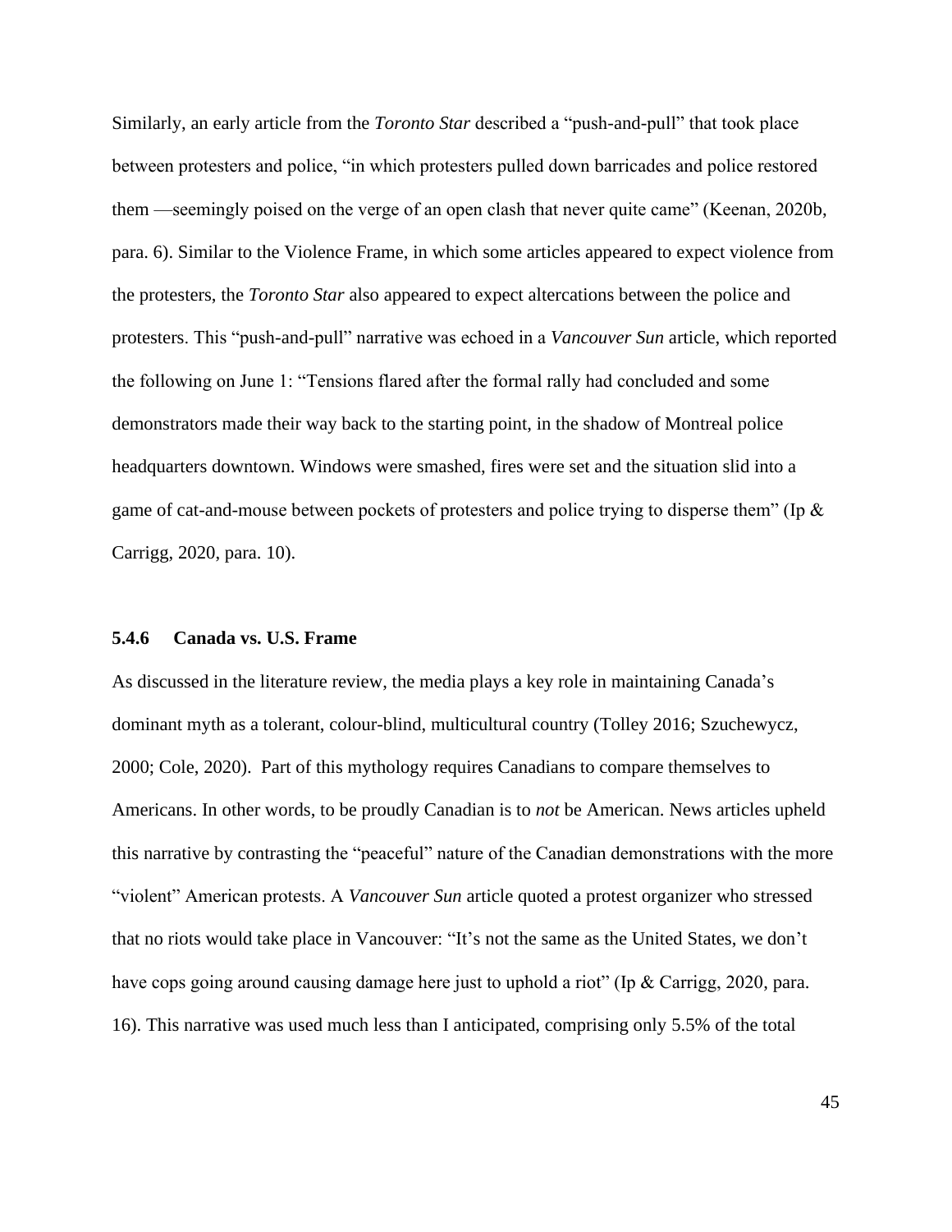Similarly, an early article from the *Toronto Star* described a "push-and-pull" that took place between protesters and police, "in which protesters pulled down barricades and police restored them —seemingly poised on the verge of an open clash that never quite came" (Keenan, 2020b, para. 6). Similar to the Violence Frame, in which some articles appeared to expect violence from the protesters, the *Toronto Star* also appeared to expect altercations between the police and protesters. This "push-and-pull" narrative was echoed in a *Vancouver Sun* article, which reported the following on June 1: "Tensions flared after the formal rally had concluded and some demonstrators made their way back to the starting point, in the shadow of Montreal police headquarters downtown. Windows were smashed, fires were set and the situation slid into a game of cat-and-mouse between pockets of protesters and police trying to disperse them" (Ip & Carrigg, 2020, para. 10).

### 5.4.6 Canada vs. U.S. Frame

As discussed in the literature review, the media plays a key role in maintaining Canada's dominant myth as a tolerant, colour-blind, multicultural country (Tolley 2016; Szuchewycz, 2000; Cole, 2020). Part of this mythology requires Canadians to compare themselves to Americans. In other words, to be proudly Canadian is to *not* be American. News articles upheld this narrative by contrasting the "peaceful" nature of the Canadian demonstrations with the more "violent" American protests. A *Vancouver Sun* article quoted a protest organizer who stressed that no riots would take place in Vancouver: "It's not the same as the United States, we don't have cops going around causing damage here just to uphold a riot" (Ip & Carrigg, 2020, para. 16). This narrative was used much less than I anticipated, comprising only 5.5% of the total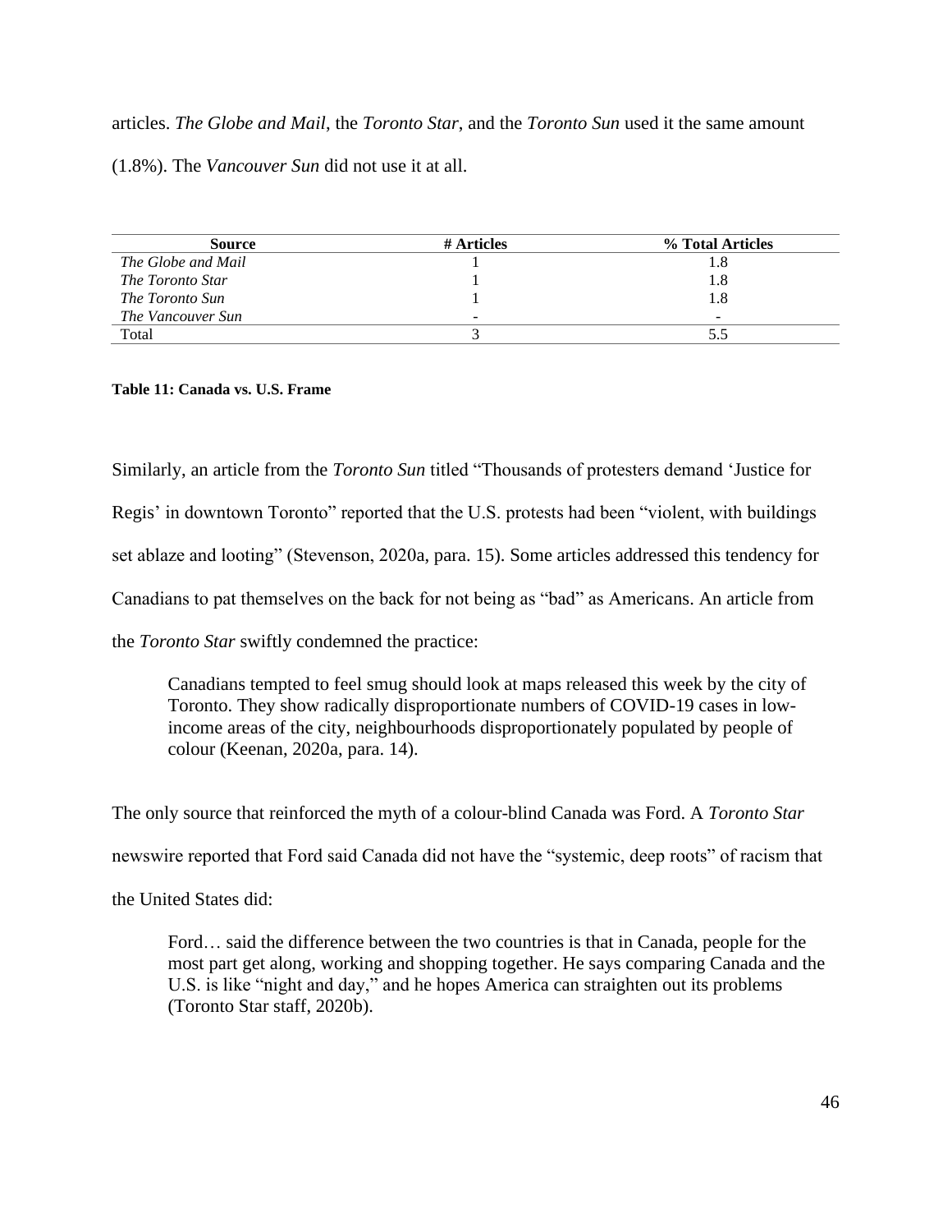articles. *The Globe and Mail*, the *Toronto Star*, and the *Toronto Sun* used it the same amount (1.8%). The *Vancouver Sun* did not use it at all.

| Source | # Articles | % Total Articles |
|---|---|---|
| *The Globe and Mail* | 1 | 1.8 |
| *The Toronto Star* | 1 | 1.8 |
| *The Toronto Sun* | 1 | 1.8 |
| *The Vancouver Sun* | - | - |
| Total | 3 | 5.5 |

**Table 11: Canada vs. U.S. Frame**

Similarly, an article from the *Toronto Sun* titled "Thousands of protesters demand 'Justice for Regis' in downtown Toronto" reported that the U.S. protests had been "violent, with buildings set ablaze and looting" (Stevenson, 2020a, para. 15). Some articles addressed this tendency for Canadians to pat themselves on the back for not being as "bad" as Americans. An article from the *Toronto Star* swiftly condemned the practice:

> Canadians tempted to feel smug should look at maps released this week by the city of Toronto. They show radically disproportionate numbers of COVID-19 cases in low-income areas of the city, neighbourhoods disproportionately populated by people of colour (Keenan, 2020a, para. 14).

The only source that reinforced the myth of a colour-blind Canada was Ford. A *Toronto Star* newswire reported that Ford said Canada did not have the "systemic, deep roots" of racism that the United States did:

> Ford… said the difference between the two countries is that in Canada, people for the most part get along, working and shopping together. He says comparing Canada and the U.S. is like "night and day," and he hopes America can straighten out its problems (Toronto Star staff, 2020b).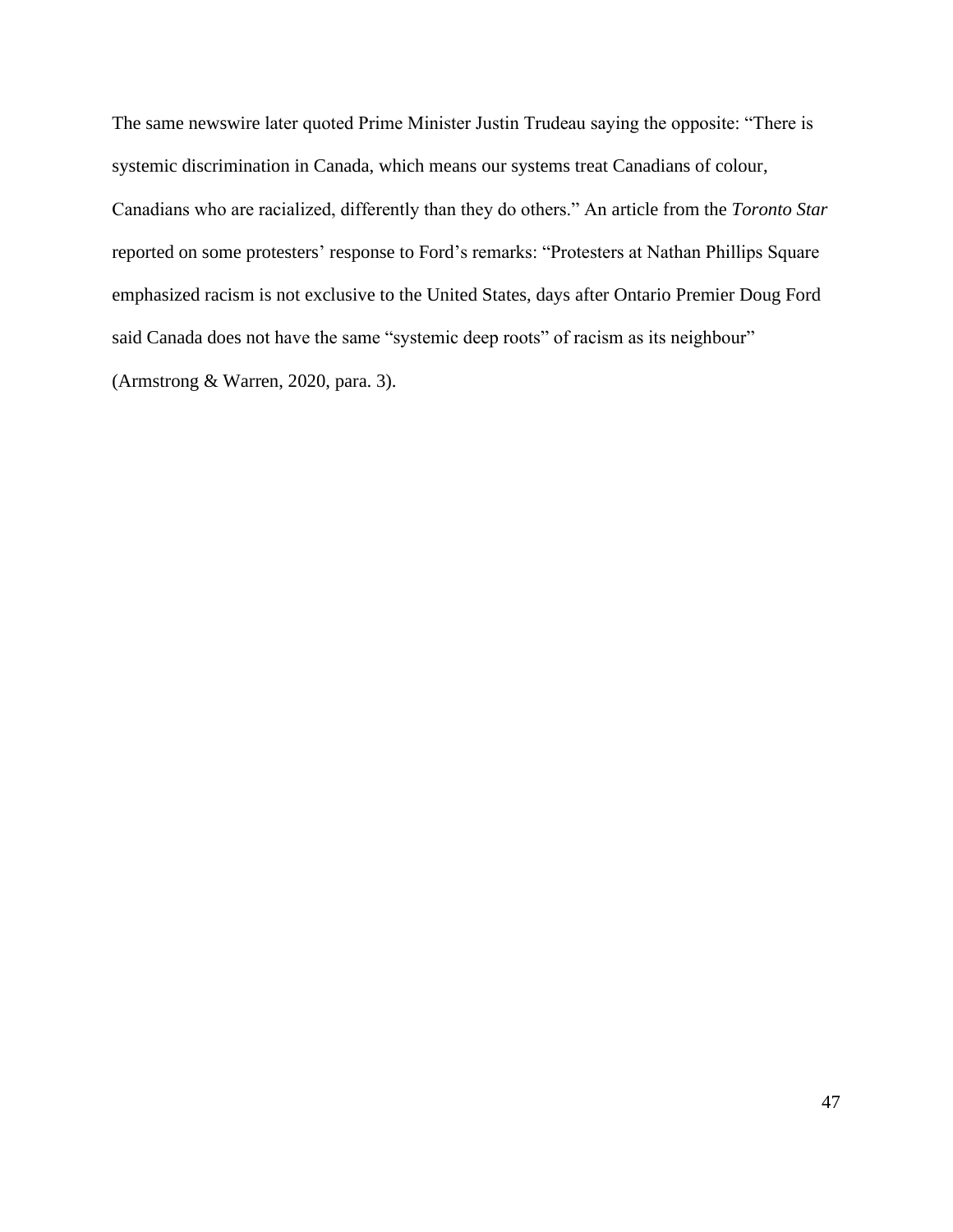The same newswire later quoted Prime Minister Justin Trudeau saying the opposite: “There is systemic discrimination in Canada, which means our systems treat Canadians of colour, Canadians who are racialized, differently than they do others.” An article from the *Toronto Star* reported on some protesters’ response to Ford’s remarks: “Protesters at Nathan Phillips Square emphasized racism is not exclusive to the United States, days after Ontario Premier Doug Ford said Canada does not have the same “systemic deep roots” of racism as its neighbour” (Armstrong & Warren, 2020, para. 3).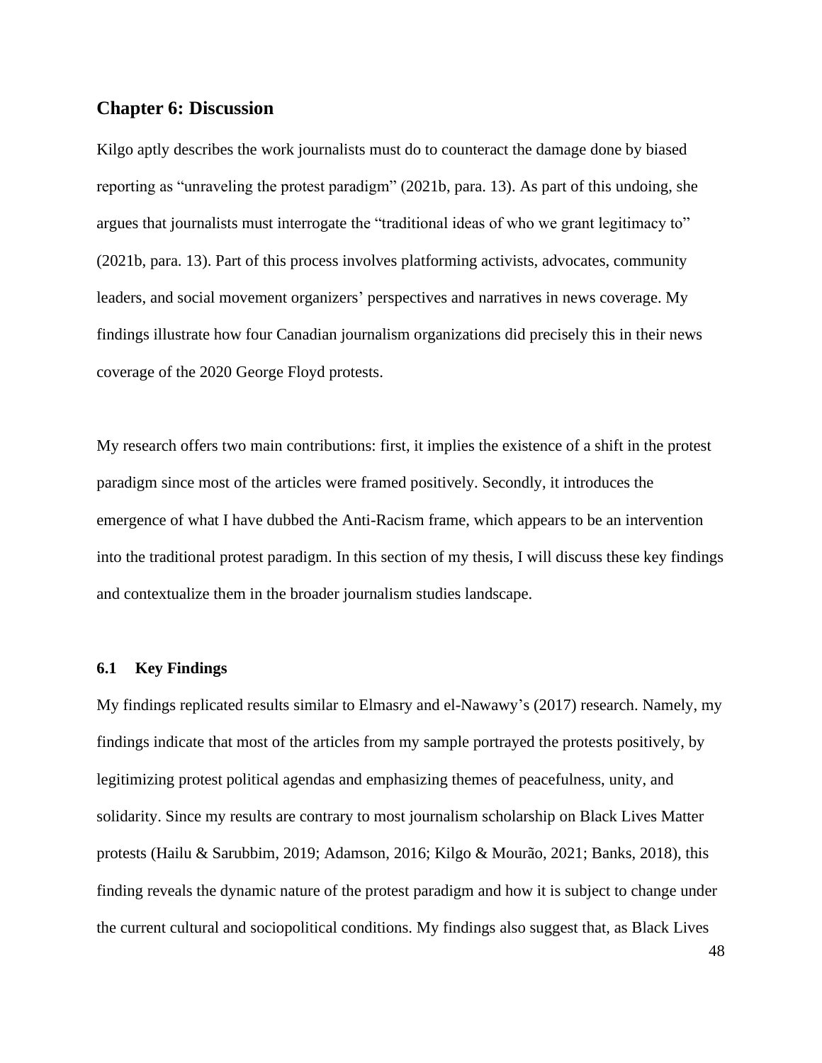## Chapter 6: Discussion

Kilgo aptly describes the work journalists must do to counteract the damage done by biased reporting as "unraveling the protest paradigm" (2021b, para. 13). As part of this undoing, she argues that journalists must interrogate the "traditional ideas of who we grant legitimacy to" (2021b, para. 13). Part of this process involves platforming activists, advocates, community leaders, and social movement organizers' perspectives and narratives in news coverage. My findings illustrate how four Canadian journalism organizations did precisely this in their news coverage of the 2020 George Floyd protests.

My research offers two main contributions: first, it implies the existence of a shift in the protest paradigm since most of the articles were framed positively. Secondly, it introduces the emergence of what I have dubbed the Anti-Racism frame, which appears to be an intervention into the traditional protest paradigm. In this section of my thesis, I will discuss these key findings and contextualize them in the broader journalism studies landscape.

### 6.1 Key Findings

My findings replicated results similar to Elmasry and el-Nawawy's (2017) research. Namely, my findings indicate that most of the articles from my sample portrayed the protests positively, by legitimizing protest political agendas and emphasizing themes of peacefulness, unity, and solidarity. Since my results are contrary to most journalism scholarship on Black Lives Matter protests (Hailu & Sarubbim, 2019; Adamson, 2016; Kilgo & Mourão, 2021; Banks, 2018), this finding reveals the dynamic nature of the protest paradigm and how it is subject to change under the current cultural and sociopolitical conditions. My findings also suggest that, as Black Lives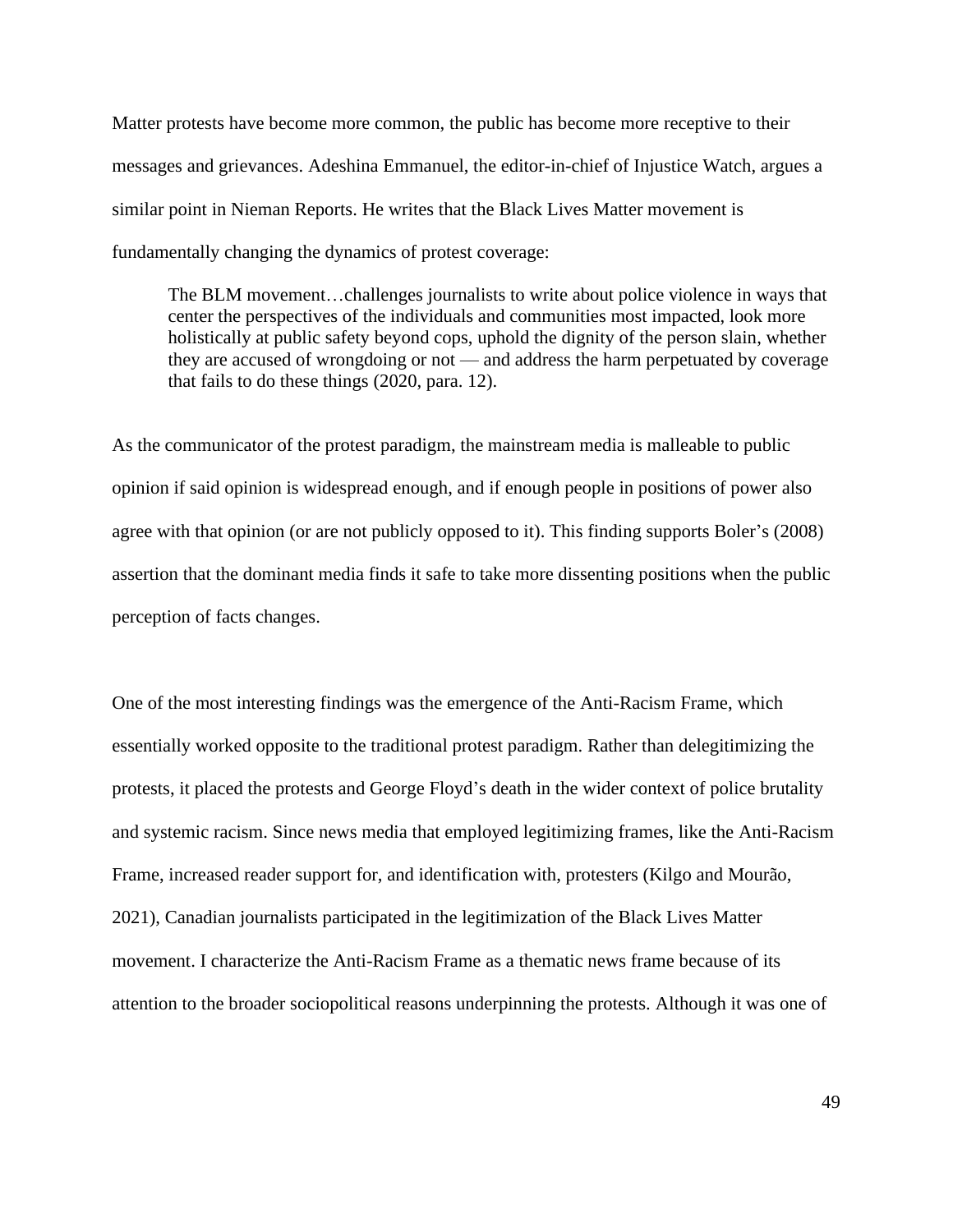Matter protests have become more common, the public has become more receptive to their messages and grievances. Adeshina Emmanuel, the editor-in-chief of Injustice Watch, argues a similar point in Nieman Reports. He writes that the Black Lives Matter movement is fundamentally changing the dynamics of protest coverage:

> The BLM movement…challenges journalists to write about police violence in ways that center the perspectives of the individuals and communities most impacted, look more holistically at public safety beyond cops, uphold the dignity of the person slain, whether they are accused of wrongdoing or not — and address the harm perpetuated by coverage that fails to do these things (2020, para. 12).

As the communicator of the protest paradigm, the mainstream media is malleable to public opinion if said opinion is widespread enough, and if enough people in positions of power also agree with that opinion (or are not publicly opposed to it). This finding supports Boler's (2008) assertion that the dominant media finds it safe to take more dissenting positions when the public perception of facts changes.

One of the most interesting findings was the emergence of the Anti-Racism Frame, which essentially worked opposite to the traditional protest paradigm. Rather than delegitimizing the protests, it placed the protests and George Floyd's death in the wider context of police brutality and systemic racism. Since news media that employed legitimizing frames, like the Anti-Racism Frame, increased reader support for, and identification with, protesters (Kilgo and Mourão, 2021), Canadian journalists participated in the legitimization of the Black Lives Matter movement. I characterize the Anti-Racism Frame as a thematic news frame because of its attention to the broader sociopolitical reasons underpinning the protests. Although it was one of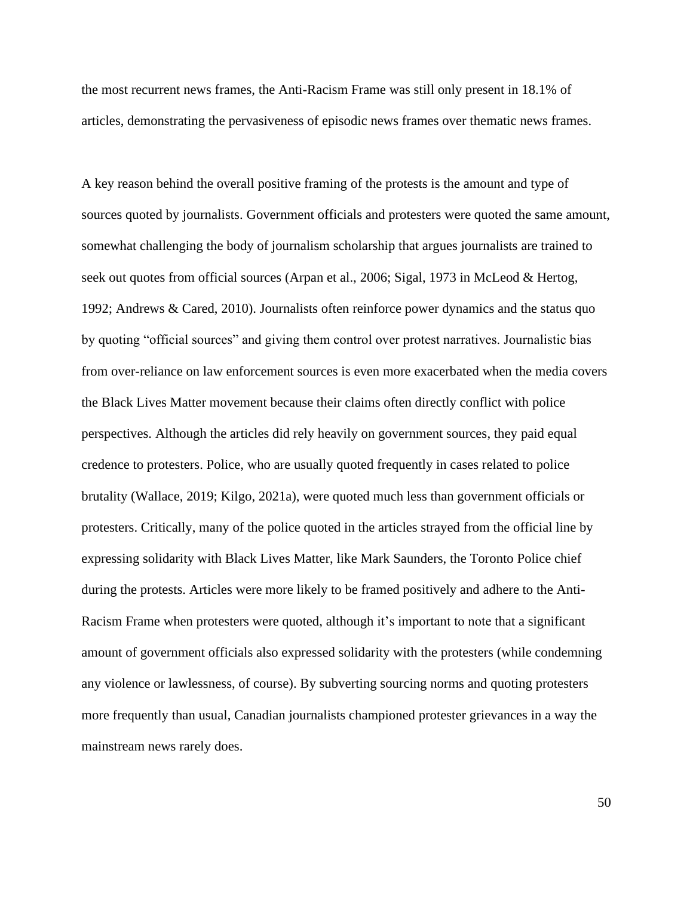the most recurrent news frames, the Anti-Racism Frame was still only present in 18.1% of articles, demonstrating the pervasiveness of episodic news frames over thematic news frames.

A key reason behind the overall positive framing of the protests is the amount and type of sources quoted by journalists. Government officials and protesters were quoted the same amount, somewhat challenging the body of journalism scholarship that argues journalists are trained to seek out quotes from official sources (Arpan et al., 2006; Sigal, 1973 in McLeod & Hertog, 1992; Andrews & Cared, 2010). Journalists often reinforce power dynamics and the status quo by quoting "official sources" and giving them control over protest narratives. Journalistic bias from over-reliance on law enforcement sources is even more exacerbated when the media covers the Black Lives Matter movement because their claims often directly conflict with police perspectives. Although the articles did rely heavily on government sources, they paid equal credence to protesters. Police, who are usually quoted frequently in cases related to police brutality (Wallace, 2019; Kilgo, 2021a), were quoted much less than government officials or protesters. Critically, many of the police quoted in the articles strayed from the official line by expressing solidarity with Black Lives Matter, like Mark Saunders, the Toronto Police chief during the protests. Articles were more likely to be framed positively and adhere to the Anti-Racism Frame when protesters were quoted, although it's important to note that a significant amount of government officials also expressed solidarity with the protesters (while condemning any violence or lawlessness, of course). By subverting sourcing norms and quoting protesters more frequently than usual, Canadian journalists championed protester grievances in a way the mainstream news rarely does.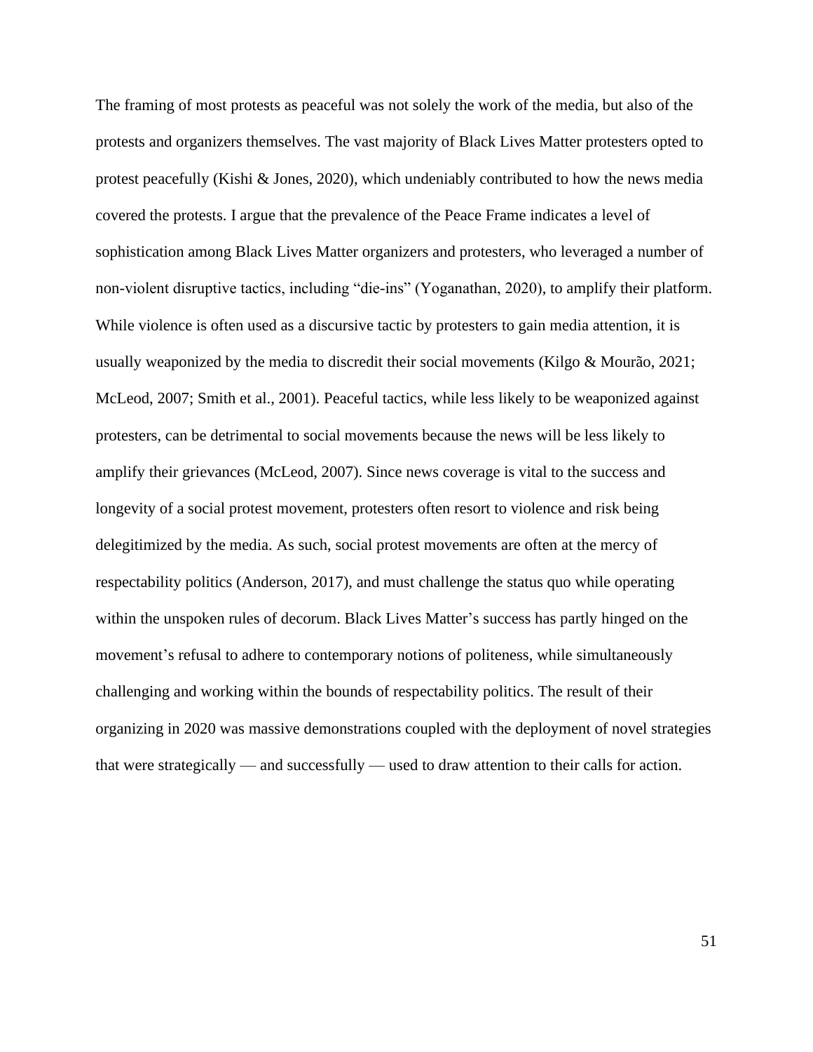The framing of most protests as peaceful was not solely the work of the media, but also of the protests and organizers themselves. The vast majority of Black Lives Matter protesters opted to protest peacefully (Kishi & Jones, 2020), which undeniably contributed to how the news media covered the protests. I argue that the prevalence of the Peace Frame indicates a level of sophistication among Black Lives Matter organizers and protesters, who leveraged a number of non-violent disruptive tactics, including "die-ins" (Yoganathan, 2020), to amplify their platform. While violence is often used as a discursive tactic by protesters to gain media attention, it is usually weaponized by the media to discredit their social movements (Kilgo & Mourão, 2021; McLeod, 2007; Smith et al., 2001). Peaceful tactics, while less likely to be weaponized against protesters, can be detrimental to social movements because the news will be less likely to amplify their grievances (McLeod, 2007). Since news coverage is vital to the success and longevity of a social protest movement, protesters often resort to violence and risk being delegitimized by the media. As such, social protest movements are often at the mercy of respectability politics (Anderson, 2017), and must challenge the status quo while operating within the unspoken rules of decorum. Black Lives Matter's success has partly hinged on the movement's refusal to adhere to contemporary notions of politeness, while simultaneously challenging and working within the bounds of respectability politics. The result of their organizing in 2020 was massive demonstrations coupled with the deployment of novel strategies that were strategically — and successfully — used to draw attention to their calls for action.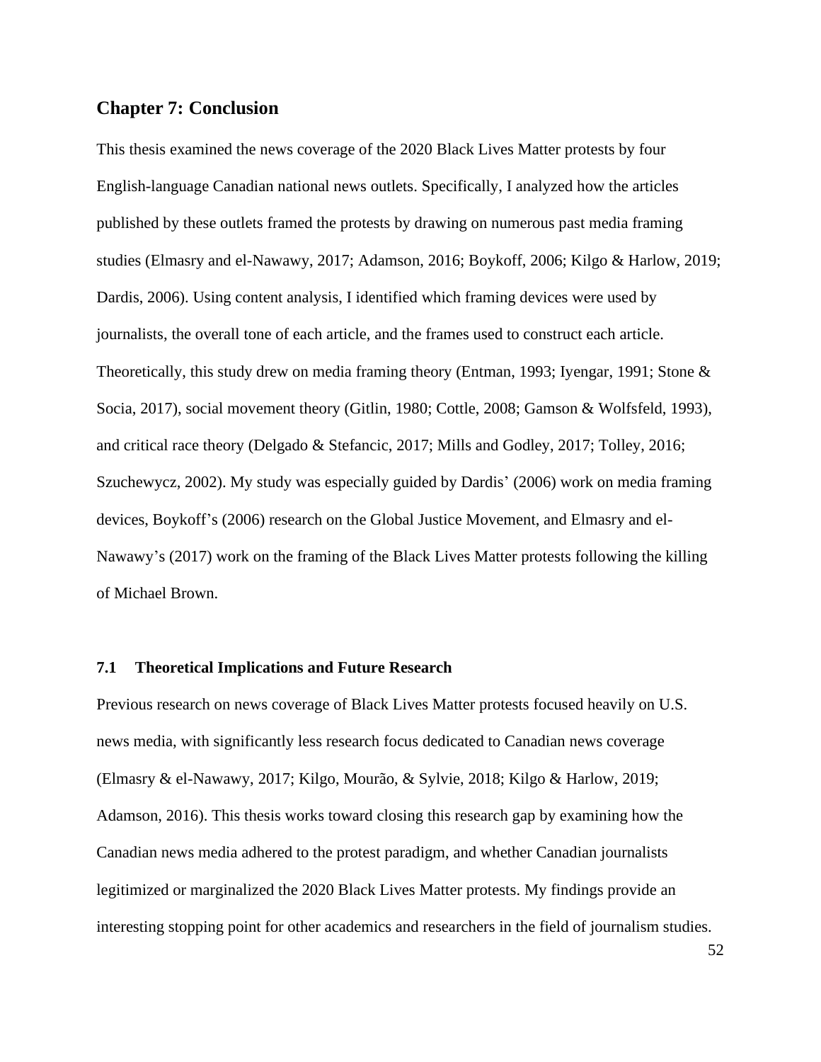## Chapter 7: Conclusion

This thesis examined the news coverage of the 2020 Black Lives Matter protests by four English-language Canadian national news outlets. Specifically, I analyzed how the articles published by these outlets framed the protests by drawing on numerous past media framing studies (Elmasry and el-Nawawy, 2017; Adamson, 2016; Boykoff, 2006; Kilgo & Harlow, 2019; Dardis, 2006). Using content analysis, I identified which framing devices were used by journalists, the overall tone of each article, and the frames used to construct each article. Theoretically, this study drew on media framing theory (Entman, 1993; Iyengar, 1991; Stone & Socia, 2017), social movement theory (Gitlin, 1980; Cottle, 2008; Gamson & Wolfsfeld, 1993), and critical race theory (Delgado & Stefancic, 2017; Mills and Godley, 2017; Tolley, 2016; Szuchewycz, 2002). My study was especially guided by Dardis' (2006) work on media framing devices, Boykoff's (2006) research on the Global Justice Movement, and Elmasry and el-Nawawy's (2017) work on the framing of the Black Lives Matter protests following the killing of Michael Brown.

### 7.1 Theoretical Implications and Future Research

Previous research on news coverage of Black Lives Matter protests focused heavily on U.S. news media, with significantly less research focus dedicated to Canadian news coverage (Elmasry & el-Nawawy, 2017; Kilgo, Mourão, & Sylvie, 2018; Kilgo & Harlow, 2019; Adamson, 2016). This thesis works toward closing this research gap by examining how the Canadian news media adhered to the protest paradigm, and whether Canadian journalists legitimized or marginalized the 2020 Black Lives Matter protests. My findings provide an interesting stopping point for other academics and researchers in the field of journalism studies.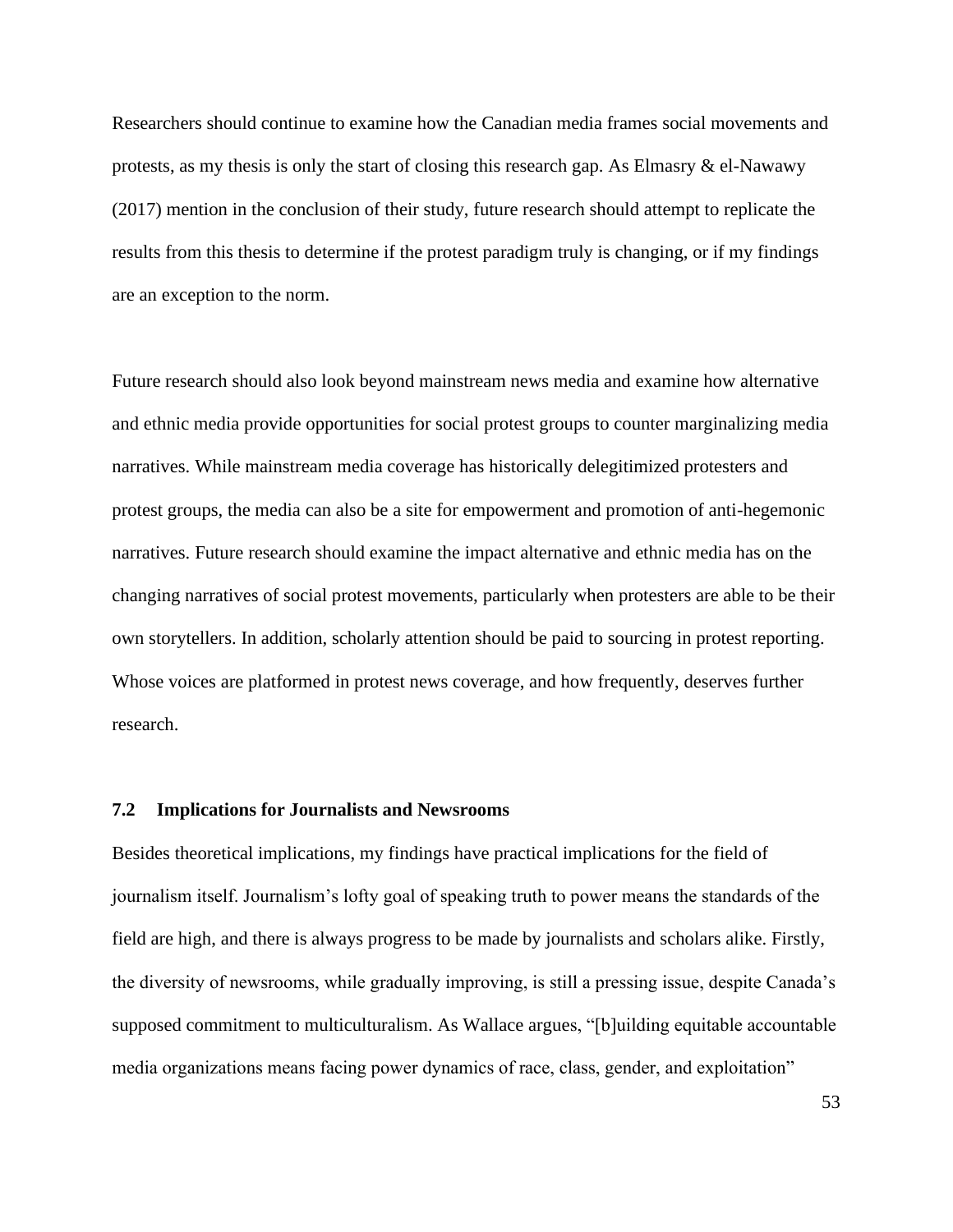Researchers should continue to examine how the Canadian media frames social movements and protests, as my thesis is only the start of closing this research gap. As Elmasry & el-Nawawy (2017) mention in the conclusion of their study, future research should attempt to replicate the results from this thesis to determine if the protest paradigm truly is changing, or if my findings are an exception to the norm.

Future research should also look beyond mainstream news media and examine how alternative and ethnic media provide opportunities for social protest groups to counter marginalizing media narratives. While mainstream media coverage has historically delegitimized protesters and protest groups, the media can also be a site for empowerment and promotion of anti-hegemonic narratives. Future research should examine the impact alternative and ethnic media has on the changing narratives of social protest movements, particularly when protesters are able to be their own storytellers. In addition, scholarly attention should be paid to sourcing in protest reporting. Whose voices are platformed in protest news coverage, and how frequently, deserves further research.

### 7.2 Implications for Journalists and Newsrooms

Besides theoretical implications, my findings have practical implications for the field of journalism itself. Journalism's lofty goal of speaking truth to power means the standards of the field are high, and there is always progress to be made by journalists and scholars alike. Firstly, the diversity of newsrooms, while gradually improving, is still a pressing issue, despite Canada's supposed commitment to multiculturalism. As Wallace argues, "[b]uilding equitable accountable media organizations means facing power dynamics of race, class, gender, and exploitation"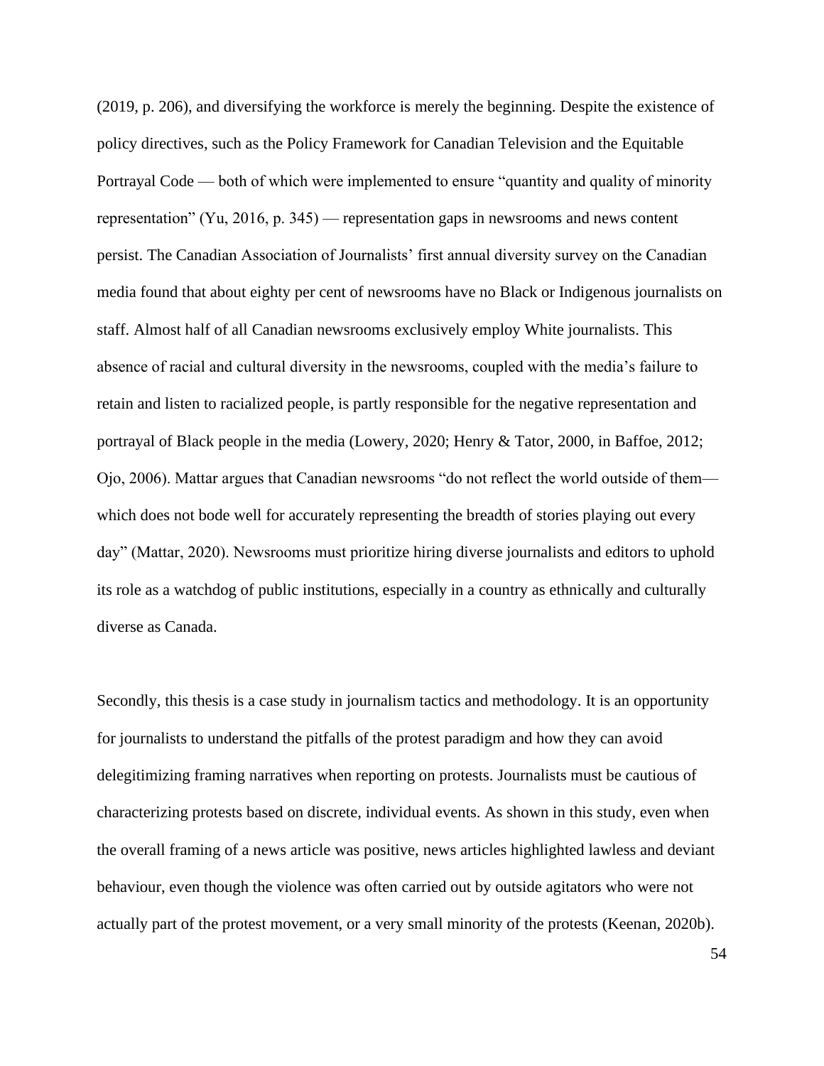(2019, p. 206), and diversifying the workforce is merely the beginning. Despite the existence of policy directives, such as the Policy Framework for Canadian Television and the Equitable Portrayal Code — both of which were implemented to ensure "quantity and quality of minority representation" (Yu, 2016, p. 345) — representation gaps in newsrooms and news content persist. The Canadian Association of Journalists' first annual diversity survey on the Canadian media found that about eighty per cent of newsrooms have no Black or Indigenous journalists on staff. Almost half of all Canadian newsrooms exclusively employ White journalists. This absence of racial and cultural diversity in the newsrooms, coupled with the media's failure to retain and listen to racialized people, is partly responsible for the negative representation and portrayal of Black people in the media (Lowery, 2020; Henry & Tator, 2000, in Baffoe, 2012; Ojo, 2006). Mattar argues that Canadian newsrooms "do not reflect the world outside of them— which does not bode well for accurately representing the breadth of stories playing out every day" (Mattar, 2020). Newsrooms must prioritize hiring diverse journalists and editors to uphold its role as a watchdog of public institutions, especially in a country as ethnically and culturally diverse as Canada.

Secondly, this thesis is a case study in journalism tactics and methodology. It is an opportunity for journalists to understand the pitfalls of the protest paradigm and how they can avoid delegitimizing framing narratives when reporting on protests. Journalists must be cautious of characterizing protests based on discrete, individual events. As shown in this study, even when the overall framing of a news article was positive, news articles highlighted lawless and deviant behaviour, even though the violence was often carried out by outside agitators who were not actually part of the protest movement, or a very small minority of the protests (Keenan, 2020b).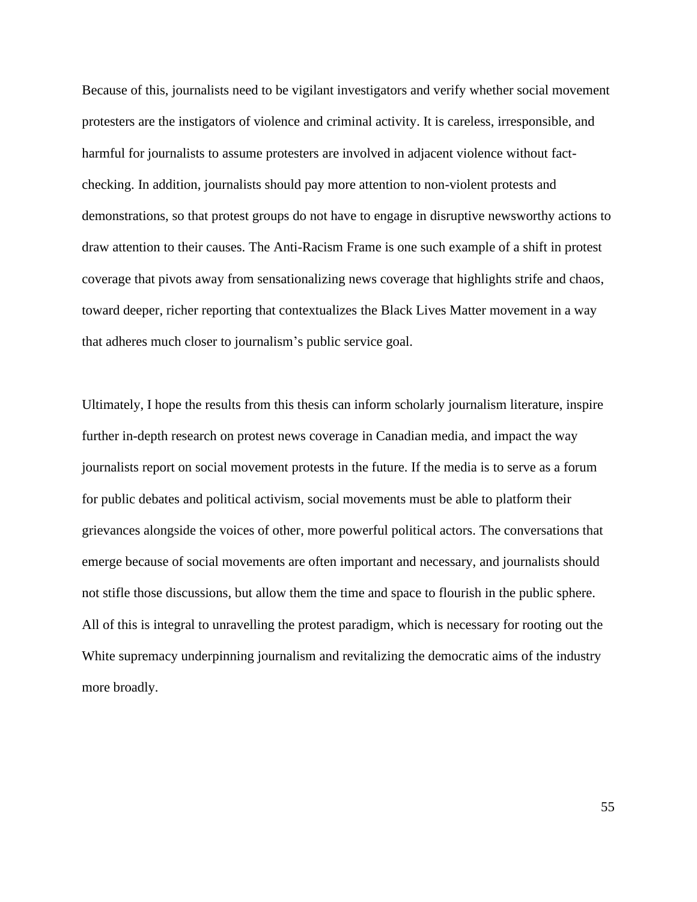Because of this, journalists need to be vigilant investigators and verify whether social movement protesters are the instigators of violence and criminal activity. It is careless, irresponsible, and harmful for journalists to assume protesters are involved in adjacent violence without fact-checking. In addition, journalists should pay more attention to non-violent protests and demonstrations, so that protest groups do not have to engage in disruptive newsworthy actions to draw attention to their causes. The Anti-Racism Frame is one such example of a shift in protest coverage that pivots away from sensationalizing news coverage that highlights strife and chaos, toward deeper, richer reporting that contextualizes the Black Lives Matter movement in a way that adheres much closer to journalism's public service goal.

Ultimately, I hope the results from this thesis can inform scholarly journalism literature, inspire further in-depth research on protest news coverage in Canadian media, and impact the way journalists report on social movement protests in the future. If the media is to serve as a forum for public debates and political activism, social movements must be able to platform their grievances alongside the voices of other, more powerful political actors. The conversations that emerge because of social movements are often important and necessary, and journalists should not stifle those discussions, but allow them the time and space to flourish in the public sphere. All of this is integral to unravelling the protest paradigm, which is necessary for rooting out the White supremacy underpinning journalism and revitalizing the democratic aims of the industry more broadly.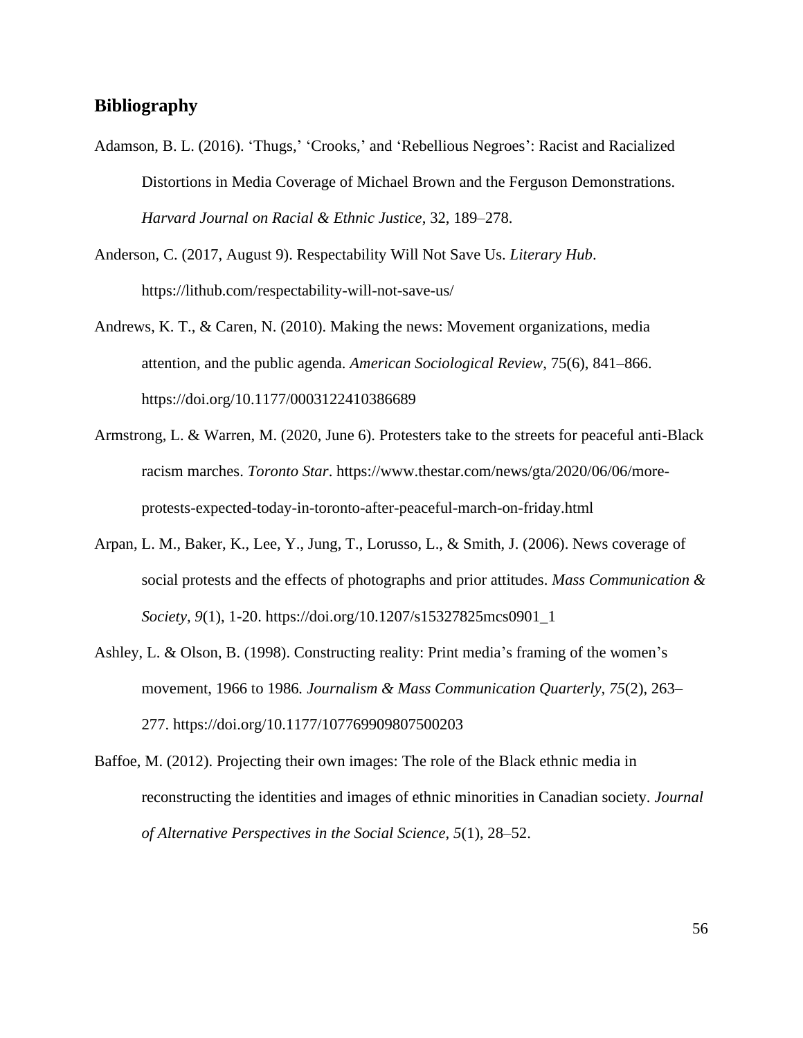## Bibliography

Adamson, B. L. (2016). 'Thugs,' 'Crooks,' and 'Rebellious Negroes': Racist and Racialized Distortions in Media Coverage of Michael Brown and the Ferguson Demonstrations. *Harvard Journal on Racial & Ethnic Justice*, 32, 189–278.

Anderson, C. (2017, August 9). Respectability Will Not Save Us. *Literary Hub*. https://lithub.com/respectability-will-not-save-us/

Andrews, K. T., & Caren, N. (2010). Making the news: Movement organizations, media attention, and the public agenda. *American Sociological Review*, 75(6), 841–866. https://doi.org/10.1177/0003122410386689

Armstrong, L. & Warren, M. (2020, June 6). Protesters take to the streets for peaceful anti-Black racism marches. *Toronto Star*. https://www.thestar.com/news/gta/2020/06/06/more-protests-expected-today-in-toronto-after-peaceful-march-on-friday.html

Arpan, L. M., Baker, K., Lee, Y., Jung, T., Lorusso, L., & Smith, J. (2006). News coverage of social protests and the effects of photographs and prior attitudes. *Mass Communication & Society, 9*(1), 1-20. https://doi.org/10.1207/s15327825mcs0901_1

Ashley, L. & Olson, B. (1998). Constructing reality: Print media's framing of the women's movement, 1966 to 1986*. Journalism & Mass Communication Quarterly, 75*(2), 263–277. https://doi.org/10.1177/107769909807500203

Baffoe, M. (2012). Projecting their own images: The role of the Black ethnic media in reconstructing the identities and images of ethnic minorities in Canadian society. *Journal of Alternative Perspectives in the Social Science*, *5*(1), 28–52.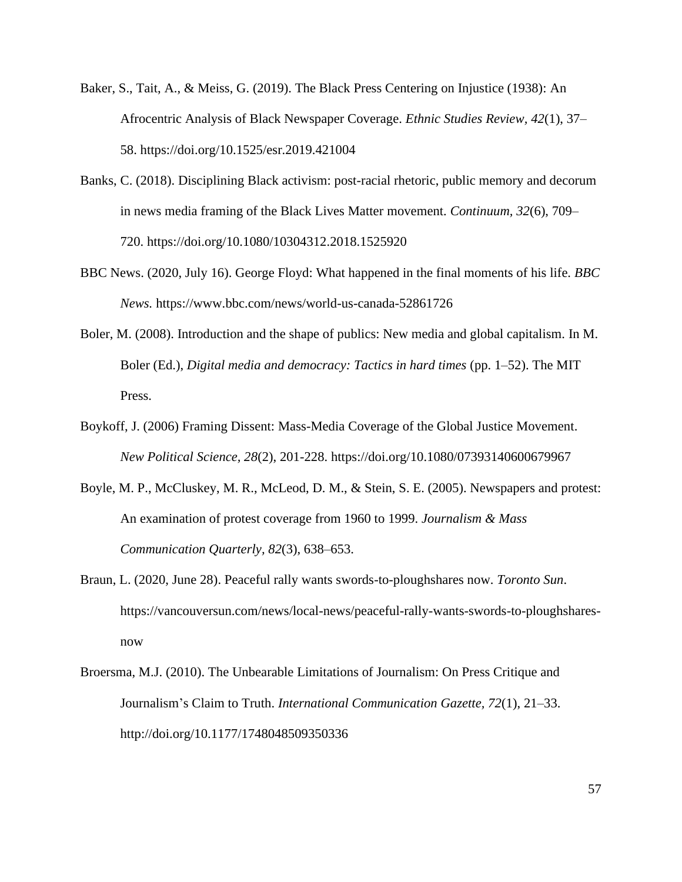Baker, S., Tait, A., & Meiss, G. (2019). The Black Press Centering on Injustice (1938): An Afrocentric Analysis of Black Newspaper Coverage. *Ethnic Studies Review*, *42*(1), 37–58. https://doi.org/10.1525/esr.2019.421004

Banks, C. (2018). Disciplining Black activism: post-racial rhetoric, public memory and decorum in news media framing of the Black Lives Matter movement. *Continuum*, *32*(6), 709–720. https://doi.org/10.1080/10304312.2018.1525920

BBC News. (2020, July 16). George Floyd: What happened in the final moments of his life. *BBC News.* https://www.bbc.com/news/world-us-canada-52861726

Boler, M. (2008). Introduction and the shape of publics: New media and global capitalism. In M. Boler (Ed.), *Digital media and democracy: Tactics in hard times* (pp. 1–52). The MIT Press.

Boykoff, J. (2006) Framing Dissent: Mass-Media Coverage of the Global Justice Movement. *New Political Science, 28*(2), 201-228. https://doi.org/10.1080/07393140600679967

Boyle, M. P., McCluskey, M. R., McLeod, D. M., & Stein, S. E. (2005). Newspapers and protest: An examination of protest coverage from 1960 to 1999. *Journalism & Mass Communication Quarterly*, *82*(3), 638–653.

Braun, L. (2020, June 28). Peaceful rally wants swords-to-ploughshares now. *Toronto Sun*. https://vancouversun.com/news/local-news/peaceful-rally-wants-swords-to-ploughshares-now

Broersma, M.J. (2010). The Unbearable Limitations of Journalism: On Press Critique and Journalism's Claim to Truth. *International Communication Gazette*, *72*(1), 21–33. http://doi.org/10.1177/1748048509350336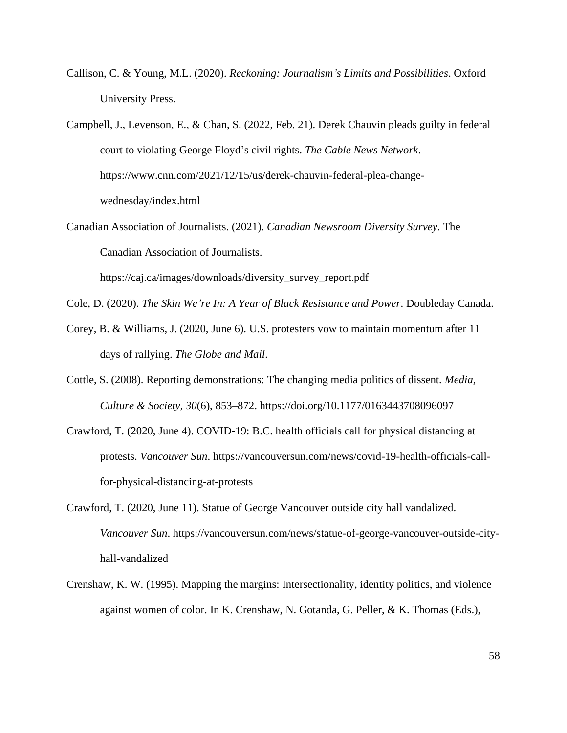Callison, C. & Young, M.L. (2020). *Reckoning: Journalism's Limits and Possibilities*. Oxford University Press.

Campbell, J., Levenson, E., & Chan, S. (2022, Feb. 21). Derek Chauvin pleads guilty in federal court to violating George Floyd's civil rights. *The Cable News Network*. https://www.cnn.com/2021/12/15/us/derek-chauvin-federal-plea-change-wednesday/index.html

Canadian Association of Journalists. (2021). *Canadian Newsroom Diversity Survey*. The Canadian Association of Journalists. https://caj.ca/images/downloads/diversity_survey_report.pdf

Cole, D. (2020). *The Skin We're In: A Year of Black Resistance and Power*. Doubleday Canada.

Corey, B. & Williams, J. (2020, June 6). U.S. protesters vow to maintain momentum after 11 days of rallying. *The Globe and Mail*.

Cottle, S. (2008). Reporting demonstrations: The changing media politics of dissent. *Media, Culture & Society, 30*(6), 853–872. https://doi.org/10.1177/0163443708096097

Crawford, T. (2020, June 4). COVID-19: B.C. health officials call for physical distancing at protests. *Vancouver Sun*. https://vancouversun.com/news/covid-19-health-officials-call-for-physical-distancing-at-protests

Crawford, T. (2020, June 11). Statue of George Vancouver outside city hall vandalized. *Vancouver Sun*. https://vancouversun.com/news/statue-of-george-vancouver-outside-city-hall-vandalized

Crenshaw, K. W. (1995). Mapping the margins: Intersectionality, identity politics, and violence against women of color. In K. Crenshaw, N. Gotanda, G. Peller, & K. Thomas (Eds.),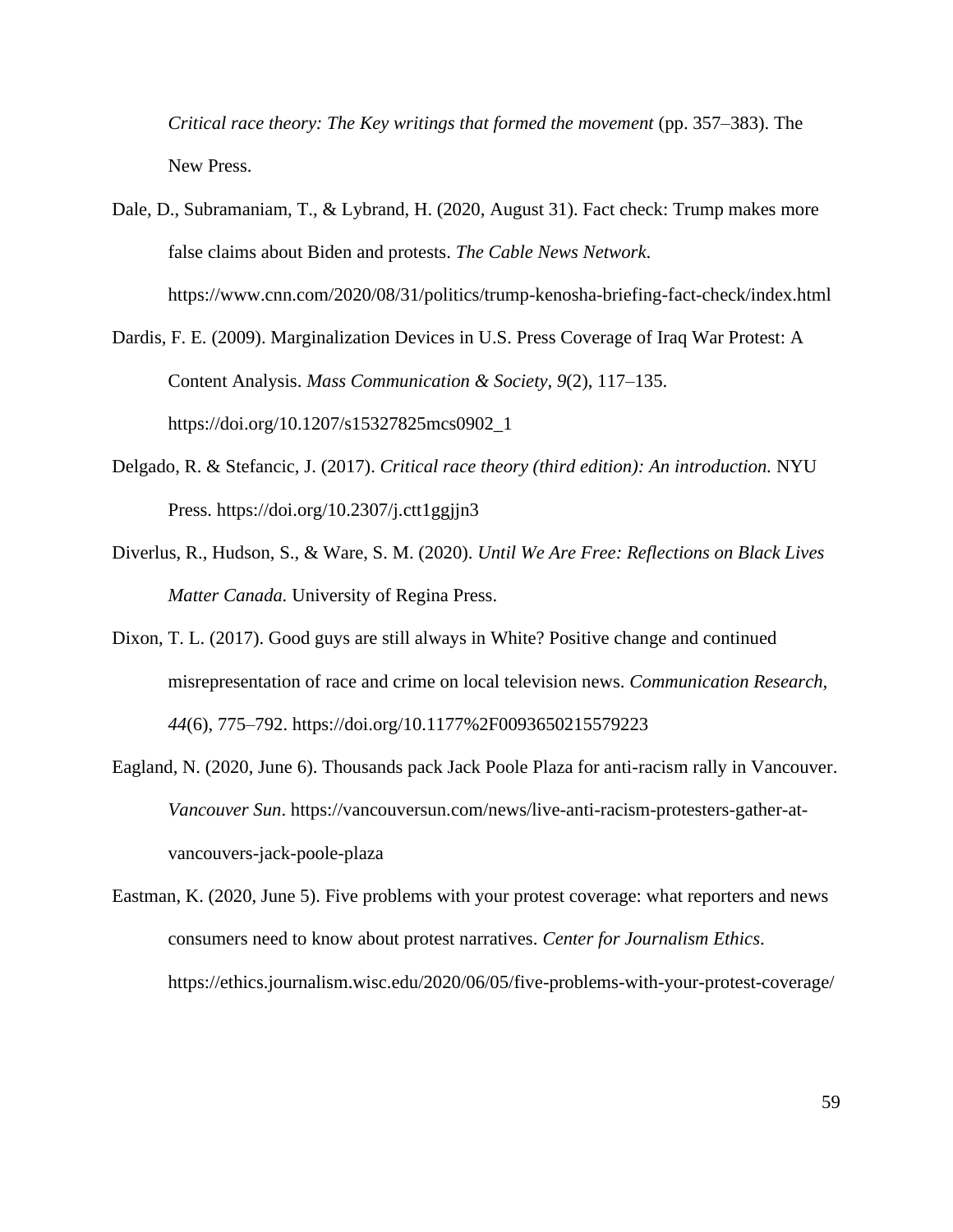*Critical race theory: The Key writings that formed the movement* (pp. 357–383). The New Press.

Dale, D., Subramaniam, T., & Lybrand, H. (2020, August 31). Fact check: Trump makes more false claims about Biden and protests. *The Cable News Network.* https://www.cnn.com/2020/08/31/politics/trump-kenosha-briefing-fact-check/index.html

Dardis, F. E. (2009). Marginalization Devices in U.S. Press Coverage of Iraq War Protest: A Content Analysis. *Mass Communication & Society, 9*(2), 117–135. https://doi.org/10.1207/s15327825mcs0902_1

Delgado, R. & Stefancic, J. (2017). *Critical race theory (third edition): An introduction.* NYU Press. https://doi.org/10.2307/j.ctt1ggjjn3

Diverlus, R., Hudson, S., & Ware, S. M. (2020). *Until We Are Free: Reflections on Black Lives Matter Canada.* University of Regina Press.

Dixon, T. L. (2017). Good guys are still always in White? Positive change and continued misrepresentation of race and crime on local television news. *Communication Research, 44*(6), 775–792. https://doi.org/10.1177%2F0093650215579223

Eagland, N. (2020, June 6). Thousands pack Jack Poole Plaza for anti-racism rally in Vancouver. *Vancouver Sun*. https://vancouversun.com/news/live-anti-racism-protesters-gather-at-vancouvers-jack-poole-plaza

Eastman, K. (2020, June 5). Five problems with your protest coverage: what reporters and news consumers need to know about protest narratives. *Center for Journalism Ethics*. https://ethics.journalism.wisc.edu/2020/06/05/five-problems-with-your-protest-coverage/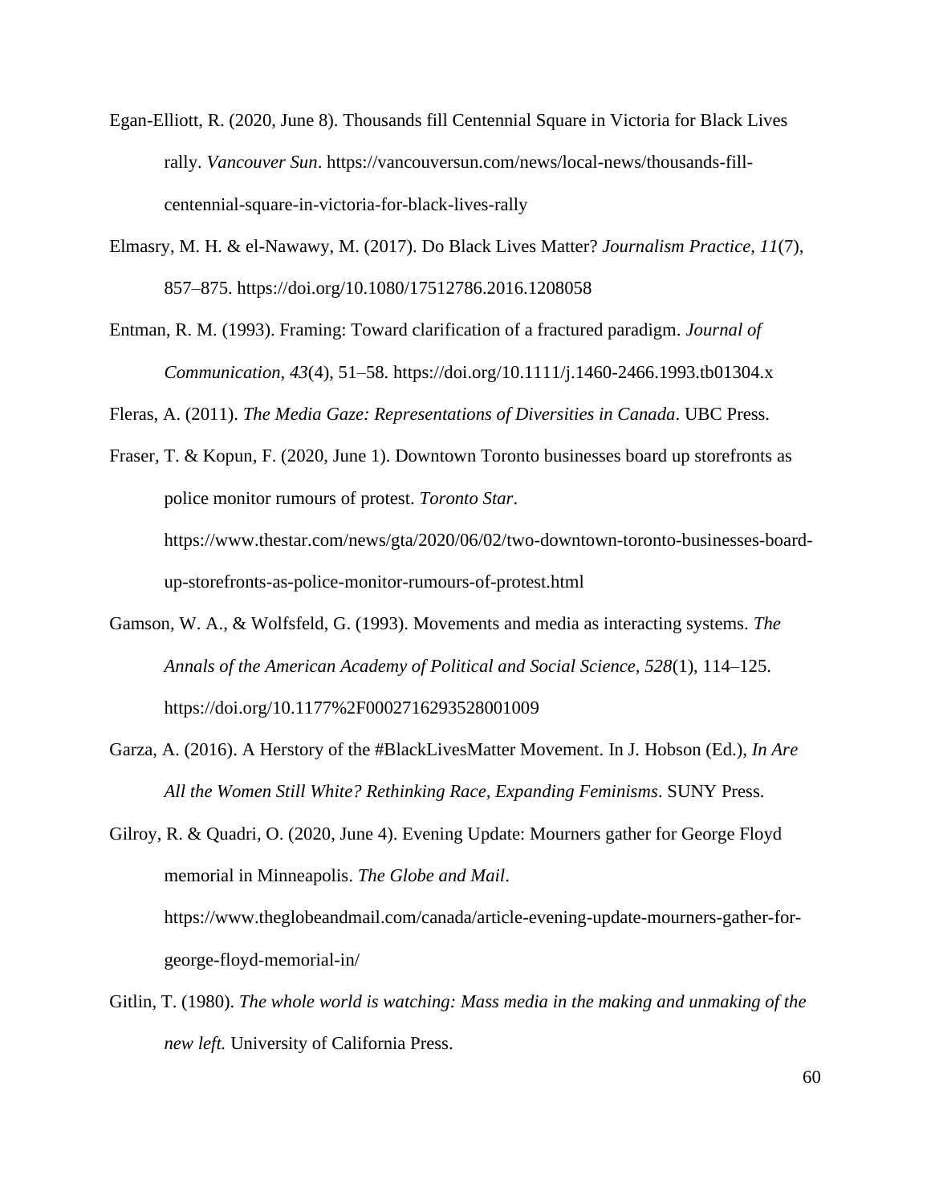Egan-Elliott, R. (2020, June 8). Thousands fill Centennial Square in Victoria for Black Lives rally. *Vancouver Sun*. https://vancouversun.com/news/local-news/thousands-fill-centennial-square-in-victoria-for-black-lives-rally

Elmasry, M. H. & el-Nawawy, M. (2017). Do Black Lives Matter? *Journalism Practice*, *11*(7), 857–875. https://doi.org/10.1080/17512786.2016.1208058

Entman, R. M. (1993). Framing: Toward clarification of a fractured paradigm. *Journal of Communication*, *43*(4), 51–58. https://doi.org/10.1111/j.1460-2466.1993.tb01304.x

Fleras, A. (2011). *The Media Gaze: Representations of Diversities in Canada*. UBC Press.

Fraser, T. & Kopun, F. (2020, June 1). Downtown Toronto businesses board up storefronts as police monitor rumours of protest. *Toronto Star*. https://www.thestar.com/news/gta/2020/06/02/two-downtown-toronto-businesses-board-up-storefronts-as-police-monitor-rumours-of-protest.html

Gamson, W. A., & Wolfsfeld, G. (1993). Movements and media as interacting systems. *The Annals of the American Academy of Political and Social Science, 528*(1), 114–125. https://doi.org/10.1177%2F0002716293528001009

Garza, A. (2016). A Herstory of the #BlackLivesMatter Movement. In J. Hobson (Ed.), *In Are All the Women Still White? Rethinking Race, Expanding Feminisms*. SUNY Press.

Gilroy, R. & Quadri, O. (2020, June 4). Evening Update: Mourners gather for George Floyd memorial in Minneapolis. *The Globe and Mail*. https://www.theglobeandmail.com/canada/article-evening-update-mourners-gather-for-george-floyd-memorial-in/

Gitlin, T. (1980). *The whole world is watching: Mass media in the making and unmaking of the new left.* University of California Press.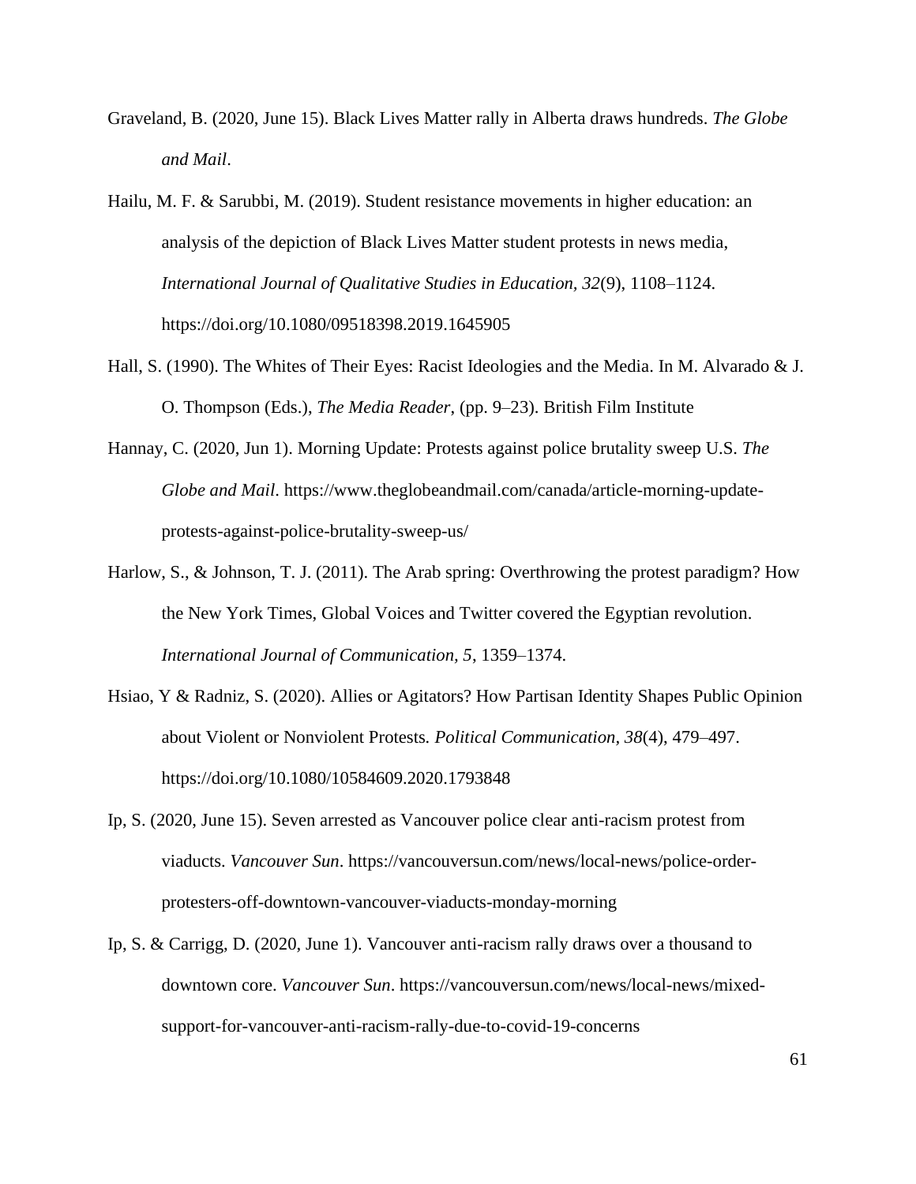Graveland, B. (2020, June 15). Black Lives Matter rally in Alberta draws hundreds. *The Globe and Mail*.

Hailu, M. F. & Sarubbi, M. (2019). Student resistance movements in higher education: an analysis of the depiction of Black Lives Matter student protests in news media, *International Journal of Qualitative Studies in Education, 32*(9), 1108–1124. https://doi.org/10.1080/09518398.2019.1645905

Hall, S. (1990). The Whites of Their Eyes: Racist Ideologies and the Media. In M. Alvarado & J. O. Thompson (Eds.), *The Media Reader*, (pp. 9–23). British Film Institute

Hannay, C. (2020, Jun 1). Morning Update: Protests against police brutality sweep U.S. *The Globe and Mail*. https://www.theglobeandmail.com/canada/article-morning-update-protests-against-police-brutality-sweep-us/

Harlow, S., & Johnson, T. J. (2011). The Arab spring: Overthrowing the protest paradigm? How the New York Times, Global Voices and Twitter covered the Egyptian revolution. *International Journal of Communication*, *5*, 1359–1374.

Hsiao, Y & Radniz, S. (2020). Allies or Agitators? How Partisan Identity Shapes Public Opinion about Violent or Nonviolent Protests*. Political Communication*, *38*(4), 479–497. https://doi.org/10.1080/10584609.2020.1793848

Ip, S. (2020, June 15). Seven arrested as Vancouver police clear anti-racism protest from viaducts. *Vancouver Sun*. https://vancouversun.com/news/local-news/police-order-protesters-off-downtown-vancouver-viaducts-monday-morning

Ip, S. & Carrigg, D. (2020, June 1). Vancouver anti-racism rally draws over a thousand to downtown core. *Vancouver Sun*. https://vancouversun.com/news/local-news/mixed-support-for-vancouver-anti-racism-rally-due-to-covid-19-concerns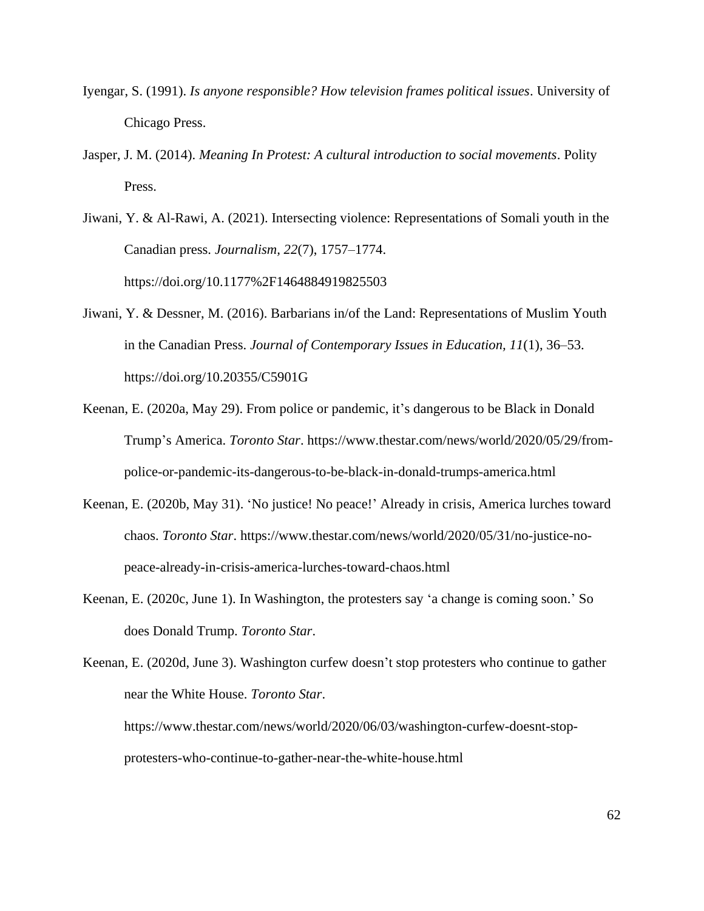Iyengar, S. (1991). *Is anyone responsible? How television frames political issues*. University of Chicago Press.

Jasper, J. M. (2014). *Meaning In Protest: A cultural introduction to social movements*. Polity Press.

Jiwani, Y. & Al-Rawi, A. (2021). Intersecting violence: Representations of Somali youth in the Canadian press. *Journalism, 22*(7), 1757–1774. https://doi.org/10.1177%2F1464884919825503

Jiwani, Y. & Dessner, M. (2016). Barbarians in/of the Land: Representations of Muslim Youth in the Canadian Press. *Journal of Contemporary Issues in Education, 11*(1), 36–53. https://doi.org/10.20355/C5901G

Keenan, E. (2020a, May 29). From police or pandemic, it's dangerous to be Black in Donald Trump's America. *Toronto Star*. https://www.thestar.com/news/world/2020/05/29/from-police-or-pandemic-its-dangerous-to-be-black-in-donald-trumps-america.html

Keenan, E. (2020b, May 31). 'No justice! No peace!' Already in crisis, America lurches toward chaos. *Toronto Star*. https://www.thestar.com/news/world/2020/05/31/no-justice-no-peace-already-in-crisis-america-lurches-toward-chaos.html

Keenan, E. (2020c, June 1). In Washington, the protesters say 'a change is coming soon.' So does Donald Trump. *Toronto Star*.

Keenan, E. (2020d, June 3). Washington curfew doesn't stop protesters who continue to gather near the White House. *Toronto Star*. https://www.thestar.com/news/world/2020/06/03/washington-curfew-doesnt-stop-protesters-who-continue-to-gather-near-the-white-house.html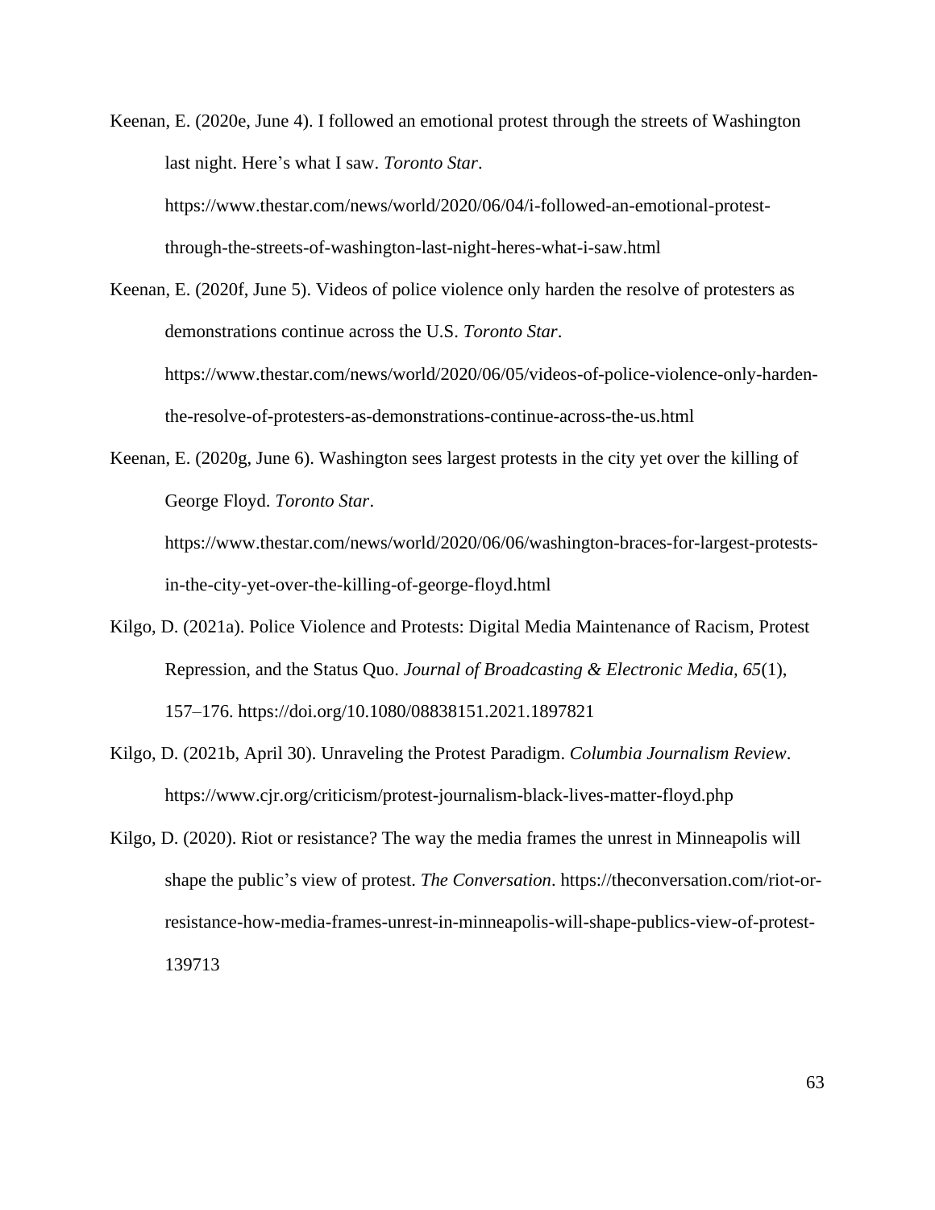Keenan, E. (2020e, June 4). I followed an emotional protest through the streets of Washington last night. Here's what I saw. *Toronto Star*. https://www.thestar.com/news/world/2020/06/04/i-followed-an-emotional-protest-through-the-streets-of-washington-last-night-heres-what-i-saw.html

Keenan, E. (2020f, June 5). Videos of police violence only harden the resolve of protesters as demonstrations continue across the U.S. *Toronto Star*. https://www.thestar.com/news/world/2020/06/05/videos-of-police-violence-only-harden-the-resolve-of-protesters-as-demonstrations-continue-across-the-us.html

Keenan, E. (2020g, June 6). Washington sees largest protests in the city yet over the killing of George Floyd. *Toronto Star*. https://www.thestar.com/news/world/2020/06/06/washington-braces-for-largest-protests-in-the-city-yet-over-the-killing-of-george-floyd.html

Kilgo, D. (2021a). Police Violence and Protests: Digital Media Maintenance of Racism, Protest Repression, and the Status Quo. *Journal of Broadcasting & Electronic Media*, *65*(1), 157–176. https://doi.org/10.1080/08838151.2021.1897821

Kilgo, D. (2021b, April 30). Unraveling the Protest Paradigm. *Columbia Journalism Review*. https://www.cjr.org/criticism/protest-journalism-black-lives-matter-floyd.php

Kilgo, D. (2020). Riot or resistance? The way the media frames the unrest in Minneapolis will shape the public's view of protest. *The Conversation*. https://theconversation.com/riot-or-resistance-how-media-frames-unrest-in-minneapolis-will-shape-publics-view-of-protest-139713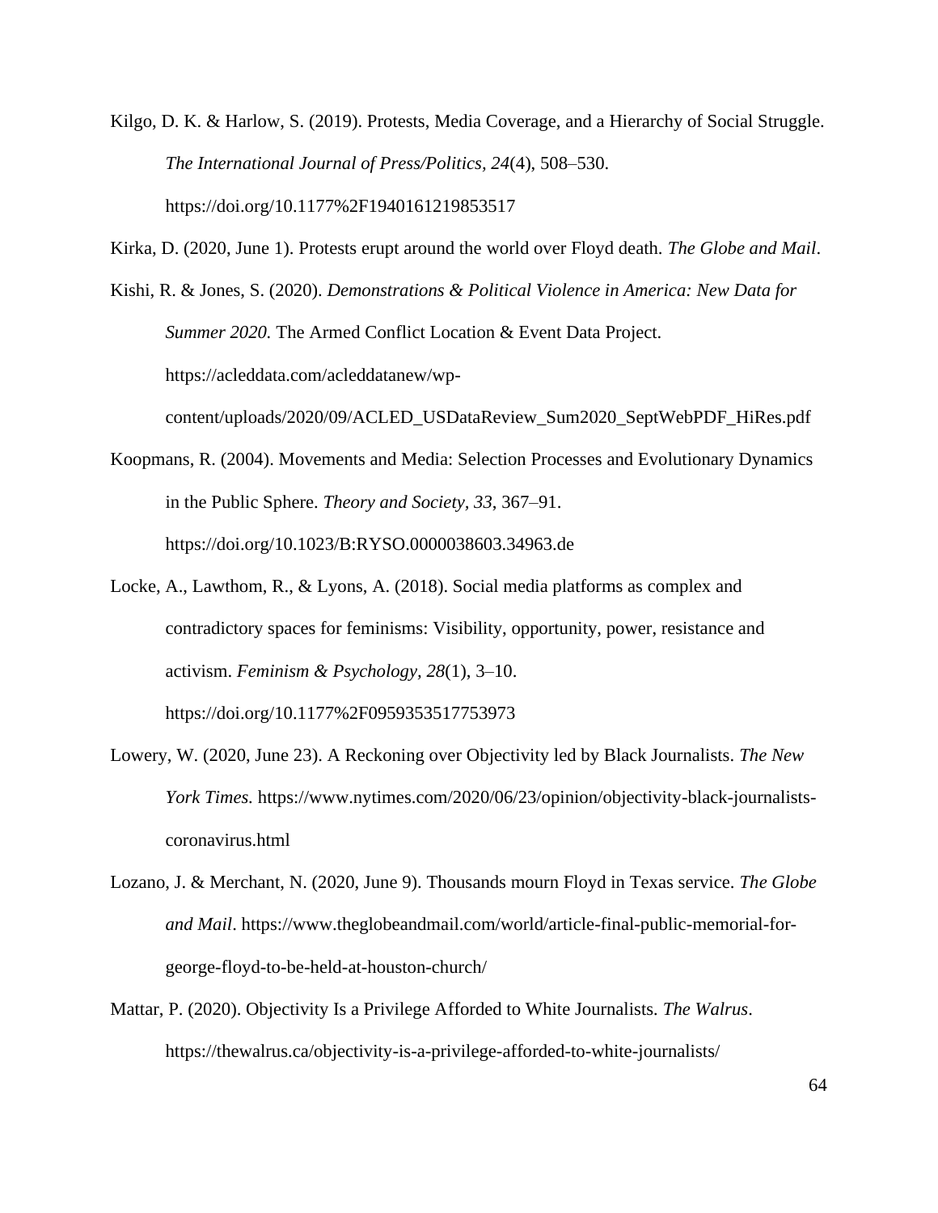Kilgo, D. K. & Harlow, S. (2019). Protests, Media Coverage, and a Hierarchy of Social Struggle. *The International Journal of Press/Politics, 24*(4), 508–530. https://doi.org/10.1177%2F1940161219853517

Kirka, D. (2020, June 1). Protests erupt around the world over Floyd death. *The Globe and Mail*.

Kishi, R. & Jones, S. (2020). *Demonstrations & Political Violence in America: New Data for Summer 2020.* The Armed Conflict Location & Event Data Project. https://acleddata.com/acleddatanew/wp-content/uploads/2020/09/ACLED_USDataReview_Sum2020_SeptWebPDF_HiRes.pdf

Koopmans, R. (2004). Movements and Media: Selection Processes and Evolutionary Dynamics in the Public Sphere. *Theory and Society, 33*, 367–91. https://doi.org/10.1023/B:RYSO.0000038603.34963.de

Locke, A., Lawthom, R., & Lyons, A. (2018). Social media platforms as complex and contradictory spaces for feminisms: Visibility, opportunity, power, resistance and activism. *Feminism & Psychology, 28*(1), 3–10. https://doi.org/10.1177%2F0959353517753973

Lowery, W. (2020, June 23). A Reckoning over Objectivity led by Black Journalists. *The New York Times.* https://www.nytimes.com/2020/06/23/opinion/objectivity-black-journalists-coronavirus.html

Lozano, J. & Merchant, N. (2020, June 9). Thousands mourn Floyd in Texas service. *The Globe and Mail*. https://www.theglobeandmail.com/world/article-final-public-memorial-for-george-floyd-to-be-held-at-houston-church/

Mattar, P. (2020). Objectivity Is a Privilege Afforded to White Journalists. *The Walrus*. https://thewalrus.ca/objectivity-is-a-privilege-afforded-to-white-journalists/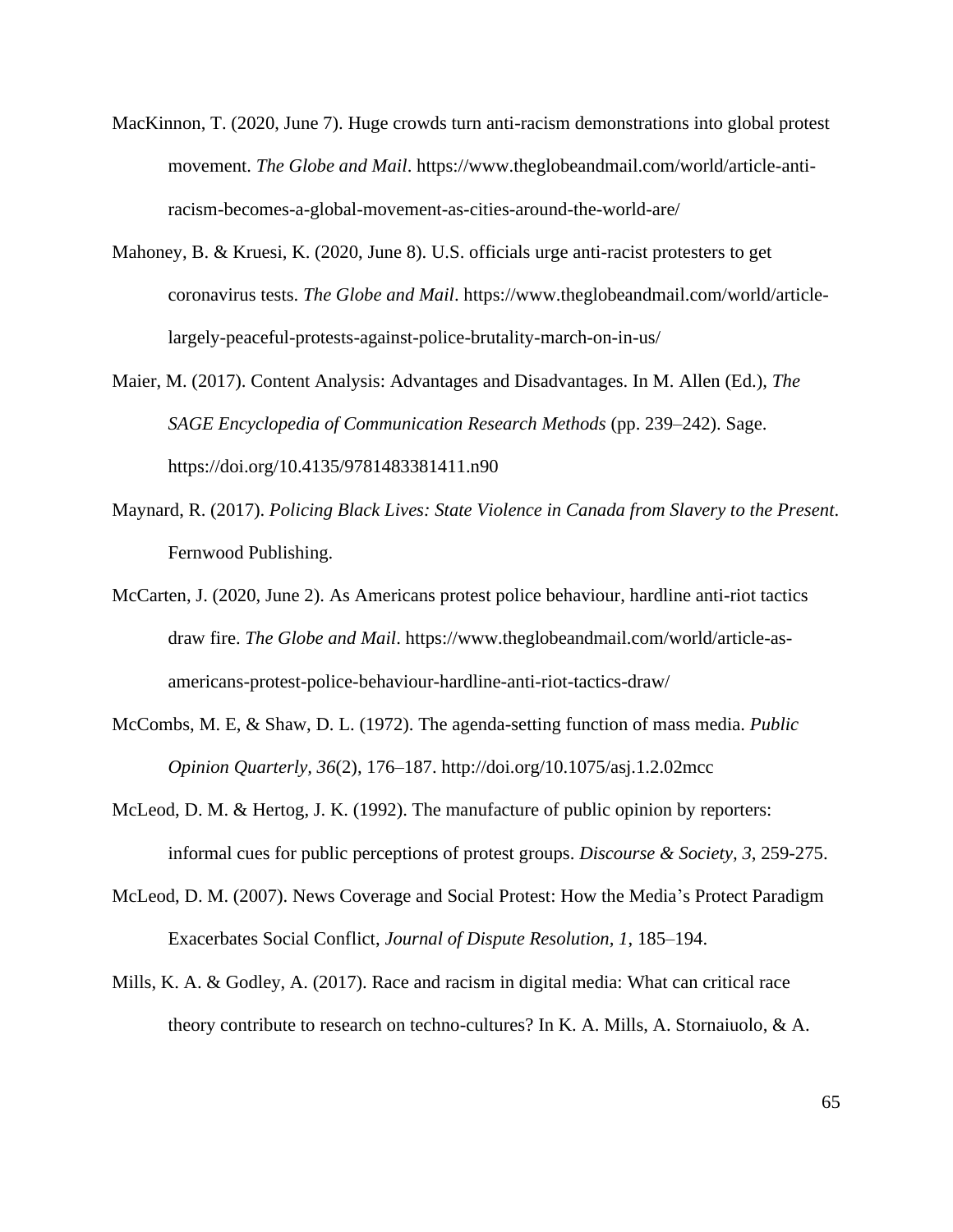MacKinnon, T. (2020, June 7). Huge crowds turn anti-racism demonstrations into global protest movement. *The Globe and Mail*. https://www.theglobeandmail.com/world/article-anti-racism-becomes-a-global-movement-as-cities-around-the-world-are/

Mahoney, B. & Kruesi, K. (2020, June 8). U.S. officials urge anti-racist protesters to get coronavirus tests. *The Globe and Mail*. https://www.theglobeandmail.com/world/article-largely-peaceful-protests-against-police-brutality-march-on-in-us/

Maier, M. (2017). Content Analysis: Advantages and Disadvantages. In M. Allen (Ed.), *The SAGE Encyclopedia of Communication Research Methods* (pp. 239–242). Sage. https://doi.org/10.4135/9781483381411.n90

Maynard, R. (2017). *Policing Black Lives: State Violence in Canada from Slavery to the Present*. Fernwood Publishing.

McCarten, J. (2020, June 2). As Americans protest police behaviour, hardline anti-riot tactics draw fire. *The Globe and Mail*. https://www.theglobeandmail.com/world/article-as-americans-protest-police-behaviour-hardline-anti-riot-tactics-draw/

McCombs, M. E, & Shaw, D. L. (1972). The agenda-setting function of mass media. *Public Opinion Quarterly, 36*(2), 176–187. http://doi.org/10.1075/asj.1.2.02mcc

McLeod, D. M. & Hertog, J. K. (1992). The manufacture of public opinion by reporters: informal cues for public perceptions of protest groups. *Discourse & Society, 3*, 259-275.

McLeod, D. M. (2007). News Coverage and Social Protest: How the Media's Protect Paradigm Exacerbates Social Conflict, *Journal of Dispute Resolution, 1*, 185–194.

Mills, K. A. & Godley, A. (2017). Race and racism in digital media: What can critical race theory contribute to research on techno-cultures? In K. A. Mills, A. Stornaiuolo, & A.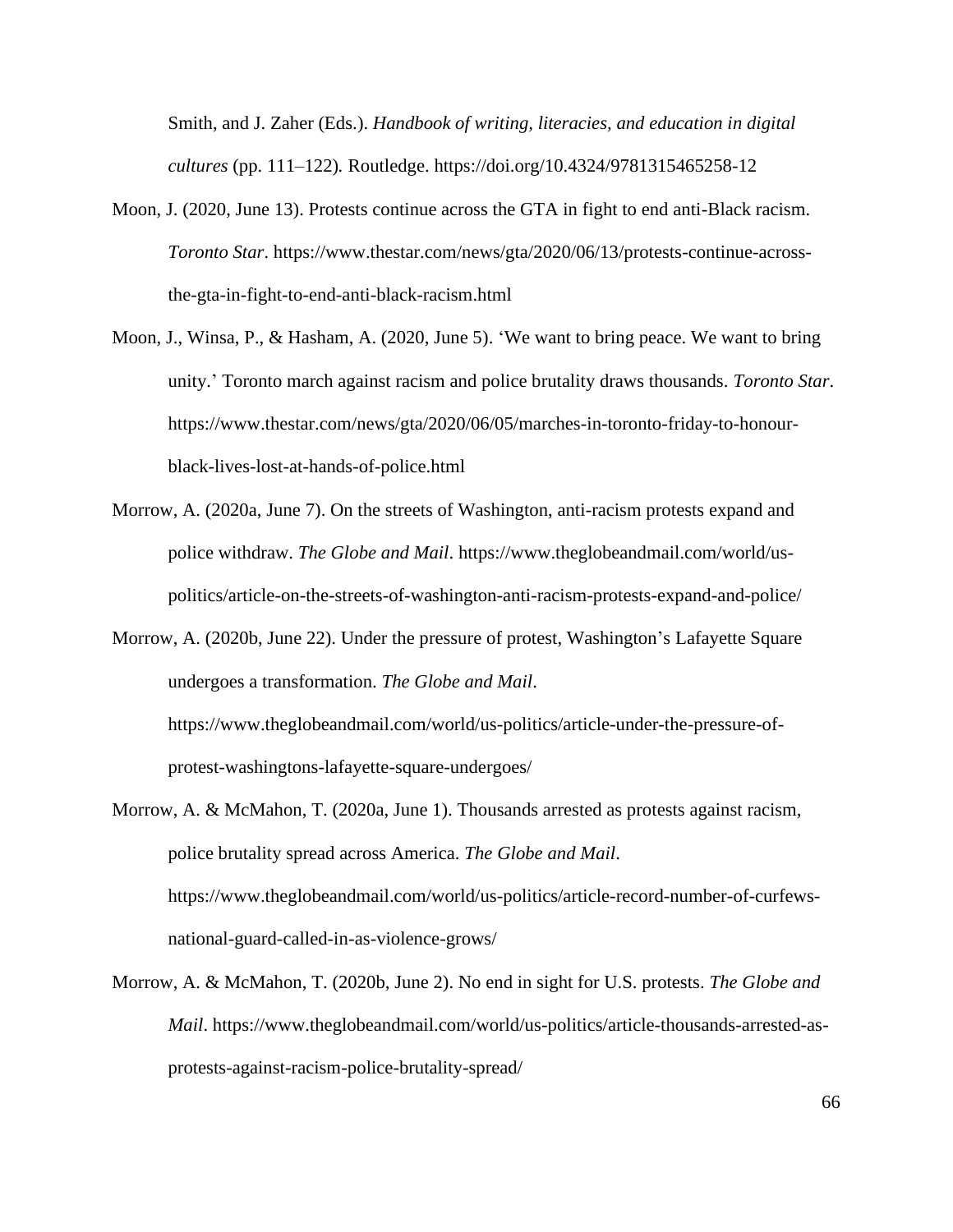Smith, and J. Zaher (Eds.). *Handbook of writing, literacies, and education in digital cultures* (pp. 111–122). Routledge. https://doi.org/10.4324/9781315465258-12

Moon, J. (2020, June 13). Protests continue across the GTA in fight to end anti-Black racism. *Toronto Star*. https://www.thestar.com/news/gta/2020/06/13/protests-continue-across-the-gta-in-fight-to-end-anti-black-racism.html

Moon, J., Winsa, P., & Hasham, A. (2020, June 5). 'We want to bring peace. We want to bring unity.' Toronto march against racism and police brutality draws thousands. *Toronto Star*. https://www.thestar.com/news/gta/2020/06/05/marches-in-toronto-friday-to-honour-black-lives-lost-at-hands-of-police.html

Morrow, A. (2020a, June 7). On the streets of Washington, anti-racism protests expand and police withdraw. *The Globe and Mail*. https://www.theglobeandmail.com/world/us-politics/article-on-the-streets-of-washington-anti-racism-protests-expand-and-police/

Morrow, A. (2020b, June 22). Under the pressure of protest, Washington's Lafayette Square undergoes a transformation. *The Globe and Mail*. https://www.theglobeandmail.com/world/us-politics/article-under-the-pressure-of-protest-washingtons-lafayette-square-undergoes/

Morrow, A. & McMahon, T. (2020a, June 1). Thousands arrested as protests against racism, police brutality spread across America. *The Globe and Mail*. https://www.theglobeandmail.com/world/us-politics/article-record-number-of-curfews-national-guard-called-in-as-violence-grows/

Morrow, A. & McMahon, T. (2020b, June 2). No end in sight for U.S. protests. *The Globe and Mail*. https://www.theglobeandmail.com/world/us-politics/article-thousands-arrested-as-protests-against-racism-police-brutality-spread/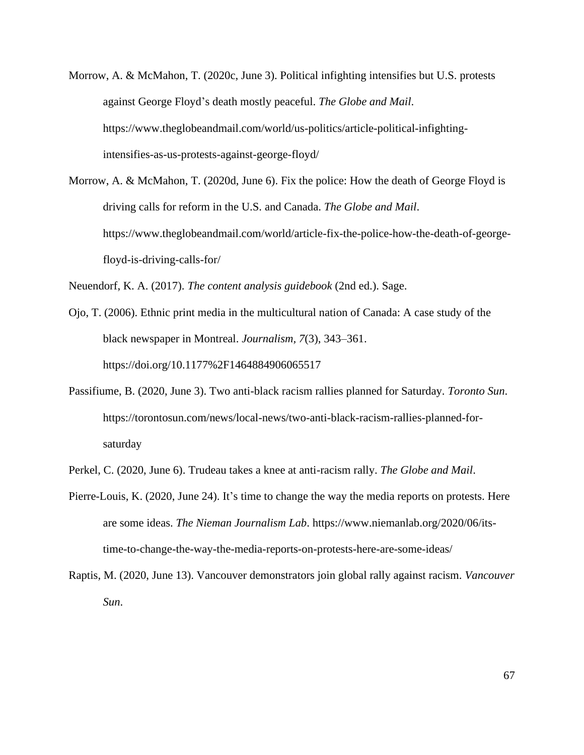Morrow, A. & McMahon, T. (2020c, June 3). Political infighting intensifies but U.S. protests against George Floyd's death mostly peaceful. *The Globe and Mail*. https://www.theglobeandmail.com/world/us-politics/article-political-infighting-intensifies-as-us-protests-against-george-floyd/

Morrow, A. & McMahon, T. (2020d, June 6). Fix the police: How the death of George Floyd is driving calls for reform in the U.S. and Canada. *The Globe and Mail*. https://www.theglobeandmail.com/world/article-fix-the-police-how-the-death-of-george-floyd-is-driving-calls-for/

Neuendorf, K. A. (2017). *The content analysis guidebook* (2nd ed.). Sage.

Ojo, T. (2006). Ethnic print media in the multicultural nation of Canada: A case study of the black newspaper in Montreal. *Journalism*, *7*(3), 343–361. https://doi.org/10.1177%2F1464884906065517

Passifiume, B. (2020, June 3). Two anti-black racism rallies planned for Saturday. *Toronto Sun*. https://torontosun.com/news/local-news/two-anti-black-racism-rallies-planned-for-saturday

Perkel, C. (2020, June 6). Trudeau takes a knee at anti-racism rally. *The Globe and Mail*.

Pierre-Louis, K. (2020, June 24). It's time to change the way the media reports on protests. Here are some ideas. *The Nieman Journalism Lab*. https://www.niemanlab.org/2020/06/its-time-to-change-the-way-the-media-reports-on-protests-here-are-some-ideas/

Raptis, M. (2020, June 13). Vancouver demonstrators join global rally against racism. *Vancouver Sun*.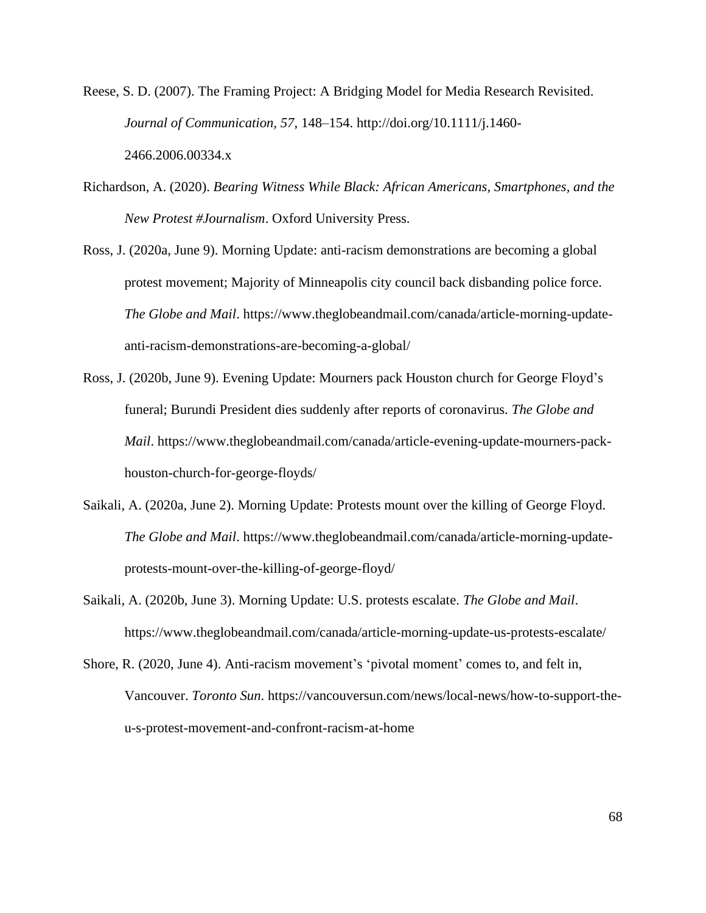Reese, S. D. (2007). The Framing Project: A Bridging Model for Media Research Revisited. *Journal of Communication*, *57*, 148–154. http://doi.org/10.1111/j.1460-2466.2006.00334.x

Richardson, A. (2020). *Bearing Witness While Black: African Americans, Smartphones, and the New Protest #Journalism*. Oxford University Press.

Ross, J. (2020a, June 9). Morning Update: anti-racism demonstrations are becoming a global protest movement; Majority of Minneapolis city council back disbanding police force. *The Globe and Mail*. https://www.theglobeandmail.com/canada/article-morning-update-anti-racism-demonstrations-are-becoming-a-global/

Ross, J. (2020b, June 9). Evening Update: Mourners pack Houston church for George Floyd's funeral; Burundi President dies suddenly after reports of coronavirus. *The Globe and Mail*. https://www.theglobeandmail.com/canada/article-evening-update-mourners-pack-houston-church-for-george-floyds/

Saikali, A. (2020a, June 2). Morning Update: Protests mount over the killing of George Floyd. *The Globe and Mail*. https://www.theglobeandmail.com/canada/article-morning-update-protests-mount-over-the-killing-of-george-floyd/

Saikali, A. (2020b, June 3). Morning Update: U.S. protests escalate. *The Globe and Mail*. https://www.theglobeandmail.com/canada/article-morning-update-us-protests-escalate/

Shore, R. (2020, June 4). Anti-racism movement's 'pivotal moment' comes to, and felt in, Vancouver. *Toronto Sun*. https://vancouversun.com/news/local-news/how-to-support-the-u-s-protest-movement-and-confront-racism-at-home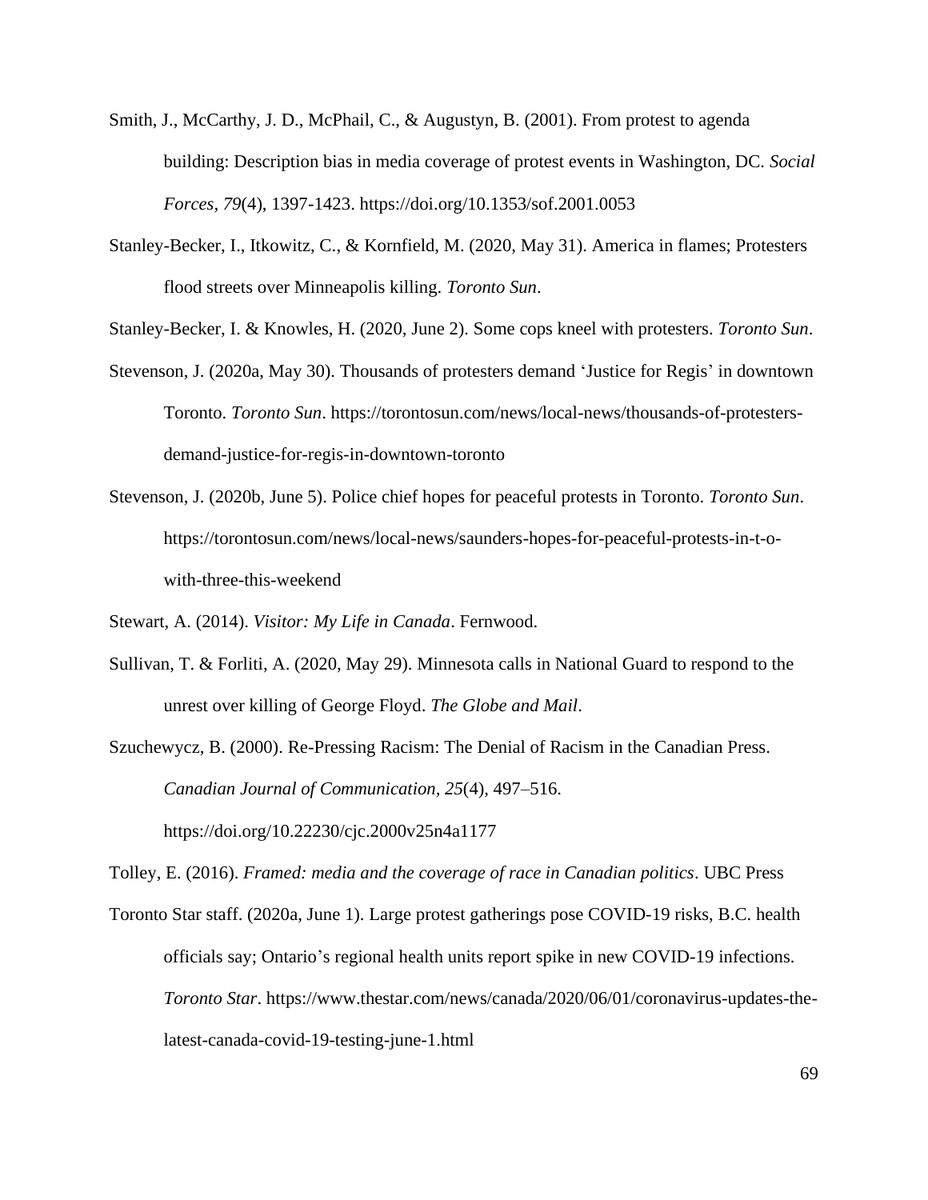Smith, J., McCarthy, J. D., McPhail, C., & Augustyn, B. (2001). From protest to agenda building: Description bias in media coverage of protest events in Washington, DC. *Social Forces*, *79*(4), 1397-1423. https://doi.org/10.1353/sof.2001.0053

Stanley-Becker, I., Itkowitz, C., & Kornfield, M. (2020, May 31). America in flames; Protesters flood streets over Minneapolis killing. *Toronto Sun*.

Stanley-Becker, I. & Knowles, H. (2020, June 2). Some cops kneel with protesters. *Toronto Sun*.

Stevenson, J. (2020a, May 30). Thousands of protesters demand 'Justice for Regis' in downtown Toronto. *Toronto Sun*. https://torontosun.com/news/local-news/thousands-of-protesters-demand-justice-for-regis-in-downtown-toronto

Stevenson, J. (2020b, June 5). Police chief hopes for peaceful protests in Toronto. *Toronto Sun*. https://torontosun.com/news/local-news/saunders-hopes-for-peaceful-protests-in-t-o-with-three-this-weekend

Stewart, A. (2014). *Visitor: My Life in Canada*. Fernwood.

Sullivan, T. & Forliti, A. (2020, May 29). Minnesota calls in National Guard to respond to the unrest over killing of George Floyd. *The Globe and Mail*.

Szuchewycz, B. (2000). Re-Pressing Racism: The Denial of Racism in the Canadian Press. *Canadian Journal of Communication*, *25*(4), 497–516. https://doi.org/10.22230/cjc.2000v25n4a1177

Tolley, E. (2016). *Framed: media and the coverage of race in Canadian politics*. UBC Press

Toronto Star staff. (2020a, June 1). Large protest gatherings pose COVID-19 risks, B.C. health officials say; Ontario's regional health units report spike in new COVID-19 infections. *Toronto Star*. https://www.thestar.com/news/canada/2020/06/01/coronavirus-updates-the-latest-canada-covid-19-testing-june-1.html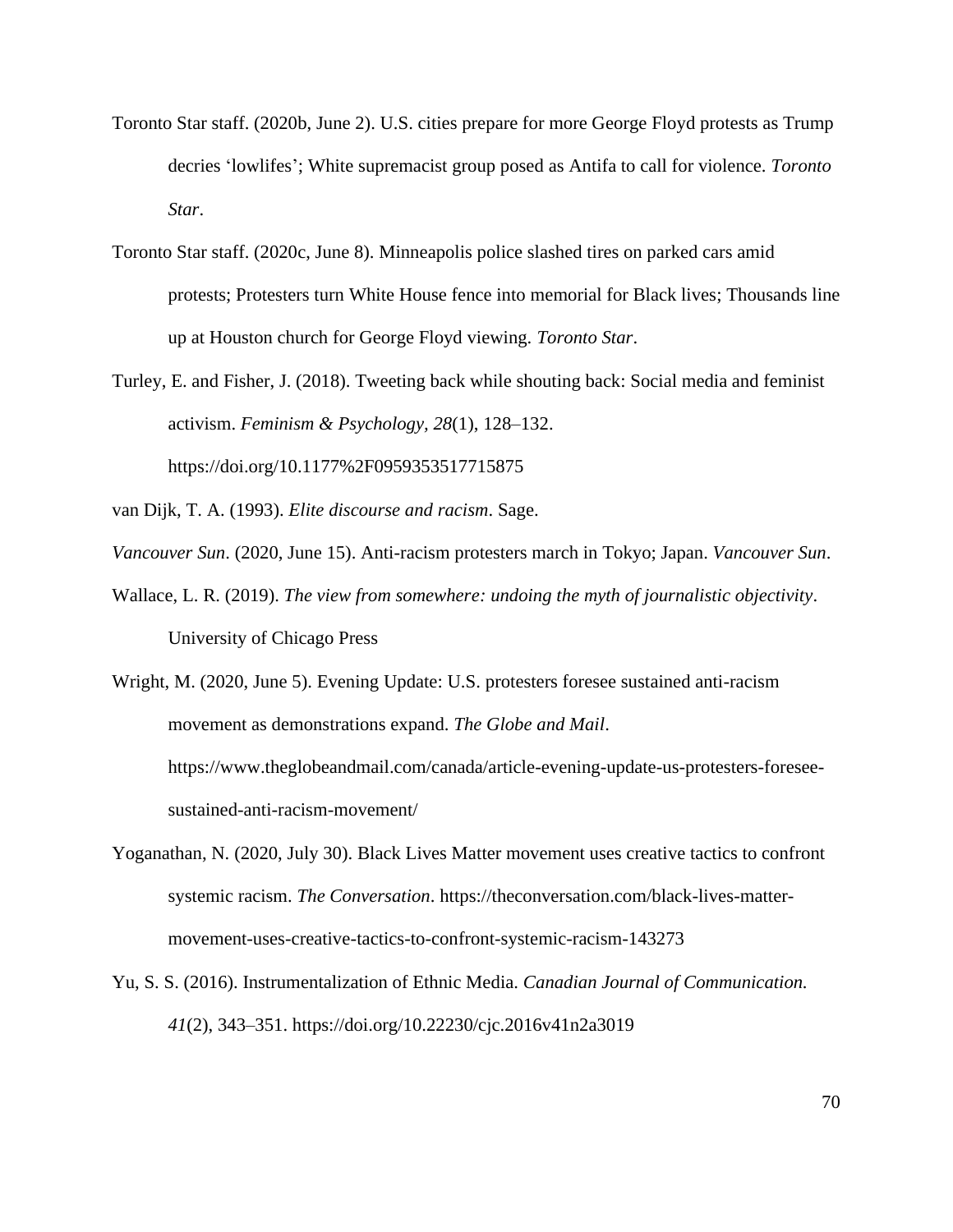Toronto Star staff. (2020b, June 2). U.S. cities prepare for more George Floyd protests as Trump decries ‘lowlifes’; White supremacist group posed as Antifa to call for violence. *Toronto Star*.

Toronto Star staff. (2020c, June 8). Minneapolis police slashed tires on parked cars amid protests; Protesters turn White House fence into memorial for Black lives; Thousands line up at Houston church for George Floyd viewing. *Toronto Star*.

Turley, E. and Fisher, J. (2018). Tweeting back while shouting back: Social media and feminist activism. *Feminism & Psychology*, *28*(1), 128–132. https://doi.org/10.1177%2F0959353517715875

van Dijk, T. A. (1993). *Elite discourse and racism*. Sage.

*Vancouver Sun*. (2020, June 15). Anti-racism protesters march in Tokyo; Japan. *Vancouver Sun*.

Wallace, L. R. (2019). *The view from somewhere: undoing the myth of journalistic objectivity*. University of Chicago Press

Wright, M. (2020, June 5). Evening Update: U.S. protesters foresee sustained anti-racism movement as demonstrations expand. *The Globe and Mail*. https://www.theglobeandmail.com/canada/article-evening-update-us-protesters-foresee-sustained-anti-racism-movement/

Yoganathan, N. (2020, July 30). Black Lives Matter movement uses creative tactics to confront systemic racism. *The Conversation*. https://theconversation.com/black-lives-matter-movement-uses-creative-tactics-to-confront-systemic-racism-143273

Yu, S. S. (2016). Instrumentalization of Ethnic Media. *Canadian Journal of Communication. 41*(2), 343–351. https://doi.org/10.22230/cjc.2016v41n2a3019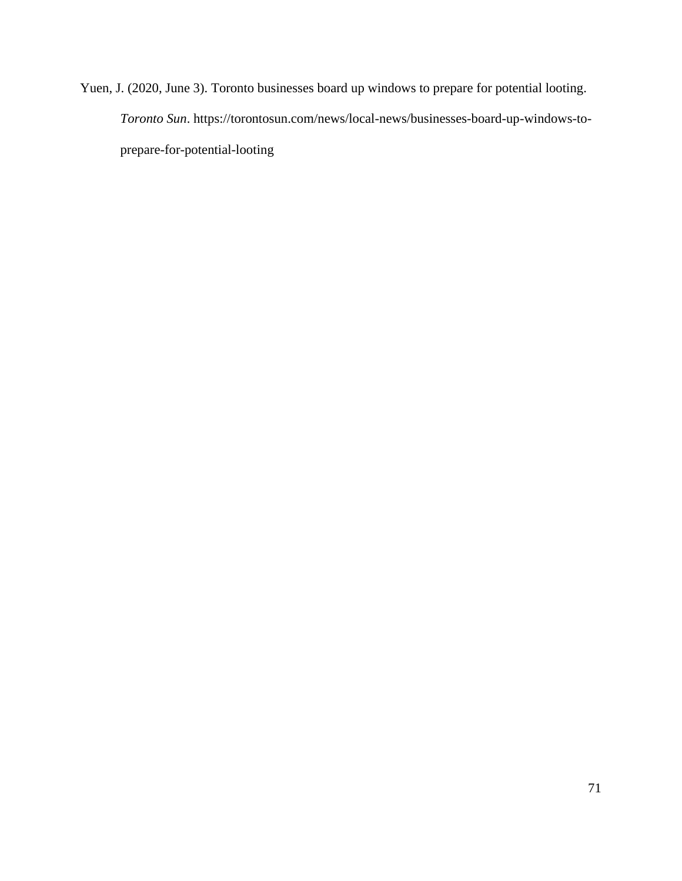Yuen, J. (2020, June 3). Toronto businesses board up windows to prepare for potential looting. *Toronto Sun*. https://torontosun.com/news/local-news/businesses-board-up-windows-to-prepare-for-potential-looting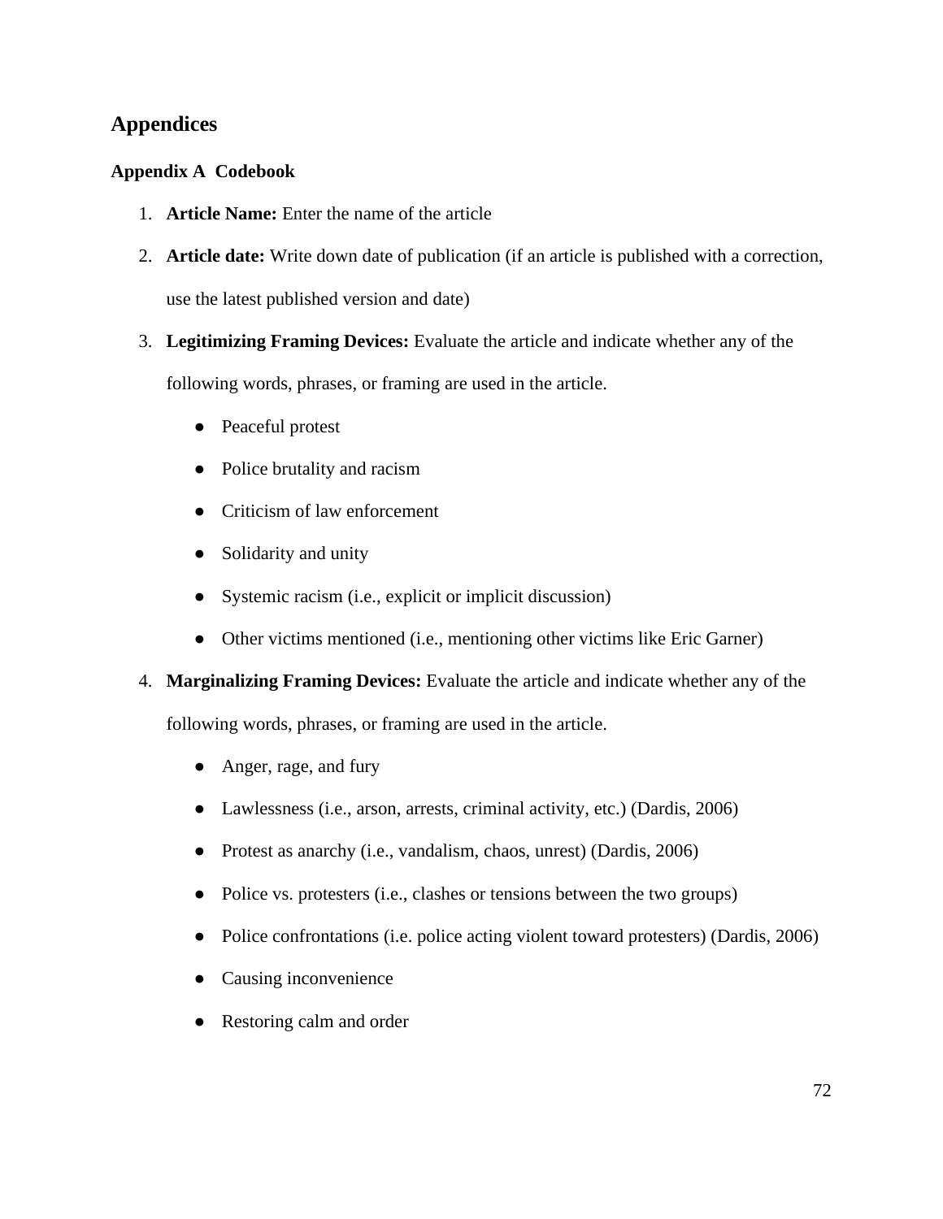# Appendices

## Appendix A Codebook

1. **Article Name:** Enter the name of the article
2. **Article date:** Write down date of publication (if an article is published with a correction, use the latest published version and date)
3. **Legitimizing Framing Devices:** Evaluate the article and indicate whether any of the following words, phrases, or framing are used in the article.
   - Peaceful protest
   - Police brutality and racism
   - Criticism of law enforcement
   - Solidarity and unity
   - Systemic racism (i.e., explicit or implicit discussion)
   - Other victims mentioned (i.e., mentioning other victims like Eric Garner)
4. **Marginalizing Framing Devices:** Evaluate the article and indicate whether any of the following words, phrases, or framing are used in the article.
   - Anger, rage, and fury
   - Lawlessness (i.e., arson, arrests, criminal activity, etc.) (Dardis, 2006)
   - Protest as anarchy (i.e., vandalism, chaos, unrest) (Dardis, 2006)
   - Police vs. protesters (i.e., clashes or tensions between the two groups)
   - Police confrontations (i.e. police acting violent toward protesters) (Dardis, 2006)
   - Causing inconvenience
   - Restoring calm and order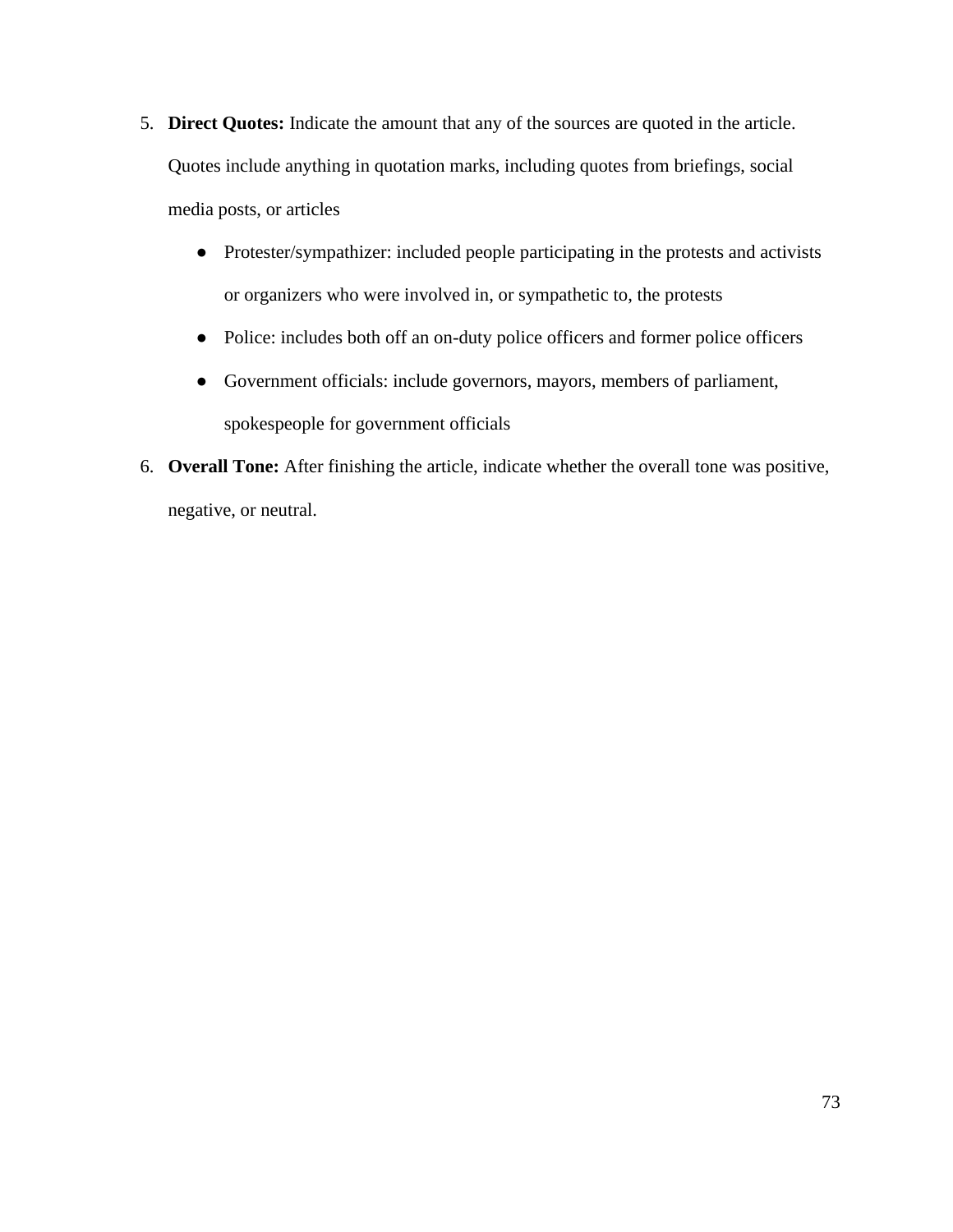5. **Direct Quotes:** Indicate the amount that any of the sources are quoted in the article. Quotes include anything in quotation marks, including quotes from briefings, social media posts, or articles
    - Protester/sympathizer: included people participating in the protests and activists or organizers who were involved in, or sympathetic to, the protests
    - Police: includes both off an on-duty police officers and former police officers
    - Government officials: include governors, mayors, members of parliament, spokespeople for government officials
6. **Overall Tone:** After finishing the article, indicate whether the overall tone was positive, negative, or neutral.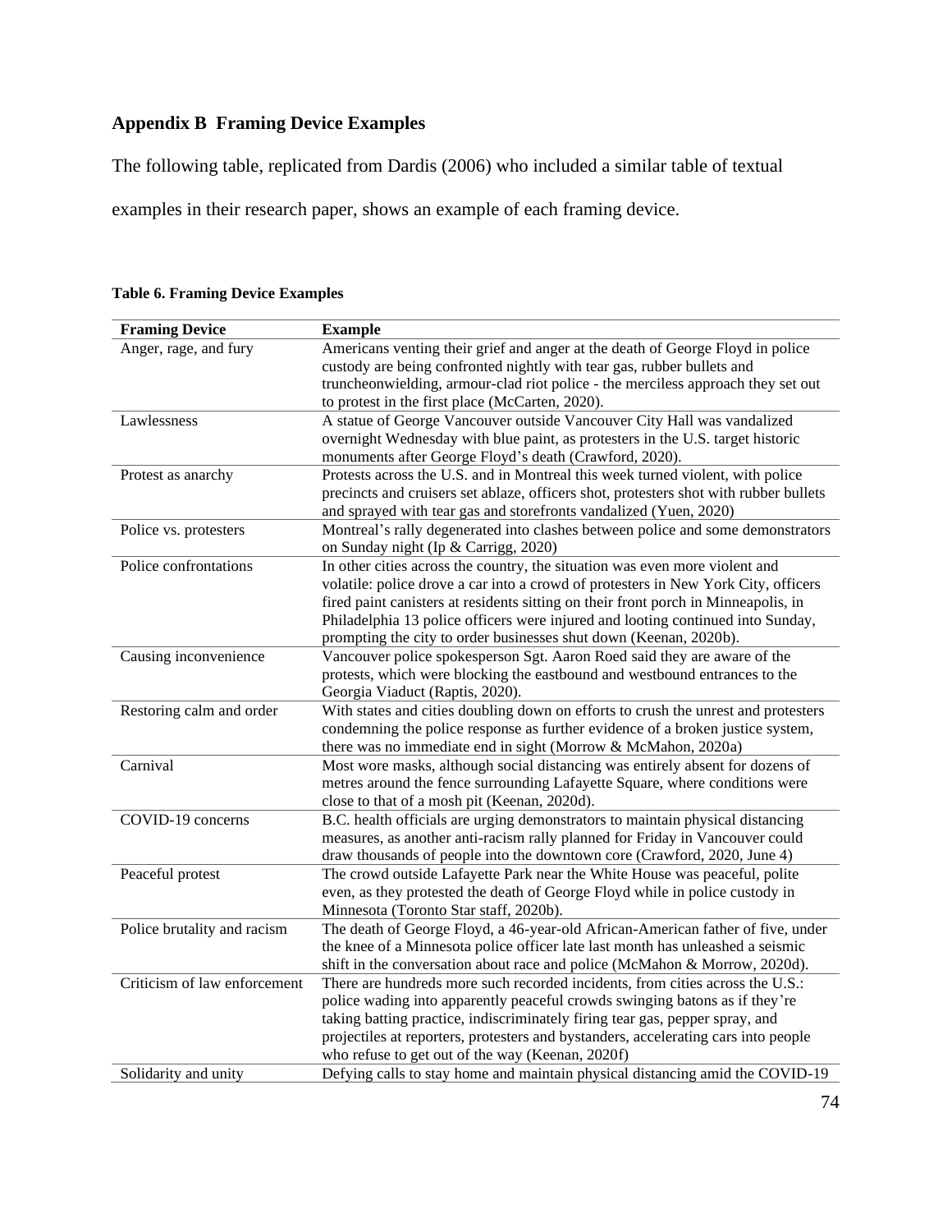## Appendix B  Framing Device Examples

The following table, replicated from Dardis (2006) who included a similar table of textual examples in their research paper, shows an example of each framing device.

**Table 6. Framing Device Examples**

| Framing Device | Example |
|---|---|
| Anger, rage, and fury | Americans venting their grief and anger at the death of George Floyd in police custody are being confronted nightly with tear gas, rubber bullets and truncheonwielding, armour-clad riot police - the merciless approach they set out to protest in the first place (McCarten, 2020). |
| Lawlessness | A statue of George Vancouver outside Vancouver City Hall was vandalized overnight Wednesday with blue paint, as protesters in the U.S. target historic monuments after George Floyd's death (Crawford, 2020). |
| Protest as anarchy | Protests across the U.S. and in Montreal this week turned violent, with police precincts and cruisers set ablaze, officers shot, protesters shot with rubber bullets and sprayed with tear gas and storefronts vandalized (Yuen, 2020) |
| Police vs. protesters | Montreal's rally degenerated into clashes between police and some demonstrators on Sunday night (Ip & Carrigg, 2020) |
| Police confrontations | In other cities across the country, the situation was even more violent and volatile: police drove a car into a crowd of protesters in New York City, officers fired paint canisters at residents sitting on their front porch in Minneapolis, in Philadelphia 13 police officers were injured and looting continued into Sunday, prompting the city to order businesses shut down (Keenan, 2020b). |
| Causing inconvenience | Vancouver police spokesperson Sgt. Aaron Roed said they are aware of the protests, which were blocking the eastbound and westbound entrances to the Georgia Viaduct (Raptis, 2020). |
| Restoring calm and order | With states and cities doubling down on efforts to crush the unrest and protesters condemning the police response as further evidence of a broken justice system, there was no immediate end in sight (Morrow & McMahon, 2020a) |
| Carnival | Most wore masks, although social distancing was entirely absent for dozens of metres around the fence surrounding Lafayette Square, where conditions were close to that of a mosh pit (Keenan, 2020d). |
| COVID-19 concerns | B.C. health officials are urging demonstrators to maintain physical distancing measures, as another anti-racism rally planned for Friday in Vancouver could draw thousands of people into the downtown core (Crawford, 2020, June 4) |
| Peaceful protest | The crowd outside Lafayette Park near the White House was peaceful, polite even, as they protested the death of George Floyd while in police custody in Minnesota (Toronto Star staff, 2020b). |
| Police brutality and racism | The death of George Floyd, a 46-year-old African-American father of five, under the knee of a Minnesota police officer late last month has unleashed a seismic shift in the conversation about race and police (McMahon & Morrow, 2020d). |
| Criticism of law enforcement | There are hundreds more such recorded incidents, from cities across the U.S.: police wading into apparently peaceful crowds swinging batons as if they're taking batting practice, indiscriminately firing tear gas, pepper spray, and projectiles at reporters, protesters and bystanders, accelerating cars into people who refuse to get out of the way (Keenan, 2020f) |
| Solidarity and unity | Defying calls to stay home and maintain physical distancing amid the COVID-19 |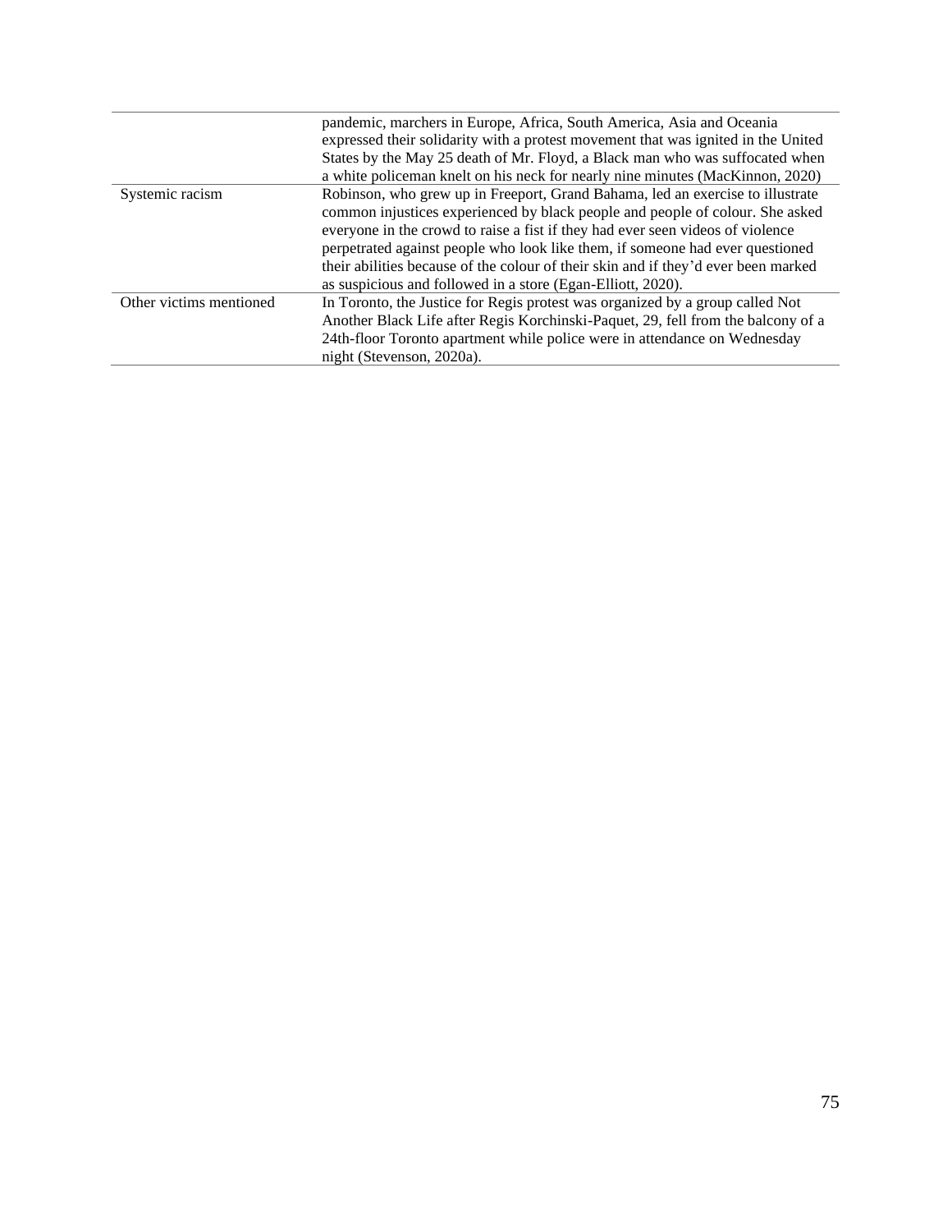| | |
|---|---|
| | pandemic, marchers in Europe, Africa, South America, Asia and Oceania expressed their solidarity with a protest movement that was ignited in the United States by the May 25 death of Mr. Floyd, a Black man who was suffocated when a white policeman knelt on his neck for nearly nine minutes (MacKinnon, 2020) |
| Systemic racism | Robinson, who grew up in Freeport, Grand Bahama, led an exercise to illustrate common injustices experienced by black people and people of colour. She asked everyone in the crowd to raise a fist if they had ever seen videos of violence perpetrated against people who look like them, if someone had ever questioned their abilities because of the colour of their skin and if they'd ever been marked as suspicious and followed in a store (Egan-Elliott, 2020). |
| Other victims mentioned | In Toronto, the Justice for Regis protest was organized by a group called Not Another Black Life after Regis Korchinski-Paquet, 29, fell from the balcony of a 24th-floor Toronto apartment while police were in attendance on Wednesday night (Stevenson, 2020a). |